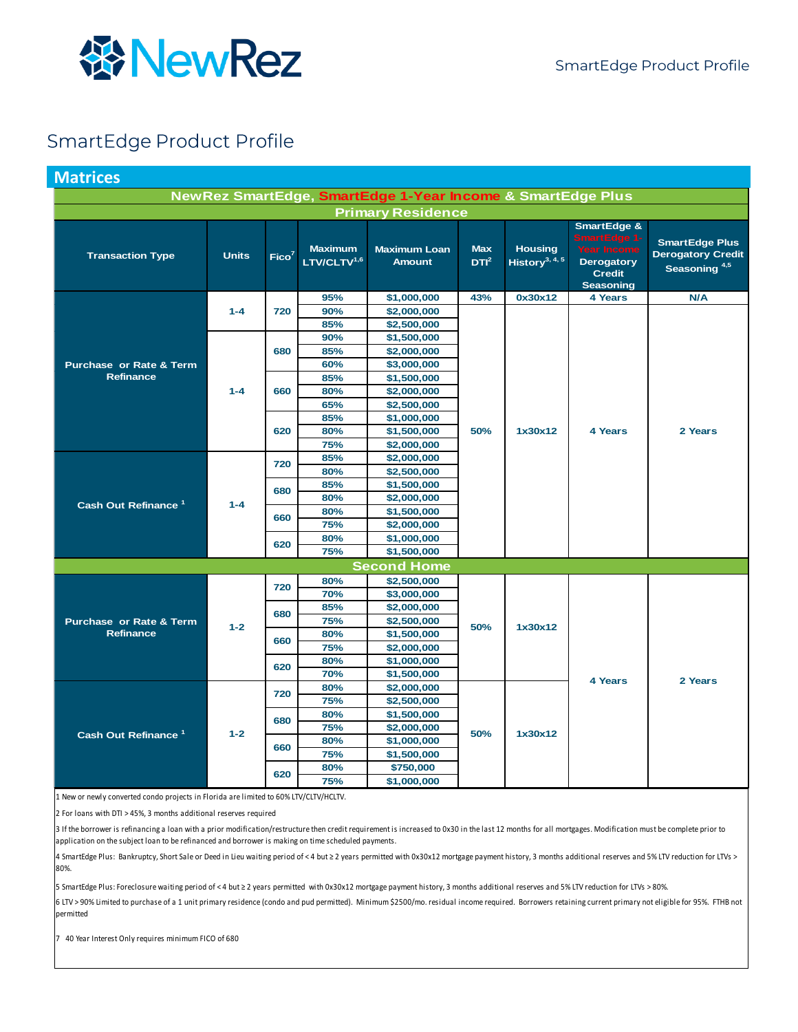# SmartEdge Product Profile

## Matrices

**NewRez SmartEdge, SmartEdge 1-Year Income & SmartEdge Plus**

**Primary Residence**

| Transaction Type | Units | Fico[7] | Maximum LTV/CLTV[1,6] | Maximum Loan Amount | Max DTI[2] | Housing History[3, 4, 5] | SmartEdge & SmartEdge 1-Year Income Derogatory Credit Seasoning | SmartEdge Plus Derogatory Credit Seasoning[4,5] |
|---|---|---|---|---|---|---|---|---|
| Purchase or Rate & Term Refinance | 1-4 | 720 | 95% | $1,000,000 | 43% | 0x30x12 | 4 Years | N/A |
| | | | 90% | $2,000,000 | 50% | 1x30x12 | 4 Years | 2 Years |
| | | | 85% | $2,500,000 | | | | |
| | 1-4 | 680 | 90% | $1,500,000 | | | | |
| | | | 85% | $2,000,000 | | | | |
| | | | 60% | $3,000,000 | | | | |
| | | 660 | 85% | $1,500,000 | | | | |
| | | | 80% | $2,000,000 | | | | |
| | | | 65% | $2,500,000 | | | | |
| | | 620 | 85% | $1,000,000 | | | | |
| | | | 80% | $1,500,000 | | | | |
| | | | 75% | $2,000,000 | | | | |
| Cash Out Refinance[1] | 1-4 | 720 | 85% | $2,000,000 | | | | |
| | | | 80% | $2,500,000 | | | | |
| | | 680 | 85% | $1,500,000 | | | | |
| | | | 80% | $2,000,000 | | | | |
| | | 660 | 80% | $1,500,000 | | | | |
| | | | 75% | $2,000,000 | | | | |
| | | 620 | 80% | $1,000,000 | | | | |
| | | | 75% | $1,500,000 | | | | |

**Second Home**

| Transaction Type | Units | Fico[7] | Maximum LTV/CLTV[1,6] | Maximum Loan Amount | Max DTI[2] | Housing History[3, 4, 5] | SmartEdge & SmartEdge 1-Year Income Derogatory Credit Seasoning | SmartEdge Plus Derogatory Credit Seasoning[4,5] |
|---|---|---|---|---|---|---|---|---|
| Purchase or Rate & Term Refinance | 1-2 | 720 | 80% | $2,500,000 | 50% | 1x30x12 | 4 Years | 2 Years |
| | | | 70% | $3,000,000 | | | | |
| | | 680 | 85% | $2,000,000 | | | | |
| | | | 75% | $2,500,000 | | | | |
| | | 660 | 80% | $1,500,000 | | | | |
| | | | 75% | $2,000,000 | | | | |
| | | 620 | 80% | $1,000,000 | | | | |
| | | | 70% | $1,500,000 | | | | |
| Cash Out Refinance[1] | 1-2 | 720 | 80% | $2,000,000 | 50% | 1x30x12 | | |
| | | | 75% | $2,500,000 | | | | |
| | | 680 | 80% | $1,500,000 | | | | |
| | | | 75% | $2,000,000 | | | | |
| | | 660 | 80% | $1,000,000 | | | | |
| | | | 75% | $1,500,000 | | | | |
| | | 620 | 80% | $750,000 | | | | |
| | | | 75% | $1,000,000 | | | | |

1 New or newly converted condo projects in Florida are limited to 60% LTV/CLTV/HCLTV.

2 For loans with DTI > 45%, 3 months additional reserves required

3 If the borrower is refinancing a loan with a prior modification/restructure then credit requirement is increased to 0x30 in the last 12 months for all mortgages. Modification must be complete prior to application on the subject loan to be refinanced and borrower is making on time scheduled payments.

4 SmartEdge Plus: Bankruptcy, Short Sale or Deed in Lieu waiting period of < 4 but ≥ 2 years permitted with 0x30x12 mortgage payment history, 3 months additional reserves and 5% LTV reduction for LTVs > 80%.

5 SmartEdge Plus: Foreclosure waiting period of < 4 but ≥ 2 years permitted with 0x30x12 mortgage payment history, 3 months additional reserves and 5% LTV reduction for LTVs > 80%.

6 LTV > 90% Limited to purchase of a 1 unit primary residence (condo and pud permitted). Minimum $2500/mo. residual income required. Borrowers retaining current primary not eligible for 95%. FTHB not permitted

7 40 Year Interest Only requires minimum FICO of 680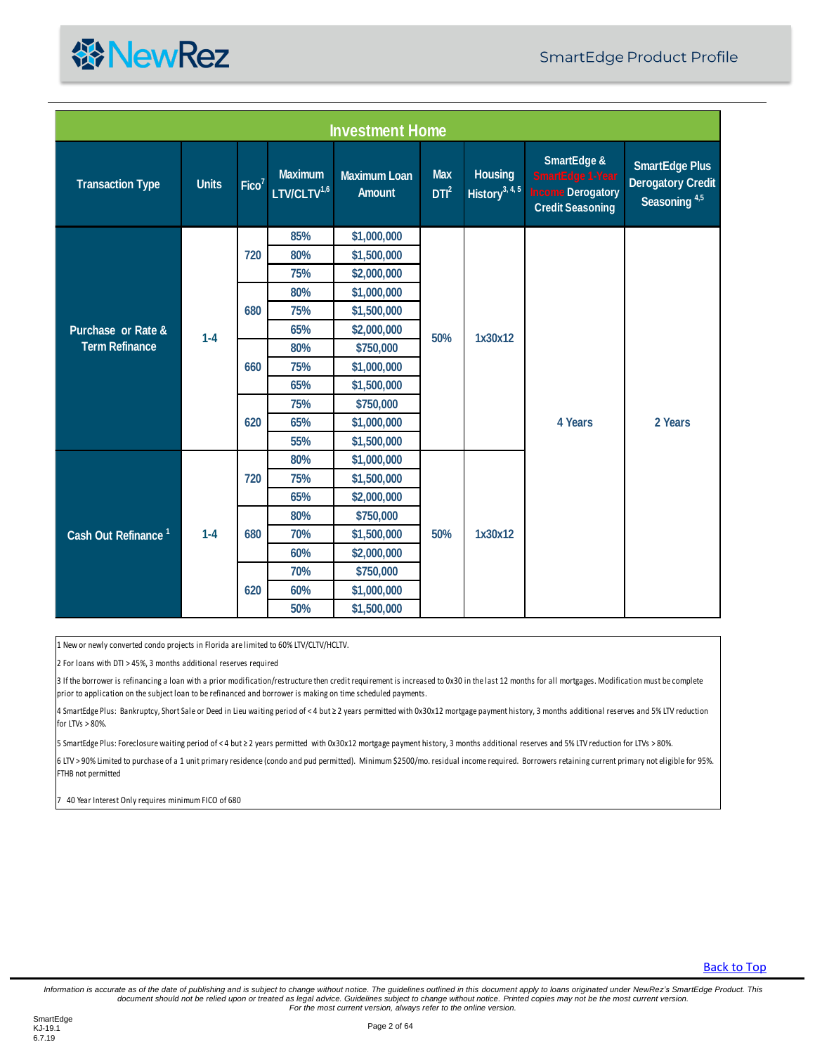## Investment Home

| Transaction Type | Units | Fico[7] | Maximum LTV/CLTV[1,6] | Maximum Loan Amount | Max DTI[2] | Housing History[3, 4, 5] | SmartEdge & SmartEdge 1-Year Income Derogatory Credit Seasoning | SmartEdge Plus Derogatory Credit Seasoning [4,5] |
|---|---|---|---|---|---|---|---|---|
| Purchase or Rate & Term Refinance | 1-4 | 720 | 85% | $1,000,000 | 50% | 1x30x12 | 4 Years | 2 Years |
| | | | 80% | $1,500,000 | | | | |
| | | | 75% | $2,000,000 | | | | |
| | | 680 | 80% | $1,000,000 | | | | |
| | | | 75% | $1,500,000 | | | | |
| | | | 65% | $2,000,000 | | | | |
| | | 660 | 80% | $750,000 | | | | |
| | | | 75% | $1,000,000 | | | | |
| | | | 65% | $1,500,000 | | | | |
| | | 620 | 75% | $750,000 | | | | |
| | | | 65% | $1,000,000 | | | | |
| | | | 55% | $1,500,000 | | | | |
| Cash Out Refinance [1] | 1-4 | 720 | 80% | $1,000,000 | 50% | 1x30x12 | | |
| | | | 75% | $1,500,000 | | | | |
| | | | 65% | $2,000,000 | | | | |
| | | 680 | 80% | $750,000 | | | | |
| | | | 70% | $1,500,000 | | | | |
| | | | 60% | $2,000,000 | | | | |
| | | 620 | 70% | $750,000 | | | | |
| | | | 60% | $1,000,000 | | | | |
| | | | 50% | $1,500,000 | | | | |

1 New or newly converted condo projects in Florida are limited to 60% LTV/CLTV/HCLTV.

2 For loans with DTI > 45%, 3 months additional reserves required

3 If the borrower is refinancing a loan with a prior modification/restructure then credit requirement is increased to 0x30 in the last 12 months for all mortgages. Modification must be complete prior to application on the subject loan to be refinanced and borrower is making on time scheduled payments.

4 SmartEdge Plus: Bankruptcy, Short Sale or Deed in Lieu waiting period of < 4 but ≥ 2 years permitted with 0x30x12 mortgage payment history, 3 months additional reserves and 5% LTV reduction for LTVs > 80%.

5 SmartEdge Plus: Foreclosure waiting period of < 4 but ≥ 2 years permitted with 0x30x12 mortgage payment history, 3 months additional reserves and 5% LTV reduction for LTVs > 80%.

6 LTV > 90% Limited to purchase of a 1 unit primary residence (condo and pud permitted). Minimum $2500/mo. residual income required. Borrowers retaining current primary not eligible for 95%. FTHB not permitted

7 40 Year Interest Only requires minimum FICO of 680

Back to Top

*Information is accurate as of the date of publishing and is subject to change without notice. The guidelines outlined in this document apply to loans originated under NewRez's SmartEdge Product. This document should not be relied upon or treated as legal advice. Guidelines subject to change without notice. Printed copies may not be the most current version. For the most current version, always refer to the online version.*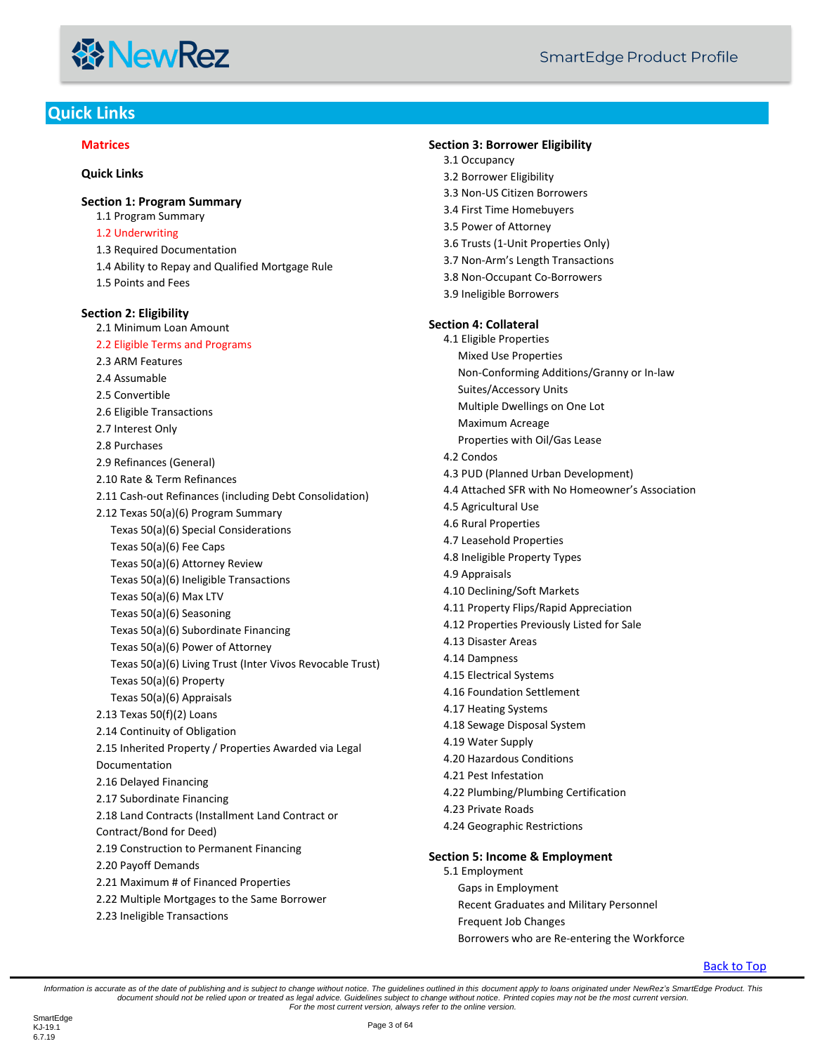## Quick Links

**Matrices**

**Quick Links**

**Section 1: Program Summary**

- 1.1 Program Summary
- 1.2 Underwriting
- 1.3 Required Documentation
- 1.4 Ability to Repay and Qualified Mortgage Rule
- 1.5 Points and Fees

**Section 2: Eligibility**

- 2.1 Minimum Loan Amount
- 2.2 Eligible Terms and Programs
- 2.3 ARM Features
- 2.4 Assumable
- 2.5 Convertible
- 2.6 Eligible Transactions
- 2.7 Interest Only
- 2.8 Purchases
- 2.9 Refinances (General)
- 2.10 Rate & Term Refinances
- 2.11 Cash-out Refinances (including Debt Consolidation)
- 2.12 Texas 50(a)(6) Program Summary
  - Texas 50(a)(6) Special Considerations
  - Texas 50(a)(6) Fee Caps
  - Texas 50(a)(6) Attorney Review
  - Texas 50(a)(6) Ineligible Transactions
  - Texas 50(a)(6) Max LTV
  - Texas 50(a)(6) Seasoning
  - Texas 50(a)(6) Subordinate Financing
  - Texas 50(a)(6) Power of Attorney
  - Texas 50(a)(6) Living Trust (Inter Vivos Revocable Trust)
  - Texas 50(a)(6) Property
  - Texas 50(a)(6) Appraisals
- 2.13 Texas 50(f)(2) Loans
- 2.14 Continuity of Obligation
- 2.15 Inherited Property / Properties Awarded via Legal Documentation
- 2.16 Delayed Financing
- 2.17 Subordinate Financing
- 2.18 Land Contracts (Installment Land Contract or Contract/Bond for Deed)
- 2.19 Construction to Permanent Financing
- 2.20 Payoff Demands
- 2.21 Maximum # of Financed Properties
- 2.22 Multiple Mortgages to the Same Borrower
- 2.23 Ineligible Transactions

**Section 3: Borrower Eligibility**

- 3.1 Occupancy
- 3.2 Borrower Eligibility
- 3.3 Non-US Citizen Borrowers
- 3.4 First Time Homebuyers
- 3.5 Power of Attorney
- 3.6 Trusts (1-Unit Properties Only)
- 3.7 Non-Arm's Length Transactions
- 3.8 Non-Occupant Co-Borrowers
- 3.9 Ineligible Borrowers

**Section 4: Collateral**

- 4.1 Eligible Properties
  - Mixed Use Properties
  - Non-Conforming Additions/Granny or In-law Suites/Accessory Units
  - Multiple Dwellings on One Lot
  - Maximum Acreage
  - Properties with Oil/Gas Lease
- 4.2 Condos
- 4.3 PUD (Planned Urban Development)
- 4.4 Attached SFR with No Homeowner's Association
- 4.5 Agricultural Use
- 4.6 Rural Properties
- 4.7 Leasehold Properties
- 4.8 Ineligible Property Types
- 4.9 Appraisals
- 4.10 Declining/Soft Markets
- 4.11 Property Flips/Rapid Appreciation
- 4.12 Properties Previously Listed for Sale
- 4.13 Disaster Areas
- 4.14 Dampness
- 4.15 Electrical Systems
- 4.16 Foundation Settlement
- 4.17 Heating Systems
- 4.18 Sewage Disposal System
- 4.19 Water Supply
- 4.20 Hazardous Conditions
- 4.21 Pest Infestation
- 4.22 Plumbing/Plumbing Certification
- 4.23 Private Roads
- 4.24 Geographic Restrictions

**Section 5: Income & Employment**

- 5.1 Employment
  - Gaps in Employment
  - Recent Graduates and Military Personnel
  - Frequent Job Changes
  - Borrowers who are Re-entering the Workforce

Back to Top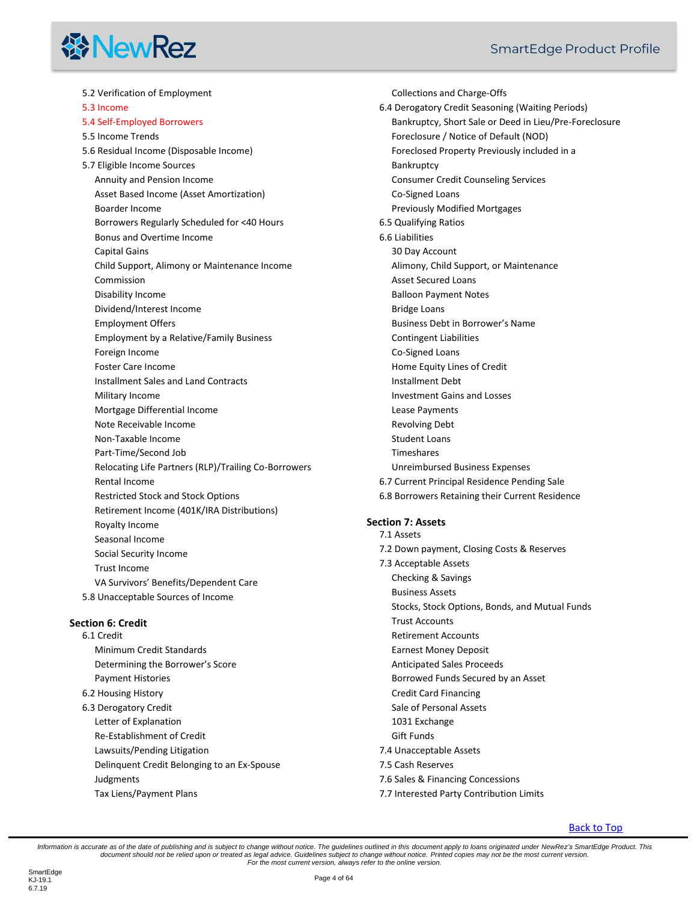- 5.2 Verification of Employment
- 5.3 Income
- 5.4 Self-Employed Borrowers
- 5.5 Income Trends
- 5.6 Residual Income (Disposable Income)
- 5.7 Eligible Income Sources
  - Annuity and Pension Income
  - Asset Based Income (Asset Amortization)
  - Boarder Income
  - Borrowers Regularly Scheduled for <40 Hours
  - Bonus and Overtime Income
  - Capital Gains
  - Child Support, Alimony or Maintenance Income
  - Commission
  - Disability Income
  - Dividend/Interest Income
  - Employment Offers
  - Employment by a Relative/Family Business
  - Foreign Income
  - Foster Care Income
  - Installment Sales and Land Contracts
  - Military Income
  - Mortgage Differential Income
  - Note Receivable Income
  - Non-Taxable Income
  - Part-Time/Second Job
  - Relocating Life Partners (RLP)/Trailing Co-Borrowers
  - Rental Income
  - Restricted Stock and Stock Options
  - Retirement Income (401K/IRA Distributions)
  - Royalty Income
  - Seasonal Income
  - Social Security Income
  - Trust Income
  - VA Survivors' Benefits/Dependent Care
- 5.8 Unacceptable Sources of Income

**Section 6: Credit**

- 6.1 Credit
  - Minimum Credit Standards
  - Determining the Borrower's Score
  - Payment Histories
- 6.2 Housing History
- 6.3 Derogatory Credit
  - Letter of Explanation
  - Re-Establishment of Credit
  - Lawsuits/Pending Litigation
  - Delinquent Credit Belonging to an Ex-Spouse
  - Judgments
  - Tax Liens/Payment Plans
  - Collections and Charge-Offs
- 6.4 Derogatory Credit Seasoning (Waiting Periods)
  - Bankruptcy, Short Sale or Deed in Lieu/Pre-Foreclosure
  - Foreclosure / Notice of Default (NOD)
  - Foreclosed Property Previously included in a Bankruptcy
  - Consumer Credit Counseling Services
  - Co-Signed Loans
  - Previously Modified Mortgages
- 6.5 Qualifying Ratios
- 6.6 Liabilities
  - 30 Day Account
  - Alimony, Child Support, or Maintenance
  - Asset Secured Loans
  - Balloon Payment Notes
  - Bridge Loans
  - Business Debt in Borrower's Name
  - Contingent Liabilities
  - Co-Signed Loans
  - Home Equity Lines of Credit
  - Installment Debt
  - Investment Gains and Losses
  - Lease Payments
  - Revolving Debt
  - Student Loans
  - Timeshares
  - Unreimbursed Business Expenses
- 6.7 Current Principal Residence Pending Sale
- 6.8 Borrowers Retaining their Current Residence

**Section 7: Assets**

- 7.1 Assets
- 7.2 Down payment, Closing Costs & Reserves
- 7.3 Acceptable Assets
  - Checking & Savings
  - Business Assets
  - Stocks, Stock Options, Bonds, and Mutual Funds
  - Trust Accounts
  - Retirement Accounts
  - Earnest Money Deposit
  - Anticipated Sales Proceeds
  - Borrowed Funds Secured by an Asset
  - Credit Card Financing
  - Sale of Personal Assets
  - 1031 Exchange
  - Gift Funds
- 7.4 Unacceptable Assets
- 7.5 Cash Reserves
- 7.6 Sales & Financing Concessions
- 7.7 Interested Party Contribution Limits

Back to Top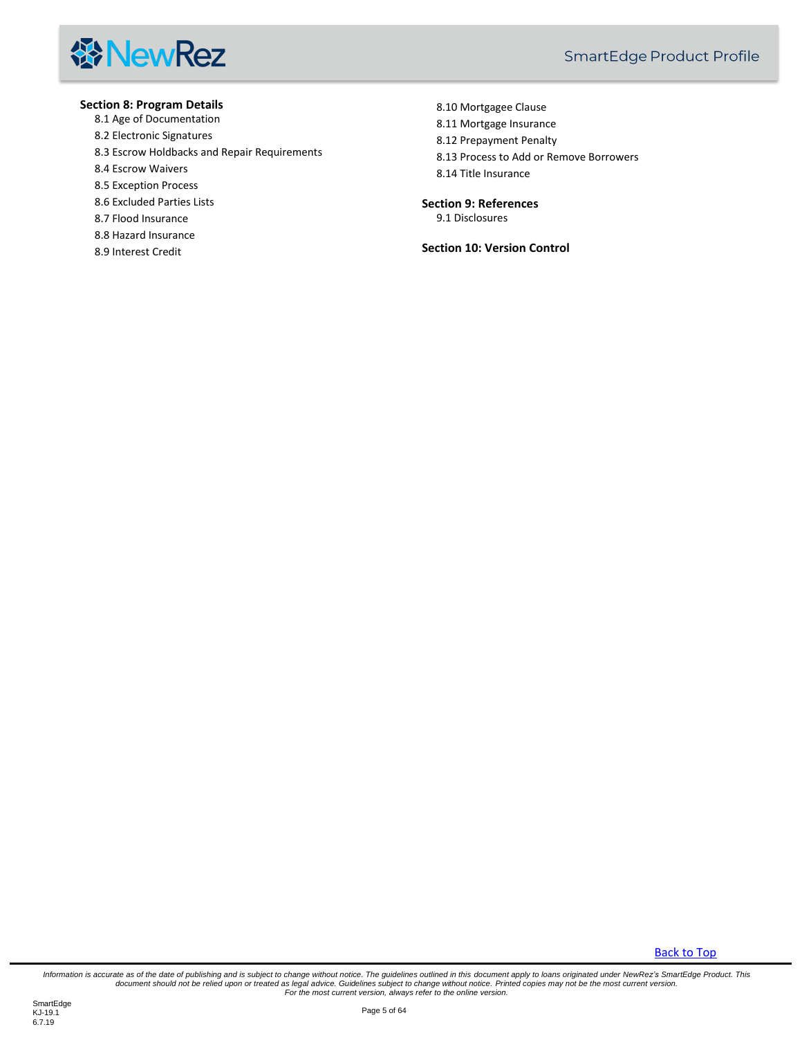**Section 8: Program Details**

- 8.1 Age of Documentation
- 8.2 Electronic Signatures
- 8.3 Escrow Holdbacks and Repair Requirements
- 8.4 Escrow Waivers
- 8.5 Exception Process
- 8.6 Excluded Parties Lists
- 8.7 Flood Insurance
- 8.8 Hazard Insurance
- 8.9 Interest Credit
- 8.10 Mortgagee Clause
- 8.11 Mortgage Insurance
- 8.12 Prepayment Penalty
- 8.13 Process to Add or Remove Borrowers
- 8.14 Title Insurance

**Section 9: References**

- 9.1 Disclosures

**Section 10: Version Control**

Back to Top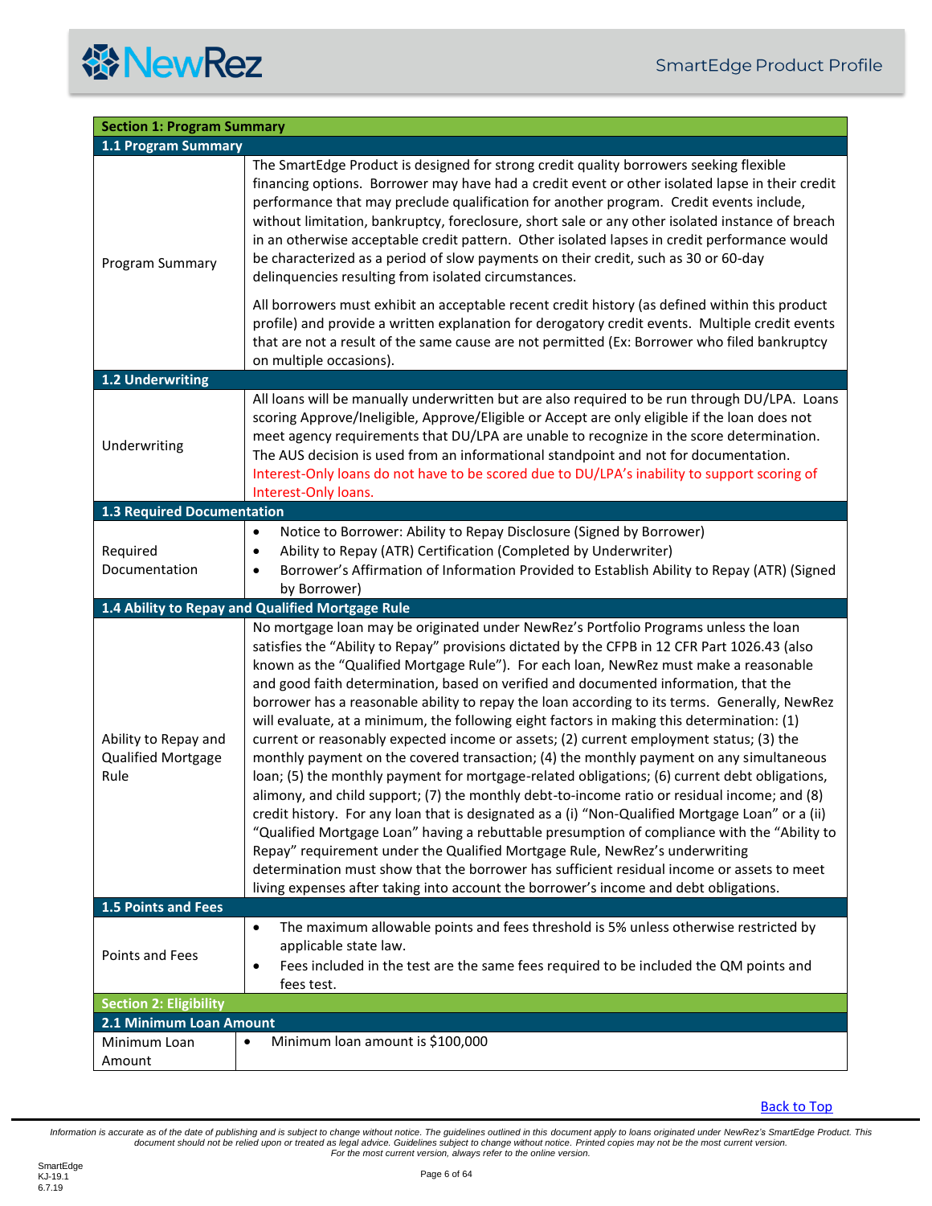## Section 1: Program Summary

### 1.1 Program Summary

| | |
|---|---|
| Program Summary | The SmartEdge Product is designed for strong credit quality borrowers seeking flexible financing options. Borrower may have had a credit event or other isolated lapse in their credit performance that may preclude qualification for another program. Credit events include, without limitation, bankruptcy, foreclosure, short sale or any other isolated instance of breach in an otherwise acceptable credit pattern. Other isolated lapses in credit performance would be characterized as a period of slow payments on their credit, such as 30 or 60-day delinquencies resulting from isolated circumstances.<br><br>All borrowers must exhibit an acceptable recent credit history (as defined within this product profile) and provide a written explanation for derogatory credit events. Multiple credit events that are not a result of the same cause are not permitted (Ex: Borrower who filed bankruptcy on multiple occasions). |

### 1.2 Underwriting

| | |
|---|---|
| Underwriting | All loans will be manually underwritten but are also required to be run through DU/LPA. Loans scoring Approve/Ineligible, Approve/Eligible or Accept are only eligible if the loan does not meet agency requirements that DU/LPA are unable to recognize in the score determination. The AUS decision is used from an informational standpoint and not for documentation. Interest-Only loans do not have to be scored due to DU/LPA's inability to support scoring of Interest-Only loans. |

### 1.3 Required Documentation

| | |
|---|---|
| Required Documentation | • Notice to Borrower: Ability to Repay Disclosure (Signed by Borrower)<br>• Ability to Repay (ATR) Certification (Completed by Underwriter)<br>• Borrower's Affirmation of Information Provided to Establish Ability to Repay (ATR) (Signed by Borrower) |

### 1.4 Ability to Repay and Qualified Mortgage Rule

| | |
|---|---|
| Ability to Repay and Qualified Mortgage Rule | No mortgage loan may be originated under NewRez's Portfolio Programs unless the loan satisfies the "Ability to Repay" provisions dictated by the CFPB in 12 CFR Part 1026.43 (also known as the "Qualified Mortgage Rule"). For each loan, NewRez must make a reasonable and good faith determination, based on verified and documented information, that the borrower has a reasonable ability to repay the loan according to its terms. Generally, NewRez will evaluate, at a minimum, the following eight factors in making this determination: (1) current or reasonably expected income or assets; (2) current employment status; (3) the monthly payment on the covered transaction; (4) the monthly payment on any simultaneous loan; (5) the monthly payment for mortgage-related obligations; (6) current debt obligations, alimony, and child support; (7) the monthly debt-to-income ratio or residual income; and (8) credit history. For any loan that is designated as a (i) "Non-Qualified Mortgage Loan" or a (ii) "Qualified Mortgage Loan" having a rebuttable presumption of compliance with the "Ability to Repay" requirement under the Qualified Mortgage Rule, NewRez's underwriting determination must show that the borrower has sufficient residual income or assets to meet living expenses after taking into account the borrower's income and debt obligations. |

### 1.5 Points and Fees

| | |
|---|---|
| Points and Fees | • The maximum allowable points and fees threshold is 5% unless otherwise restricted by applicable state law.<br>• Fees included in the test are the same fees required to be included the QM points and fees test. |

## Section 2: Eligibility

### 2.1 Minimum Loan Amount

| | |
|---|---|
| Minimum Loan Amount | • Minimum loan amount is $100,000 |

Back to Top

*Information is accurate as of the date of publishing and is subject to change without notice. The guidelines outlined in this document apply to loans originated under NewRez's SmartEdge Product. This document should not be relied upon or treated as legal advice. Guidelines subject to change without notice. Printed copies may not be the most current version. For the most current version, always refer to the online version.*

SmartEdge
KJ-19.1
6.7.19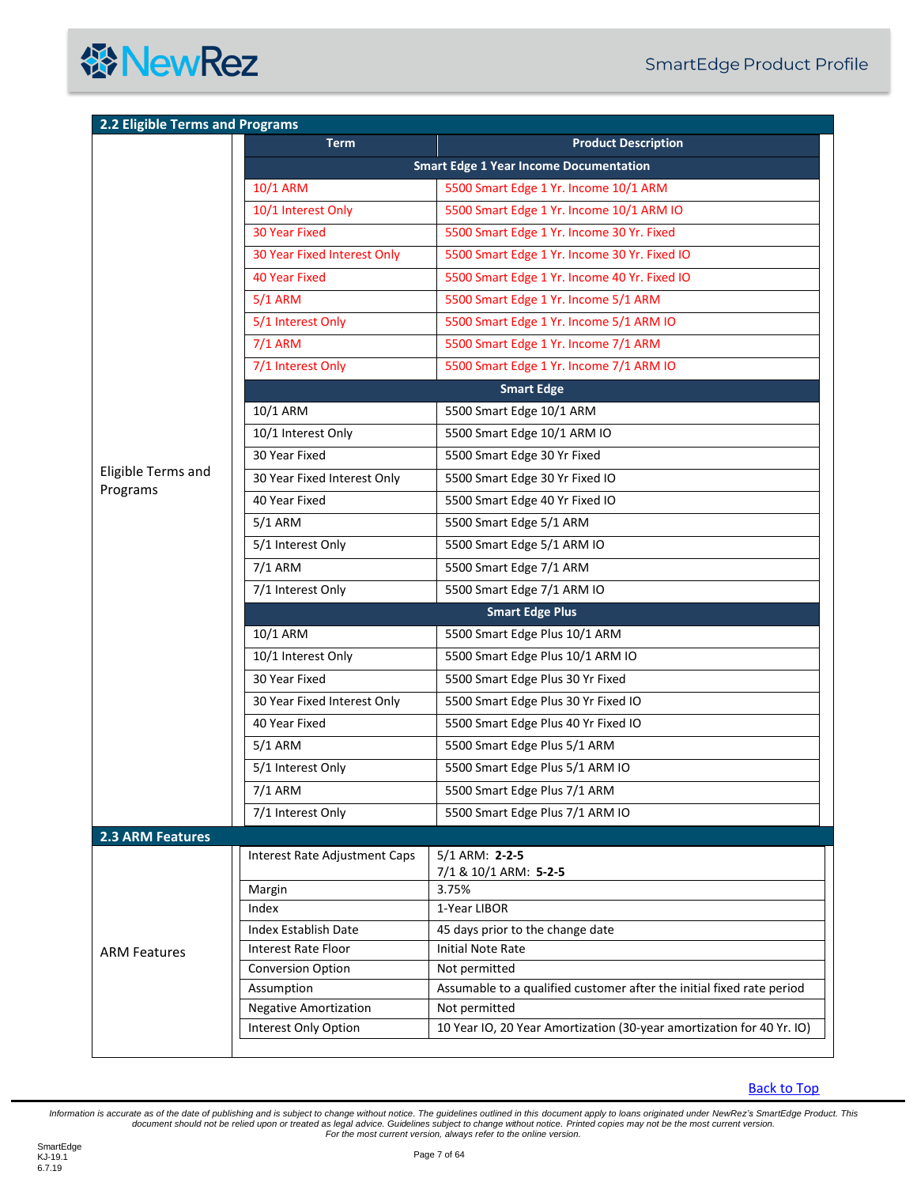## 2.2 Eligible Terms and Programs

**Eligible Terms and Programs**

| Term | Product Description |
|---|---|
| **Smart Edge 1 Year Income Documentation** | |
| 10/1 ARM | 5500 Smart Edge 1 Yr. Income 10/1 ARM |
| 10/1 Interest Only | 5500 Smart Edge 1 Yr. Income 10/1 ARM IO |
| 30 Year Fixed | 5500 Smart Edge 1 Yr. Income 30 Yr. Fixed |
| 30 Year Fixed Interest Only | 5500 Smart Edge 1 Yr. Income 30 Yr. Fixed IO |
| 40 Year Fixed | 5500 Smart Edge 1 Yr. Income 40 Yr. Fixed IO |
| 5/1 ARM | 5500 Smart Edge 1 Yr. Income 5/1 ARM |
| 5/1 Interest Only | 5500 Smart Edge 1 Yr. Income 5/1 ARM IO |
| 7/1 ARM | 5500 Smart Edge 1 Yr. Income 7/1 ARM |
| 7/1 Interest Only | 5500 Smart Edge 1 Yr. Income 7/1 ARM IO |
| **Smart Edge** | |
| 10/1 ARM | 5500 Smart Edge 10/1 ARM |
| 10/1 Interest Only | 5500 Smart Edge 10/1 ARM IO |
| 30 Year Fixed | 5500 Smart Edge 30 Yr Fixed |
| 30 Year Fixed Interest Only | 5500 Smart Edge 30 Yr Fixed IO |
| 40 Year Fixed | 5500 Smart Edge 40 Yr Fixed IO |
| 5/1 ARM | 5500 Smart Edge 5/1 ARM |
| 5/1 Interest Only | 5500 Smart Edge 5/1 ARM IO |
| 7/1 ARM | 5500 Smart Edge 7/1 ARM |
| 7/1 Interest Only | 5500 Smart Edge 7/1 ARM IO |
| **Smart Edge Plus** | |
| 10/1 ARM | 5500 Smart Edge Plus 10/1 ARM |
| 10/1 Interest Only | 5500 Smart Edge Plus 10/1 ARM IO |
| 30 Year Fixed | 5500 Smart Edge Plus 30 Yr Fixed |
| 30 Year Fixed Interest Only | 5500 Smart Edge Plus 30 Yr Fixed IO |
| 40 Year Fixed | 5500 Smart Edge Plus 40 Yr Fixed IO |
| 5/1 ARM | 5500 Smart Edge Plus 5/1 ARM |
| 5/1 Interest Only | 5500 Smart Edge Plus 5/1 ARM IO |
| 7/1 ARM | 5500 Smart Edge Plus 7/1 ARM |
| 7/1 Interest Only | 5500 Smart Edge Plus 7/1 ARM IO |

## 2.3 ARM Features

**ARM Features**

| Feature | Detail |
|---|---|
| Interest Rate Adjustment Caps | 5/1 ARM: **2-2-5**<br>7/1 & 10/1 ARM: **5-2-5** |
| Margin | 3.75% |
| Index | 1-Year LIBOR |
| Index Establish Date | 45 days prior to the change date |
| Interest Rate Floor | Initial Note Rate |
| Conversion Option | Not permitted |
| Assumption | Assumable to a qualified customer after the initial fixed rate period |
| Negative Amortization | Not permitted |
| Interest Only Option | 10 Year IO, 20 Year Amortization (30-year amortization for 40 Yr. IO) |

Back to Top

*Information is accurate as of the date of publishing and is subject to change without notice. The guidelines outlined in this document apply to loans originated under NewRez's SmartEdge Product. This document should not be relied upon or treated as legal advice. Guidelines subject to change without notice. Printed copies may not be the most current version. For the most current version, always refer to the online version.*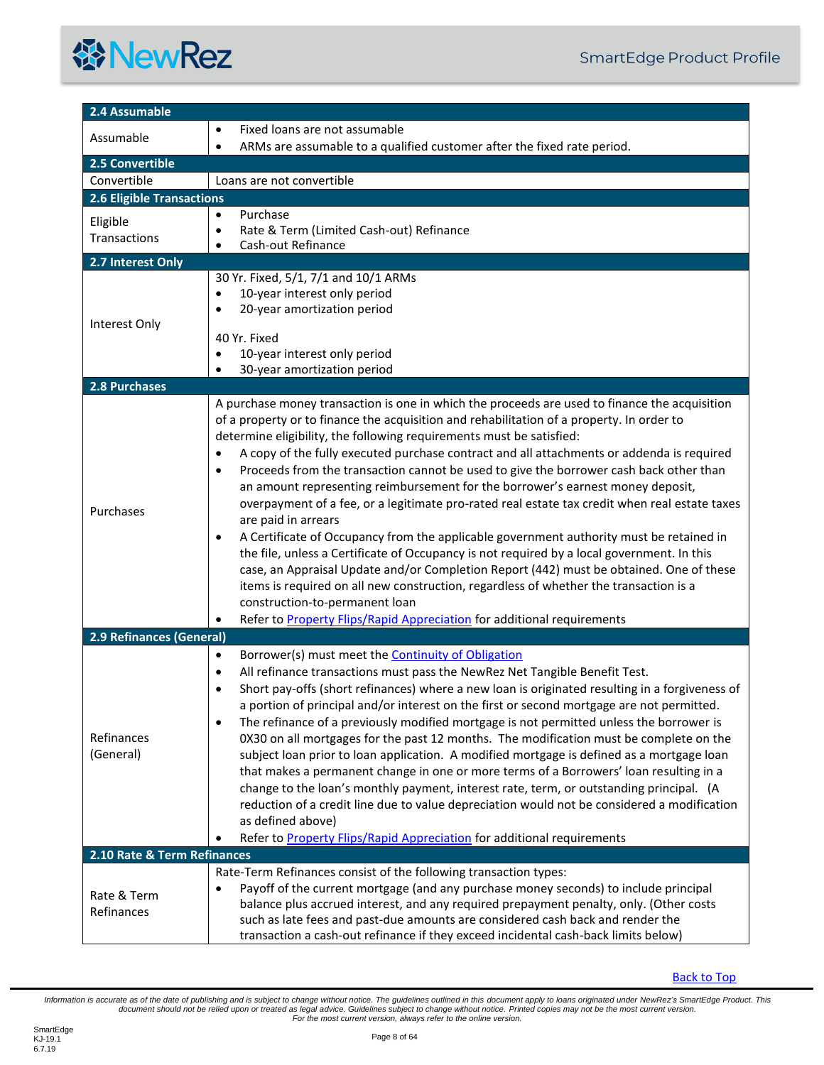| 2.4 Assumable | |
|---|---|
| Assumable | • Fixed loans are not assumable<br>• ARMs are assumable to a qualified customer after the fixed rate period. |
| **2.5 Convertible** | |
| Convertible | Loans are not convertible |
| **2.6 Eligible Transactions** | |
| Eligible Transactions | • Purchase<br>• Rate & Term (Limited Cash-out) Refinance<br>• Cash-out Refinance |
| **2.7 Interest Only** | |
| Interest Only | 30 Yr. Fixed, 5/1, 7/1 and 10/1 ARMs<br>• 10-year interest only period<br>• 20-year amortization period<br><br>40 Yr. Fixed<br>• 10-year interest only period<br>• 30-year amortization period |
| **2.8 Purchases** | |
| Purchases | A purchase money transaction is one in which the proceeds are used to finance the acquisition of a property or to finance the acquisition and rehabilitation of a property. In order to determine eligibility, the following requirements must be satisfied:<br>• A copy of the fully executed purchase contract and all attachments or addenda is required<br>• Proceeds from the transaction cannot be used to give the borrower cash back other than an amount representing reimbursement for the borrower's earnest money deposit, overpayment of a fee, or a legitimate pro-rated real estate tax credit when real estate taxes are paid in arrears<br>• A Certificate of Occupancy from the applicable government authority must be retained in the file, unless a Certificate of Occupancy is not required by a local government. In this case, an Appraisal Update and/or Completion Report (442) must be obtained. One of these items is required on all new construction, regardless of whether the transaction is a construction-to-permanent loan<br>• Refer to Property Flips/Rapid Appreciation for additional requirements |
| **2.9 Refinances (General)** | |
| Refinances (General) | • Borrower(s) must meet the Continuity of Obligation<br>• All refinance transactions must pass the NewRez Net Tangible Benefit Test.<br>• Short pay-offs (short refinances) where a new loan is originated resulting in a forgiveness of a portion of principal and/or interest on the first or second mortgage are not permitted.<br>• The refinance of a previously modified mortgage is not permitted unless the borrower is 0X30 on all mortgages for the past 12 months. The modification must be complete on the subject loan prior to loan application. A modified mortgage is defined as a mortgage loan that makes a permanent change in one or more terms of a Borrowers' loan resulting in a change to the loan's monthly payment, interest rate, term, or outstanding principal. (A reduction of a credit line due to value depreciation would not be considered a modification as defined above)<br>• Refer to Property Flips/Rapid Appreciation for additional requirements |
| **2.10 Rate & Term Refinances** | |
| Rate & Term Refinances | Rate-Term Refinances consist of the following transaction types:<br>• Payoff of the current mortgage (and any purchase money seconds) to include principal balance plus accrued interest, and any required prepayment penalty, only. (Other costs such as late fees and past-due amounts are considered cash back and render the transaction a cash-out refinance if they exceed incidental cash-back limits below) |

Back to Top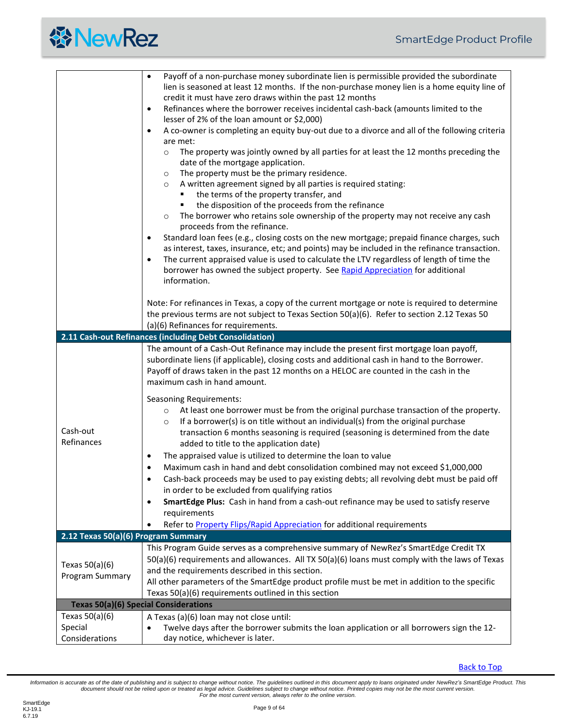| | |
|---|---|
| | • Payoff of a non-purchase money subordinate lien is permissible provided the subordinate lien is seasoned at least 12 months. If the non-purchase money lien is a home equity line of credit it must have zero draws within the past 12 months<br>• Refinances where the borrower receives incidental cash-back (amounts limited to the lesser of 2% of the loan amount or $2,000)<br>• A co-owner is completing an equity buy-out due to a divorce and all of the following criteria are met:<br>&nbsp;&nbsp;○ The property was jointly owned by all parties for at least the 12 months preceding the date of the mortgage application.<br>&nbsp;&nbsp;○ The property must be the primary residence.<br>&nbsp;&nbsp;○ A written agreement signed by all parties is required stating:<br>&nbsp;&nbsp;&nbsp;&nbsp;▪ the terms of the property transfer, and<br>&nbsp;&nbsp;&nbsp;&nbsp;▪ the disposition of the proceeds from the refinance<br>&nbsp;&nbsp;○ The borrower who retains sole ownership of the property may not receive any cash proceeds from the refinance.<br>• Standard loan fees (e.g., closing costs on the new mortgage; prepaid finance charges, such as interest, taxes, insurance, etc; and points) may be included in the refinance transaction.<br>• The current appraised value is used to calculate the LTV regardless of length of time the borrower has owned the subject property. See Rapid Appreciation for additional information.<br><br>Note: For refinances in Texas, a copy of the current mortgage or note is required to determine the previous terms are not subject to Texas Section 50(a)(6). Refer to section 2.12 Texas 50 (a)(6) Refinances for requirements. |
| **2.11 Cash-out Refinances (including Debt Consolidation)** | |
| Cash-out Refinances | The amount of a Cash-Out Refinance may include the present first mortgage loan payoff, subordinate liens (if applicable), closing costs and additional cash in hand to the Borrower. Payoff of draws taken in the past 12 months on a HELOC are counted in the cash in the maximum cash in hand amount.<br><br>Seasoning Requirements:<br>&nbsp;&nbsp;○ At least one borrower must be from the original purchase transaction of the property.<br>&nbsp;&nbsp;○ If a borrower(s) is on title without an individual(s) from the original purchase transaction 6 months seasoning is required (seasoning is determined from the date added to title to the application date)<br>• The appraised value is utilized to determine the loan to value<br>• Maximum cash in hand and debt consolidation combined may not exceed $1,000,000<br>• Cash-back proceeds may be used to pay existing debts; all revolving debt must be paid off in order to be excluded from qualifying ratios<br>• **SmartEdge Plus:** Cash in hand from a cash-out refinance may be used to satisfy reserve requirements<br>• Refer to Property Flips/Rapid Appreciation for additional requirements |
| **2.12 Texas 50(a)(6) Program Summary** | |
| Texas 50(a)(6) Program Summary | This Program Guide serves as a comprehensive summary of NewRez's SmartEdge Credit TX 50(a)(6) requirements and allowances. All TX 50(a)(6) loans must comply with the laws of Texas and the requirements described in this section.<br>All other parameters of the SmartEdge product profile must be met in addition to the specific Texas 50(a)(6) requirements outlined in this section |
| **Texas 50(a)(6) Special Considerations** | |
| Texas 50(a)(6) Special Considerations | A Texas (a)(6) loan may not close until:<br>• Twelve days after the borrower submits the loan application or all borrowers sign the 12-day notice, whichever is later. |

Back to Top

*Information is accurate as of the date of publishing and is subject to change without notice. The guidelines outlined in this document apply to loans originated under NewRez's SmartEdge Product. This document should not be relied upon or treated as legal advice. Guidelines subject to change without notice. Printed copies may not be the most current version. For the most current version, always refer to the online version.*

SmartEdge
KJ-19.1
6.7.19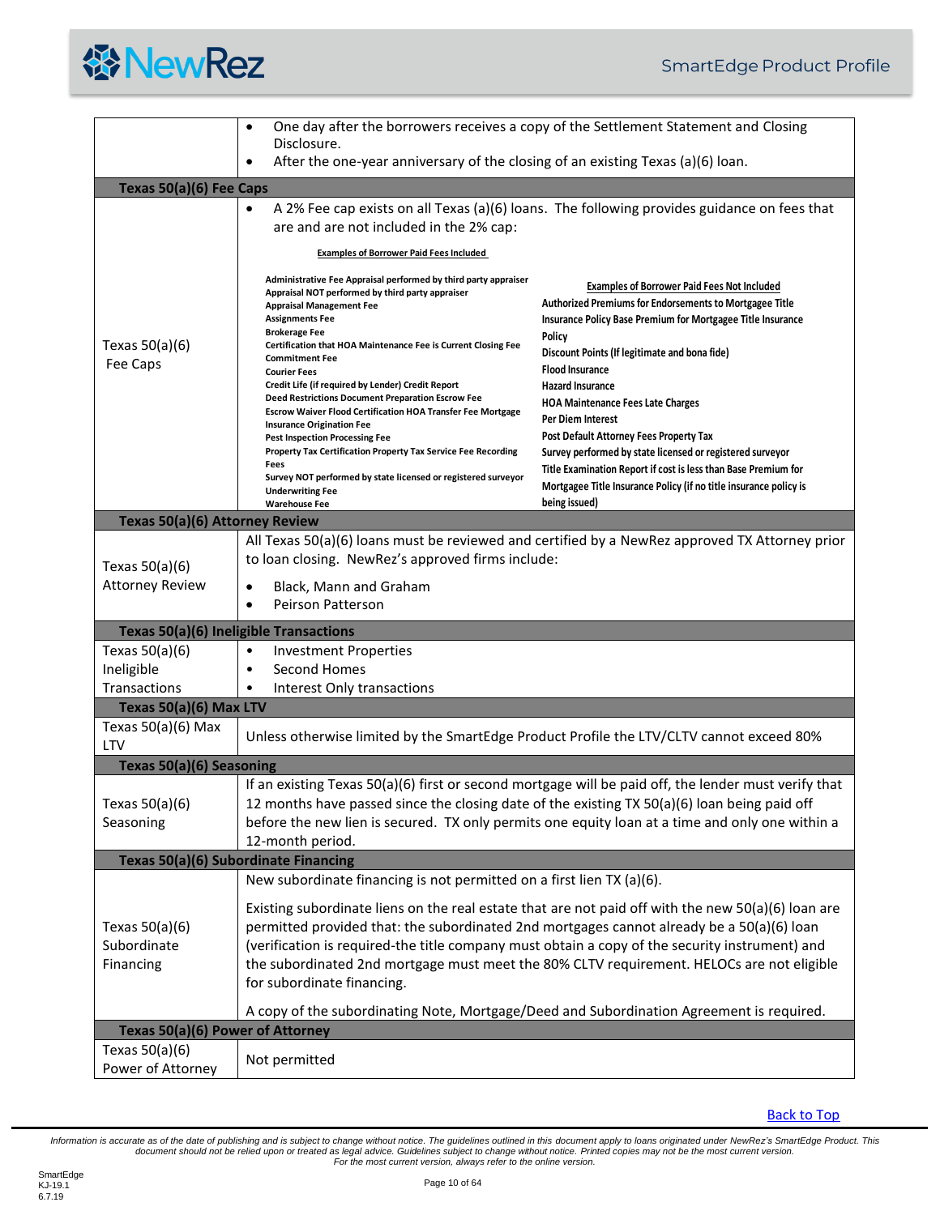| | |
|---|---|
| | • One day after the borrowers receives a copy of the Settlement Statement and Closing Disclosure.<br>• After the one-year anniversary of the closing of an existing Texas (a)(6) loan. |
| **Texas 50(a)(6) Fee Caps** | |
| Texas 50(a)(6) Fee Caps | • A 2% Fee cap exists on all Texas (a)(6) loans. The following provides guidance on fees that are and are not included in the 2% cap:<br><br>**Examples of Borrower Paid Fees Included**<br>Administrative Fee Appraisal performed by third party appraiser<br>Appraisal NOT performed by third party appraiser<br>Appraisal Management Fee<br>Assignments Fee<br>Brokerage Fee<br>Certification that HOA Maintenance Fee is Current Closing Fee<br>Commitment Fee<br>Courier Fees<br>Credit Life (if required by Lender) Credit Report<br>Deed Restrictions Document Preparation Escrow Fee<br>Escrow Waiver Flood Certification HOA Transfer Fee Mortgage Insurance Origination Fee<br>Pest Inspection Processing Fee<br>Property Tax Certification Property Tax Service Fee Recording Fees<br>Survey NOT performed by state licensed or registered surveyor<br>Underwriting Fee<br>Warehouse Fee<br><br>**Examples of Borrower Paid Fees Not Included**<br>Authorized Premiums for Endorsements to Mortgagee Title Insurance Policy Base Premium for Mortgagee Title Insurance Policy<br>Discount Points (If legitimate and bona fide)<br>Flood Insurance<br>Hazard Insurance<br>HOA Maintenance Fees Late Charges<br>Per Diem Interest<br>Post Default Attorney Fees Property Tax<br>Survey performed by state licensed or registered surveyor<br>Title Examination Report if cost is less than Base Premium for Mortgagee Title Insurance Policy (if no title insurance policy is being issued) |
| **Texas 50(a)(6) Attorney Review** | |
| Texas 50(a)(6) Attorney Review | All Texas 50(a)(6) loans must be reviewed and certified by a NewRez approved TX Attorney prior to loan closing. NewRez's approved firms include:<br>• Black, Mann and Graham<br>• Peirson Patterson |
| **Texas 50(a)(6) Ineligible Transactions** | |
| Texas 50(a)(6) Ineligible Transactions | • Investment Properties<br>• Second Homes<br>• Interest Only transactions |
| **Texas 50(a)(6) Max LTV** | |
| Texas 50(a)(6) Max LTV | Unless otherwise limited by the SmartEdge Product Profile the LTV/CLTV cannot exceed 80% |
| **Texas 50(a)(6) Seasoning** | |
| Texas 50(a)(6) Seasoning | If an existing Texas 50(a)(6) first or second mortgage will be paid off, the lender must verify that 12 months have passed since the closing date of the existing TX 50(a)(6) loan being paid off before the new lien is secured. TX only permits one equity loan at a time and only one within a 12-month period. |
| **Texas 50(a)(6) Subordinate Financing** | |
| Texas 50(a)(6) Subordinate Financing | New subordinate financing is not permitted on a first lien TX (a)(6).<br><br>Existing subordinate liens on the real estate that are not paid off with the new 50(a)(6) loan are permitted provided that: the subordinated 2nd mortgages cannot already be a 50(a)(6) loan (verification is required-the title company must obtain a copy of the security instrument) and the subordinated 2nd mortgage must meet the 80% CLTV requirement. HELOCs are not eligible for subordinate financing.<br><br>A copy of the subordinating Note, Mortgage/Deed and Subordination Agreement is required. |
| **Texas 50(a)(6) Power of Attorney** | |
| Texas 50(a)(6) Power of Attorney | Not permitted |

Back to Top

*Information is accurate as of the date of publishing and is subject to change without notice. The guidelines outlined in this document apply to loans originated under NewRez's SmartEdge Product. This document should not be relied upon or treated as legal advice. Guidelines subject to change without notice. Printed copies may not be the most current version. For the most current version, always refer to the online version.*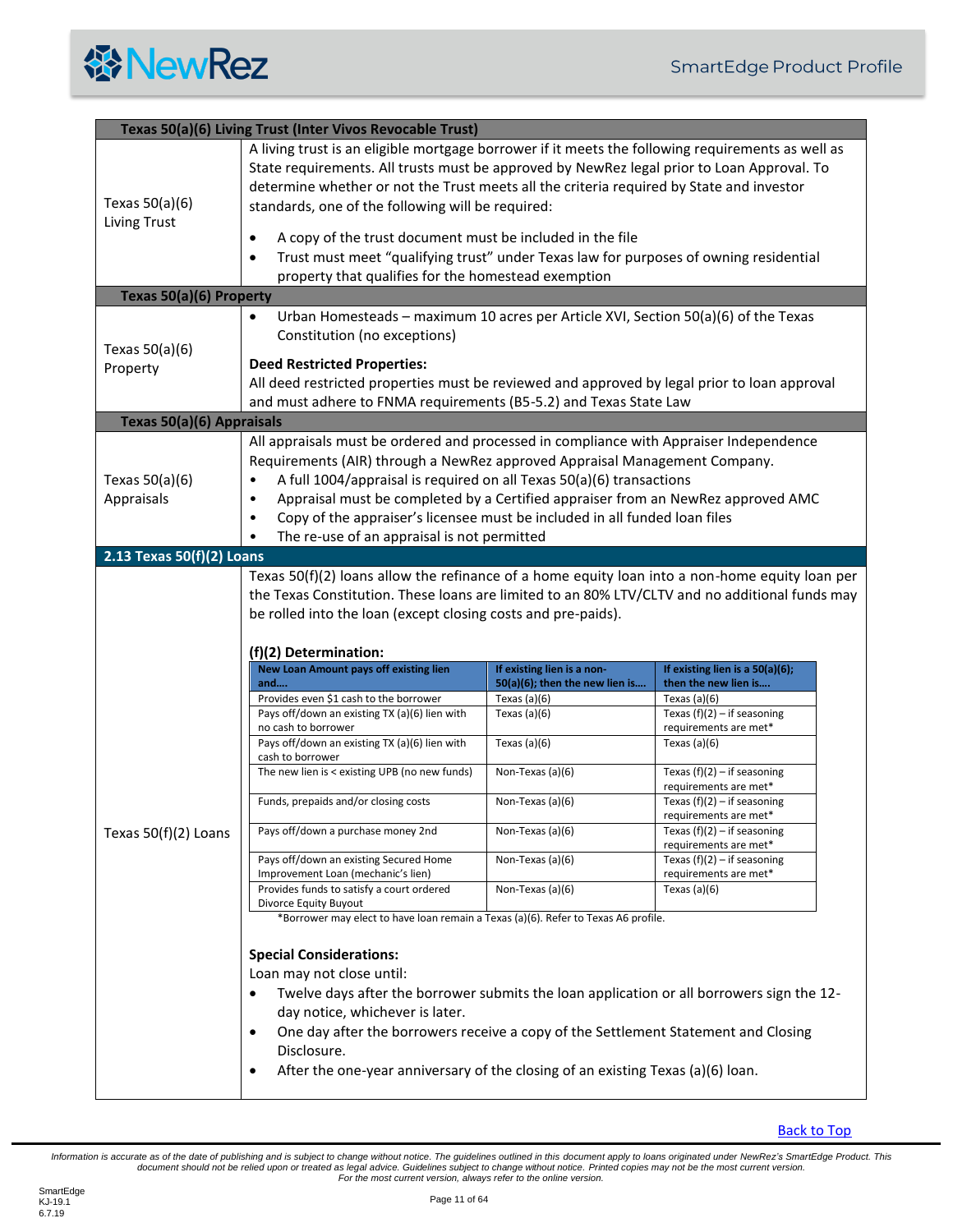## Texas 50(a)(6) Living Trust (Inter Vivos Revocable Trust)

**Texas 50(a)(6) Living Trust**

A living trust is an eligible mortgage borrower if it meets the following requirements as well as State requirements. All trusts must be approved by NewRez legal prior to Loan Approval. To determine whether or not the Trust meets all the criteria required by State and investor standards, one of the following will be required:

- A copy of the trust document must be included in the file
- Trust must meet "qualifying trust" under Texas law for purposes of owning residential property that qualifies for the homestead exemption

## Texas 50(a)(6) Property

**Texas 50(a)(6) Property**

- Urban Homesteads – maximum 10 acres per Article XVI, Section 50(a)(6) of the Texas Constitution (no exceptions)

**Deed Restricted Properties:**
All deed restricted properties must be reviewed and approved by legal prior to loan approval and must adhere to FNMA requirements (B5-5.2) and Texas State Law

## Texas 50(a)(6) Appraisals

**Texas 50(a)(6) Appraisals**

All appraisals must be ordered and processed in compliance with Appraiser Independence Requirements (AIR) through a NewRez approved Appraisal Management Company.

- A full 1004/appraisal is required on all Texas 50(a)(6) transactions
- Appraisal must be completed by a Certified appraiser from an NewRez approved AMC
- Copy of the appraiser's licensee must be included in all funded loan files
- The re-use of an appraisal is not permitted

## 2.13 Texas 50(f)(2) Loans

**Texas 50(f)(2) Loans**

Texas 50(f)(2) loans allow the refinance of a home equity loan into a non-home equity loan per the Texas Constitution. These loans are limited to an 80% LTV/CLTV and no additional funds may be rolled into the loan (except closing costs and pre-paids).

**(f)(2) Determination:**

| New Loan Amount pays off existing lien and…. | If existing lien is a non-50(a)(6); then the new lien is…. | If existing lien is a 50(a)(6); then the new lien is…. |
|---|---|---|
| Provides even $1 cash to the borrower | Texas (a)(6) | Texas (a)(6) |
| Pays off/down an existing TX (a)(6) lien with no cash to borrower | Texas (a)(6) | Texas (f)(2) – if seasoning requirements are met* |
| Pays off/down an existing TX (a)(6) lien with cash to borrower | Texas (a)(6) | Texas (a)(6) |
| The new lien is < existing UPB (no new funds) | Non-Texas (a)(6) | Texas (f)(2) – if seasoning requirements are met* |
| Funds, prepaids and/or closing costs | Non-Texas (a)(6) | Texas (f)(2) – if seasoning requirements are met* |
| Pays off/down a purchase money 2nd | Non-Texas (a)(6) | Texas (f)(2) – if seasoning requirements are met* |
| Pays off/down an existing Secured Home Improvement Loan (mechanic's lien) | Non-Texas (a)(6) | Texas (f)(2) – if seasoning requirements are met* |
| Provides funds to satisfy a court ordered Divorce Equity Buyout | Non-Texas (a)(6) | Texas (a)(6) |

*Borrower may elect to have loan remain a Texas (a)(6). Refer to Texas A6 profile.

**Special Considerations:**
Loan may not close until:

- Twelve days after the borrower submits the loan application or all borrowers sign the 12-day notice, whichever is later.
- One day after the borrowers receive a copy of the Settlement Statement and Closing Disclosure.
- After the one-year anniversary of the closing of an existing Texas (a)(6) loan.

Back to Top

*Information is accurate as of the date of publishing and is subject to change without notice. The guidelines outlined in this document apply to loans originated under NewRez's SmartEdge Product. This document should not be relied upon or treated as legal advice. Guidelines subject to change without notice. Printed copies may not be the most current version. For the most current version, always refer to the online version.*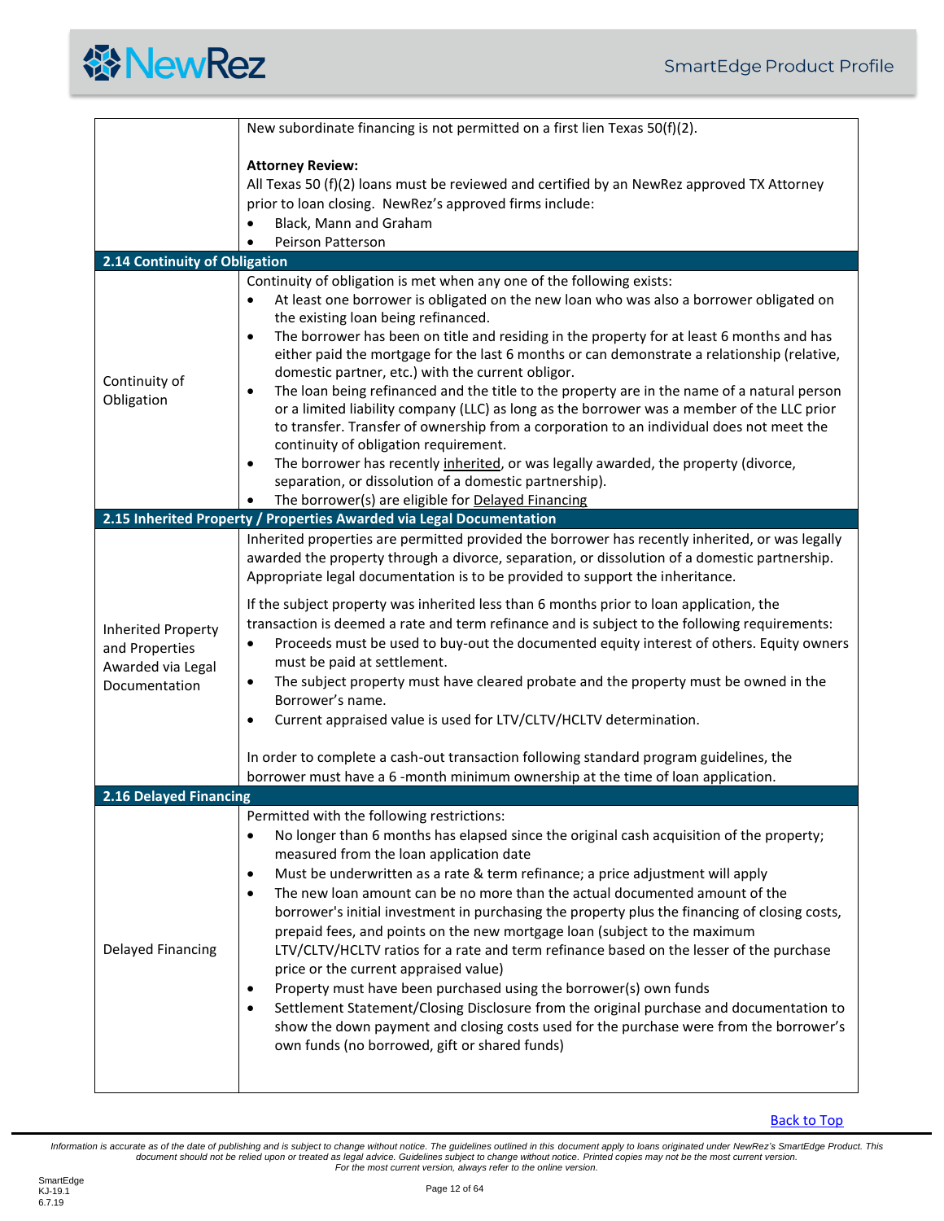| | |
|---|---|
| | New subordinate financing is not permitted on a first lien Texas 50(f)(2).<br><br>**Attorney Review:**<br>All Texas 50 (f)(2) loans must be reviewed and certified by an NewRez approved TX Attorney prior to loan closing. NewRez's approved firms include:<br>• Black, Mann and Graham<br>• Peirson Patterson |
| **2.14 Continuity of Obligation** | |
| Continuity of Obligation | Continuity of obligation is met when any one of the following exists:<br>• At least one borrower is obligated on the new loan who was also a borrower obligated on the existing loan being refinanced.<br>• The borrower has been on title and residing in the property for at least 6 months and has either paid the mortgage for the last 6 months or can demonstrate a relationship (relative, domestic partner, etc.) with the current obligor.<br>• The loan being refinanced and the title to the property are in the name of a natural person or a limited liability company (LLC) as long as the borrower was a member of the LLC prior to transfer. Transfer of ownership from a corporation to an individual does not meet the continuity of obligation requirement.<br>• The borrower has recently inherited, or was legally awarded, the property (divorce, separation, or dissolution of a domestic partnership).<br>• The borrower(s) are eligible for Delayed Financing |
| **2.15 Inherited Property / Properties Awarded via Legal Documentation** | |
| Inherited Property and Properties Awarded via Legal Documentation | Inherited properties are permitted provided the borrower has recently inherited, or was legally awarded the property through a divorce, separation, or dissolution of a domestic partnership. Appropriate legal documentation is to be provided to support the inheritance.<br><br>If the subject property was inherited less than 6 months prior to loan application, the transaction is deemed a rate and term refinance and is subject to the following requirements:<br>• Proceeds must be used to buy-out the documented equity interest of others. Equity owners must be paid at settlement.<br>• The subject property must have cleared probate and the property must be owned in the Borrower's name.<br>• Current appraised value is used for LTV/CLTV/HCLTV determination.<br><br>In order to complete a cash-out transaction following standard program guidelines, the borrower must have a 6 -month minimum ownership at the time of loan application. |
| **2.16 Delayed Financing** | |
| Delayed Financing | Permitted with the following restrictions:<br>• No longer than 6 months has elapsed since the original cash acquisition of the property; measured from the loan application date<br>• Must be underwritten as a rate & term refinance; a price adjustment will apply<br>• The new loan amount can be no more than the actual documented amount of the borrower's initial investment in purchasing the property plus the financing of closing costs, prepaid fees, and points on the new mortgage loan (subject to the maximum LTV/CLTV/HCLTV ratios for a rate and term refinance based on the lesser of the purchase price or the current appraised value)<br>• Property must have been purchased using the borrower(s) own funds<br>• Settlement Statement/Closing Disclosure from the original purchase and documentation to show the down payment and closing costs used for the purchase were from the borrower's own funds (no borrowed, gift or shared funds) |

Back to Top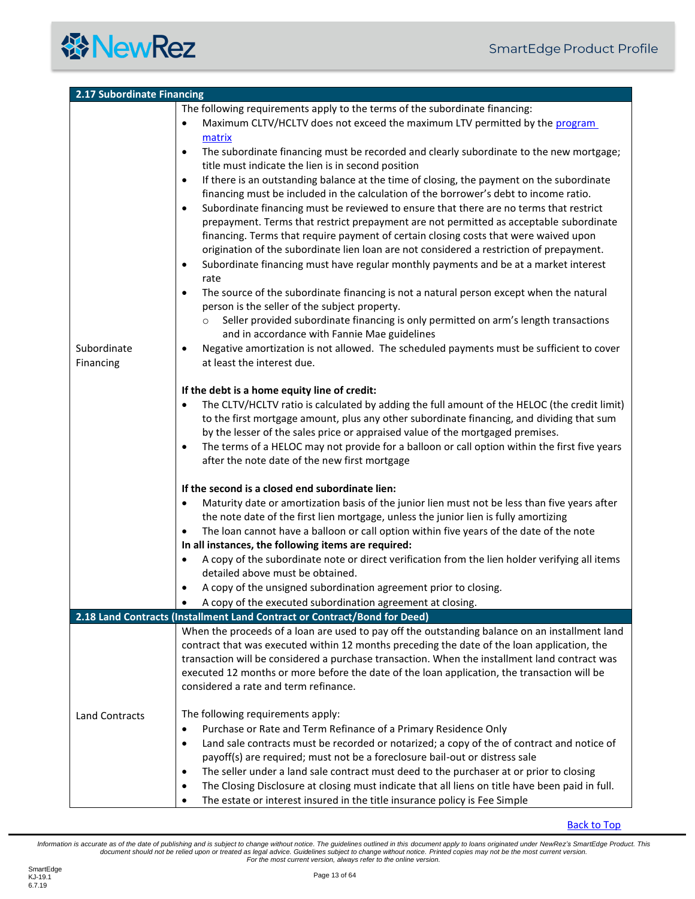| 2.17 Subordinate Financing | |
|---|---|
| Subordinate Financing | The following requirements apply to the terms of the subordinate financing:<br>• Maximum CLTV/HCLTV does not exceed the maximum LTV permitted by the program matrix<br>• The subordinate financing must be recorded and clearly subordinate to the new mortgage; title must indicate the lien is in second position<br>• If there is an outstanding balance at the time of closing, the payment on the subordinate financing must be included in the calculation of the borrower's debt to income ratio.<br>• Subordinate financing must be reviewed to ensure that there are no terms that restrict prepayment. Terms that restrict prepayment are not permitted as acceptable subordinate financing. Terms that require payment of certain closing costs that were waived upon origination of the subordinate lien loan are not considered a restriction of prepayment.<br>• Subordinate financing must have regular monthly payments and be at a market interest rate<br>• The source of the subordinate financing is not a natural person except when the natural person is the seller of the subject property.<br>  ○ Seller provided subordinate financing is only permitted on arm's length transactions and in accordance with Fannie Mae guidelines<br>• Negative amortization is not allowed. The scheduled payments must be sufficient to cover at least the interest due.<br><br>**If the debt is a home equity line of credit:**<br>• The CLTV/HCLTV ratio is calculated by adding the full amount of the HELOC (the credit limit) to the first mortgage amount, plus any other subordinate financing, and dividing that sum by the lesser of the sales price or appraised value of the mortgaged premises.<br>• The terms of a HELOC may not provide for a balloon or call option within the first five years after the note date of the new first mortgage<br><br>**If the second is a closed end subordinate lien:**<br>• Maturity date or amortization basis of the junior lien must not be less than five years after the note date of the first lien mortgage, unless the junior lien is fully amortizing<br>• The loan cannot have a balloon or call option within five years of the date of the note<br>**In all instances, the following items are required:**<br>• A copy of the subordinate note or direct verification from the lien holder verifying all items detailed above must be obtained.<br>• A copy of the unsigned subordination agreement prior to closing.<br>• A copy of the executed subordination agreement at closing. |

| 2.18 Land Contracts (Installment Land Contract or Contract/Bond for Deed) | |
|---|---|
| Land Contracts | When the proceeds of a loan are used to pay off the outstanding balance on an installment land contract that was executed within 12 months preceding the date of the loan application, the transaction will be considered a purchase transaction. When the installment land contract was executed 12 months or more before the date of the loan application, the transaction will be considered a rate and term refinance.<br><br>The following requirements apply:<br>• Purchase or Rate and Term Refinance of a Primary Residence Only<br>• Land sale contracts must be recorded or notarized; a copy of the of contract and notice of payoff(s) are required; must not be a foreclosure bail-out or distress sale<br>• The seller under a land sale contract must deed to the purchaser at or prior to closing<br>• The Closing Disclosure at closing must indicate that all liens on title have been paid in full.<br>• The estate or interest insured in the title insurance policy is Fee Simple |

Back to Top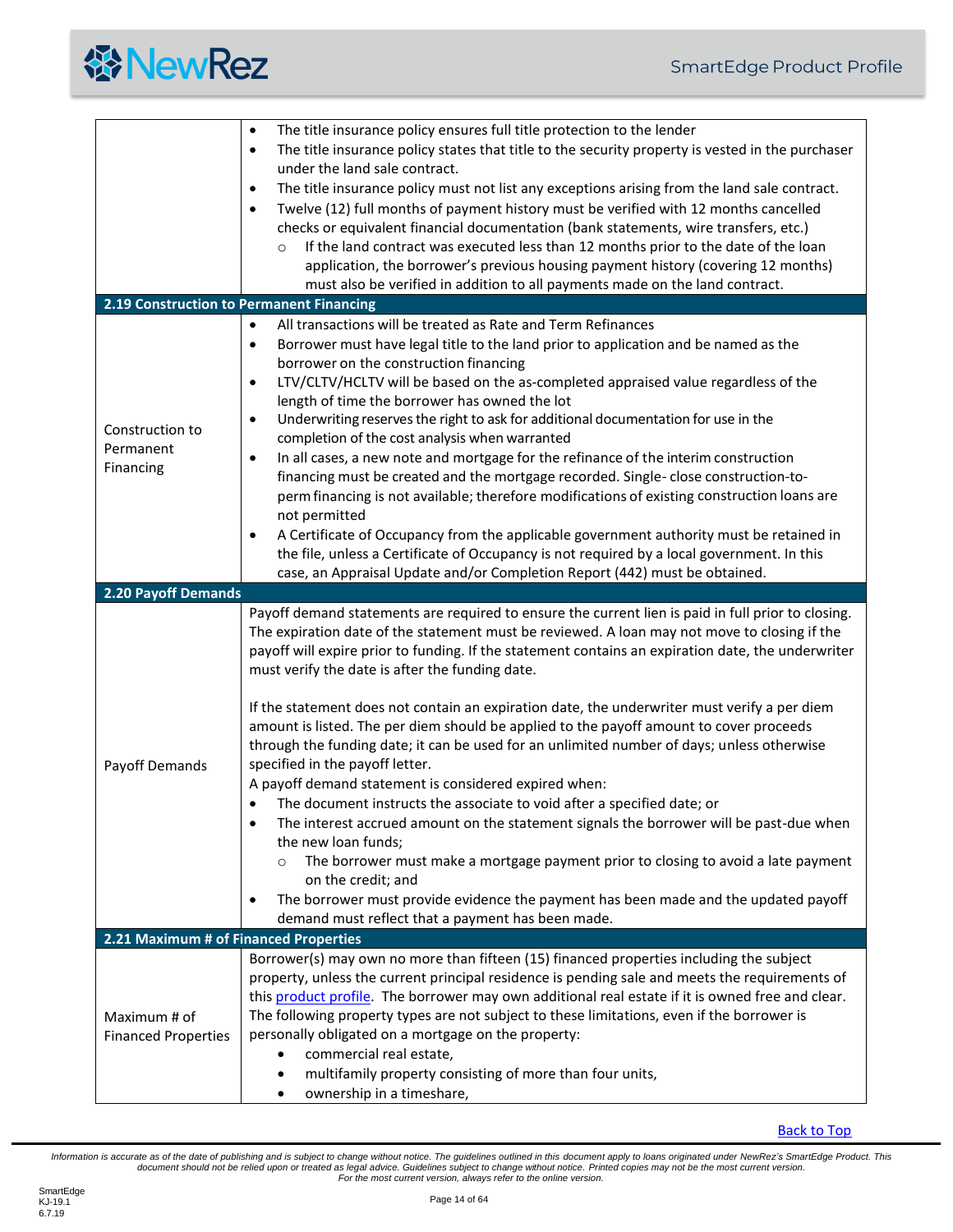| | |
|---|---|
| | • The title insurance policy ensures full title protection to the lender<br>• The title insurance policy states that title to the security property is vested in the purchaser under the land sale contract.<br>• The title insurance policy must not list any exceptions arising from the land sale contract.<br>• Twelve (12) full months of payment history must be verified with 12 months cancelled checks or equivalent financial documentation (bank statements, wire transfers, etc.)<br>  ○ If the land contract was executed less than 12 months prior to the date of the loan application, the borrower's previous housing payment history (covering 12 months) must also be verified in addition to all payments made on the land contract. |
| **2.19 Construction to Permanent Financing** | |
| Construction to Permanent Financing | • All transactions will be treated as Rate and Term Refinances<br>• Borrower must have legal title to the land prior to application and be named as the borrower on the construction financing<br>• LTV/CLTV/HCLTV will be based on the as-completed appraised value regardless of the length of time the borrower has owned the lot<br>• Underwriting reserves the right to ask for additional documentation for use in the completion of the cost analysis when warranted<br>• In all cases, a new note and mortgage for the refinance of the interim construction financing must be created and the mortgage recorded. Single- close construction-to-perm financing is not available; therefore modifications of existing construction loans are not permitted<br>• A Certificate of Occupancy from the applicable government authority must be retained in the file, unless a Certificate of Occupancy is not required by a local government. In this case, an Appraisal Update and/or Completion Report (442) must be obtained. |
| **2.20 Payoff Demands** | |
| Payoff Demands | Payoff demand statements are required to ensure the current lien is paid in full prior to closing. The expiration date of the statement must be reviewed. A loan may not move to closing if the payoff will expire prior to funding. If the statement contains an expiration date, the underwriter must verify the date is after the funding date.<br><br>If the statement does not contain an expiration date, the underwriter must verify a per diem amount is listed. The per diem should be applied to the payoff amount to cover proceeds through the funding date; it can be used for an unlimited number of days; unless otherwise specified in the payoff letter.<br>A payoff demand statement is considered expired when:<br>• The document instructs the associate to void after a specified date; or<br>• The interest accrued amount on the statement signals the borrower will be past-due when the new loan funds;<br>  ○ The borrower must make a mortgage payment prior to closing to avoid a late payment on the credit; and<br>• The borrower must provide evidence the payment has been made and the updated payoff demand must reflect that a payment has been made. |
| **2.21 Maximum # of Financed Properties** | |
| Maximum # of Financed Properties | Borrower(s) may own no more than fifteen (15) financed properties including the subject property, unless the current principal residence is pending sale and meets the requirements of this product profile. The borrower may own additional real estate if it is owned free and clear. The following property types are not subject to these limitations, even if the borrower is personally obligated on a mortgage on the property:<br>• commercial real estate,<br>• multifamily property consisting of more than four units,<br>• ownership in a timeshare, |

Back to Top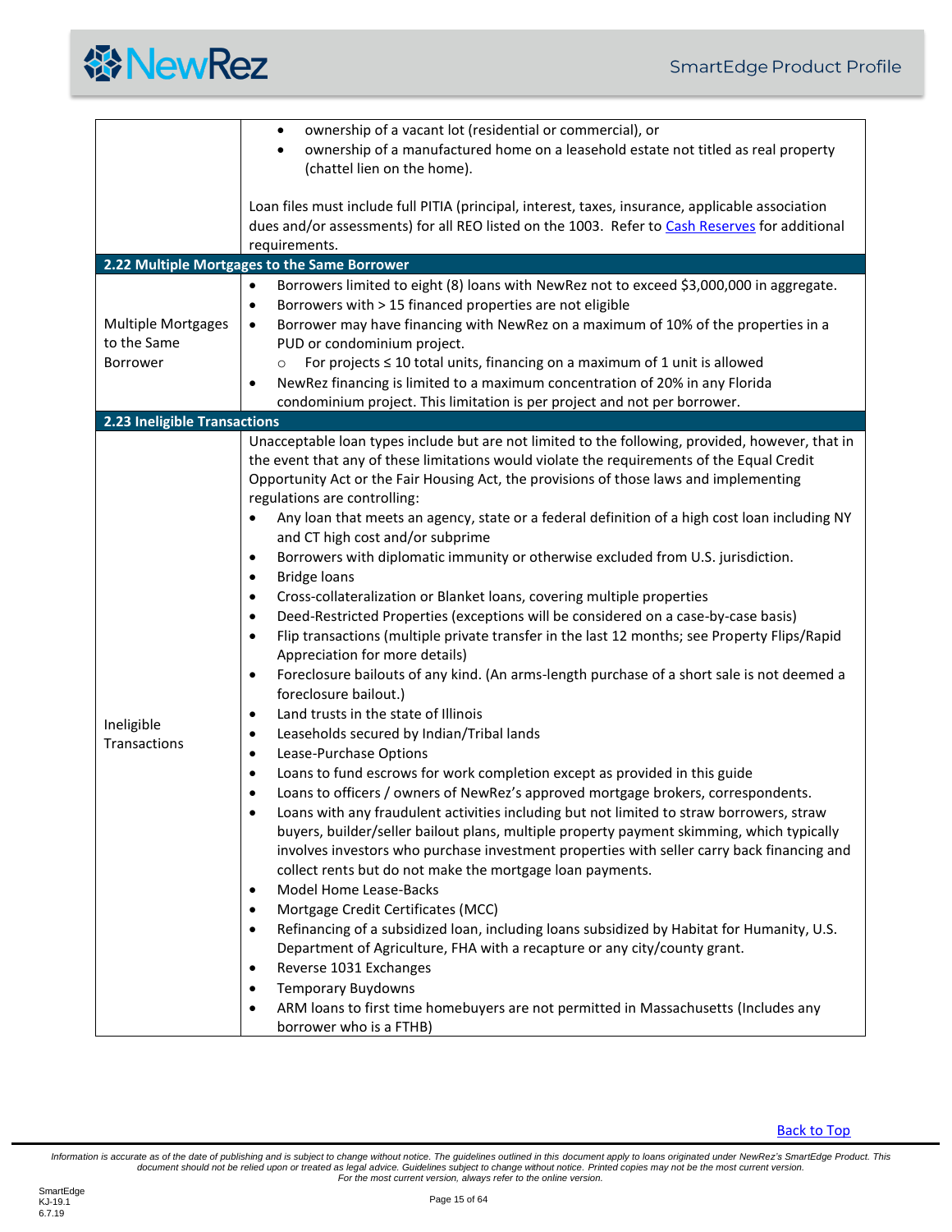| | |
|---|---|
| | • ownership of a vacant lot (residential or commercial), or<br>• ownership of a manufactured home on a leasehold estate not titled as real property (chattel lien on the home).<br><br>Loan files must include full PITIA (principal, interest, taxes, insurance, applicable association dues and/or assessments) for all REO listed on the 1003. Refer to Cash Reserves for additional requirements. |

**2.22 Multiple Mortgages to the Same Borrower**

| | |
|---|---|
| Multiple Mortgages to the Same Borrower | • Borrowers limited to eight (8) loans with NewRez not to exceed $3,000,000 in aggregate.<br>• Borrowers with > 15 financed properties are not eligible<br>• Borrower may have financing with NewRez on a maximum of 10% of the properties in a PUD or condominium project.<br>&nbsp;&nbsp;&nbsp;&nbsp;○ For projects ≤ 10 total units, financing on a maximum of 1 unit is allowed<br>• NewRez financing is limited to a maximum concentration of 20% in any Florida condominium project. This limitation is per project and not per borrower. |

**2.23 Ineligible Transactions**

| | |
|---|---|
| Ineligible Transactions | Unacceptable loan types include but are not limited to the following, provided, however, that in the event that any of these limitations would violate the requirements of the Equal Credit Opportunity Act or the Fair Housing Act, the provisions of those laws and implementing regulations are controlling:<br>• Any loan that meets an agency, state or a federal definition of a high cost loan including NY and CT high cost and/or subprime<br>• Borrowers with diplomatic immunity or otherwise excluded from U.S. jurisdiction.<br>• Bridge loans<br>• Cross-collateralization or Blanket loans, covering multiple properties<br>• Deed-Restricted Properties (exceptions will be considered on a case-by-case basis)<br>• Flip transactions (multiple private transfer in the last 12 months; see Property Flips/Rapid Appreciation for more details)<br>• Foreclosure bailouts of any kind. (An arms-length purchase of a short sale is not deemed a foreclosure bailout.)<br>• Land trusts in the state of Illinois<br>• Leaseholds secured by Indian/Tribal lands<br>• Lease-Purchase Options<br>• Loans to fund escrows for work completion except as provided in this guide<br>• Loans to officers / owners of NewRez's approved mortgage brokers, correspondents.<br>• Loans with any fraudulent activities including but not limited to straw borrowers, straw buyers, builder/seller bailout plans, multiple property payment skimming, which typically involves investors who purchase investment properties with seller carry back financing and collect rents but do not make the mortgage loan payments.<br>• Model Home Lease-Backs<br>• Mortgage Credit Certificates (MCC)<br>• Refinancing of a subsidized loan, including loans subsidized by Habitat for Humanity, U.S. Department of Agriculture, FHA with a recapture or any city/county grant.<br>• Reverse 1031 Exchanges<br>• Temporary Buydowns<br>• ARM loans to first time homebuyers are not permitted in Massachusetts (Includes any borrower who is a FTHB) |

Back to Top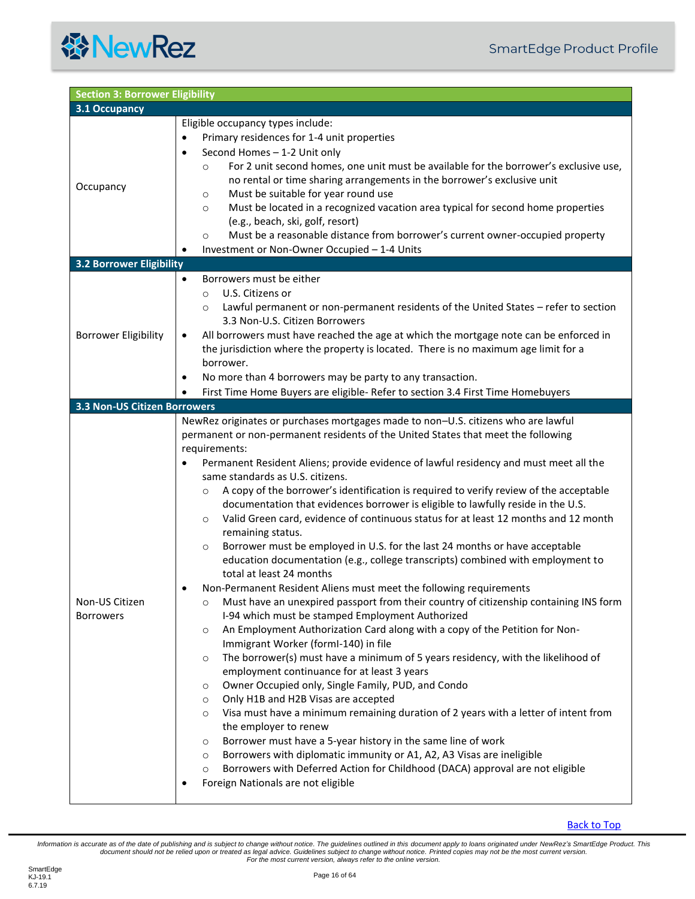## Section 3: Borrower Eligibility

### 3.1 Occupancy

| | |
|---|---|
| Occupancy | Eligible occupancy types include:<br>• Primary residences for 1-4 unit properties<br>• Second Homes – 1-2 Unit only<br>  ○ For 2 unit second homes, one unit must be available for the borrower's exclusive use, no rental or time sharing arrangements in the borrower's exclusive unit<br>  ○ Must be suitable for year round use<br>  ○ Must be located in a recognized vacation area typical for second home properties (e.g., beach, ski, golf, resort)<br>  ○ Must be a reasonable distance from borrower's current owner-occupied property<br>• Investment or Non-Owner Occupied – 1-4 Units |

### 3.2 Borrower Eligibility

| | |
|---|---|
| Borrower Eligibility | • Borrowers must be either<br>  ○ U.S. Citizens or<br>  ○ Lawful permanent or non-permanent residents of the United States – refer to section 3.3 Non-U.S. Citizen Borrowers<br>• All borrowers must have reached the age at which the mortgage note can be enforced in the jurisdiction where the property is located. There is no maximum age limit for a borrower.<br>• No more than 4 borrowers may be party to any transaction.<br>• First Time Home Buyers are eligible- Refer to section 3.4 First Time Homebuyers |

### 3.3 Non-US Citizen Borrowers

| | |
|---|---|
| Non-US Citizen Borrowers | NewRez originates or purchases mortgages made to non–U.S. citizens who are lawful permanent or non-permanent residents of the United States that meet the following requirements:<br>• Permanent Resident Aliens; provide evidence of lawful residency and must meet all the same standards as U.S. citizens.<br>  ○ A copy of the borrower's identification is required to verify review of the acceptable documentation that evidences borrower is eligible to lawfully reside in the U.S.<br>  ○ Valid Green card, evidence of continuous status for at least 12 months and 12 month remaining status.<br>  ○ Borrower must be employed in U.S. for the last 24 months or have acceptable education documentation (e.g., college transcripts) combined with employment to total at least 24 months<br>• Non-Permanent Resident Aliens must meet the following requirements<br>  ○ Must have an unexpired passport from their country of citizenship containing INS form I-94 which must be stamped Employment Authorized<br>  ○ An Employment Authorization Card along with a copy of the Petition for Non-Immigrant Worker (formI-140) in file<br>  ○ The borrower(s) must have a minimum of 5 years residency, with the likelihood of employment continuance for at least 3 years<br>  ○ Owner Occupied only, Single Family, PUD, and Condo<br>  ○ Only H1B and H2B Visas are accepted<br>  ○ Visa must have a minimum remaining duration of 2 years with a letter of intent from the employer to renew<br>  ○ Borrower must have a 5-year history in the same line of work<br>  ○ Borrowers with diplomatic immunity or A1, A2, A3 Visas are ineligible<br>  ○ Borrowers with Deferred Action for Childhood (DACA) approval are not eligible<br>• Foreign Nationals are not eligible |

Back to Top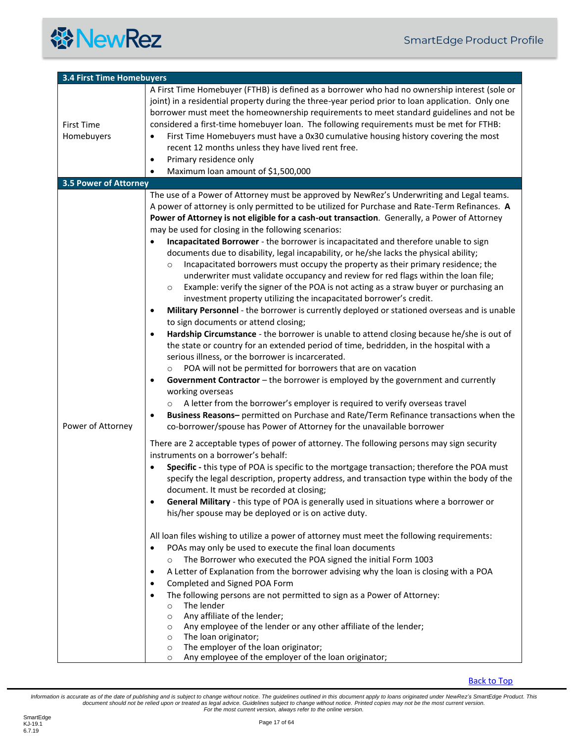| 3.4 First Time Homebuyers | |
|---|---|
| First Time Homebuyers | A First Time Homebuyer (FTHB) is defined as a borrower who had no ownership interest (sole or joint) in a residential property during the three-year period prior to loan application. Only one borrower must meet the homeownership requirements to meet standard guidelines and not be considered a first-time homebuyer loan. The following requirements must be met for FTHB:<br>• First Time Homebuyers must have a 0x30 cumulative housing history covering the most recent 12 months unless they have lived rent free.<br>• Primary residence only<br>• Maximum loan amount of $1,500,000 |
| **3.5 Power of Attorney** | |
| Power of Attorney | The use of a Power of Attorney must be approved by NewRez's Underwriting and Legal teams. A power of attorney is only permitted to be utilized for Purchase and Rate-Term Refinances. **A Power of Attorney is not eligible for a cash-out transaction**. Generally, a Power of Attorney may be used for closing in the following scenarios:<br>• **Incapacitated Borrower** - the borrower is incapacitated and therefore unable to sign documents due to disability, legal incapability, or he/she lacks the physical ability;<br>  ○ Incapacitated borrowers must occupy the property as their primary residence; the underwriter must validate occupancy and review for red flags within the loan file;<br>  ○ Example: verify the signer of the POA is not acting as a straw buyer or purchasing an investment property utilizing the incapacitated borrower's credit.<br>• **Military Personnel** - the borrower is currently deployed or stationed overseas and is unable to sign documents or attend closing;<br>• **Hardship Circumstance** - the borrower is unable to attend closing because he/she is out of the state or country for an extended period of time, bedridden, in the hospital with a serious illness, or the borrower is incarcerated.<br>  ○ POA will not be permitted for borrowers that are on vacation<br>• **Government Contractor** – the borrower is employed by the government and currently working overseas<br>  ○ A letter from the borrower's employer is required to verify overseas travel<br>• **Business Reasons–** permitted on Purchase and Rate/Term Refinance transactions when the co-borrower/spouse has Power of Attorney for the unavailable borrower<br><br>There are 2 acceptable types of power of attorney. The following persons may sign security instruments on a borrower's behalf:<br>• **Specific -** this type of POA is specific to the mortgage transaction; therefore the POA must specify the legal description, property address, and transaction type within the body of the document. It must be recorded at closing;<br>• **General Military** - this type of POA is generally used in situations where a borrower or his/her spouse may be deployed or is on active duty.<br><br>All loan files wishing to utilize a power of attorney must meet the following requirements:<br>• POAs may only be used to execute the final loan documents<br>  ○ The Borrower who executed the POA signed the initial Form 1003<br>• A Letter of Explanation from the borrower advising why the loan is closing with a POA<br>• Completed and Signed POA Form<br>• The following persons are not permitted to sign as a Power of Attorney:<br>  ○ The lender<br>  ○ Any affiliate of the lender;<br>  ○ Any employee of the lender or any other affiliate of the lender;<br>  ○ The loan originator;<br>  ○ The employer of the loan originator;<br>  ○ Any employee of the employer of the loan originator; |

Back to Top

*Information is accurate as of the date of publishing and is subject to change without notice. The guidelines outlined in this document apply to loans originated under NewRez's SmartEdge Product. This document should not be relied upon or treated as legal advice. Guidelines subject to change without notice. Printed copies may not be the most current version. For the most current version, always refer to the online version.*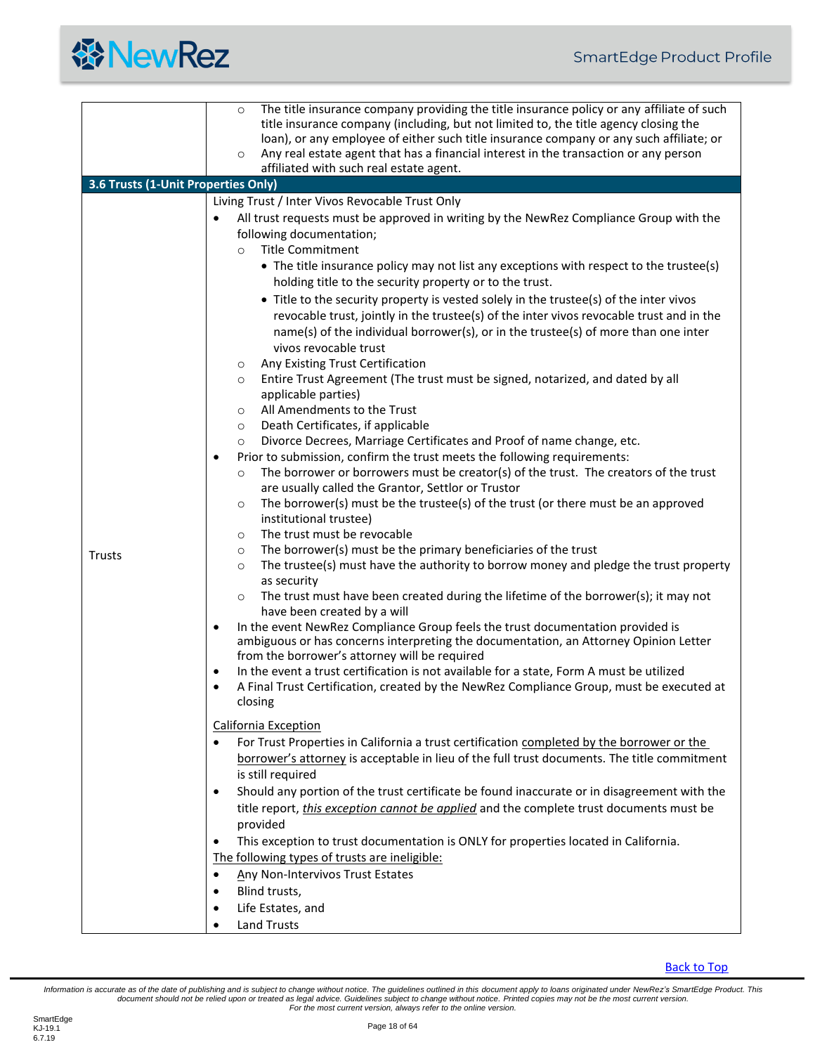| | |
|---|---|
| | ○ The title insurance company providing the title insurance policy or any affiliate of such title insurance company (including, but not limited to, the title agency closing the loan), or any employee of either such title insurance company or any such affiliate; or<br>○ Any real estate agent that has a financial interest in the transaction or any person affiliated with such real estate agent. |
| **3.6 Trusts (1-Unit Properties Only)** | |
| Trusts | Living Trust / Inter Vivos Revocable Trust Only<br>• All trust requests must be approved in writing by the NewRez Compliance Group with the following documentation;<br>○ Title Commitment<br>• The title insurance policy may not list any exceptions with respect to the trustee(s) holding title to the security property or to the trust.<br>• Title to the security property is vested solely in the trustee(s) of the inter vivos revocable trust, jointly in the trustee(s) of the inter vivos revocable trust and in the name(s) of the individual borrower(s), or in the trustee(s) of more than one inter vivos revocable trust<br>○ Any Existing Trust Certification<br>○ Entire Trust Agreement (The trust must be signed, notarized, and dated by all applicable parties)<br>○ All Amendments to the Trust<br>○ Death Certificates, if applicable<br>○ Divorce Decrees, Marriage Certificates and Proof of name change, etc.<br>• Prior to submission, confirm the trust meets the following requirements:<br>○ The borrower or borrowers must be creator(s) of the trust. The creators of the trust are usually called the Grantor, Settlor or Trustor<br>○ The borrower(s) must be the trustee(s) of the trust (or there must be an approved institutional trustee)<br>○ The trust must be revocable<br>○ The borrower(s) must be the primary beneficiaries of the trust<br>○ The trustee(s) must have the authority to borrow money and pledge the trust property as security<br>○ The trust must have been created during the lifetime of the borrower(s); it may not have been created by a will<br>• In the event NewRez Compliance Group feels the trust documentation provided is ambiguous or has concerns interpreting the documentation, an Attorney Opinion Letter from the borrower's attorney will be required<br>• In the event a trust certification is not available for a state, Form A must be utilized<br>• A Final Trust Certification, created by the NewRez Compliance Group, must be executed at closing<br><br><u>California Exception</u><br>• For Trust Properties in California a trust certification <u>completed by the borrower or the borrower's attorney</u> is acceptable in lieu of the full trust documents. The title commitment is still required<br>• Should any portion of the trust certificate be found inaccurate or in disagreement with the title report, <u>*this exception cannot be applied*</u> and the complete trust documents must be provided<br>• This exception to trust documentation is ONLY for properties located in California.<br><u>The following types of trusts are ineligible:</u><br>• Any Non-Intervivos Trust Estates<br>• Blind trusts,<br>• Life Estates, and<br>• Land Trusts |

Back to Top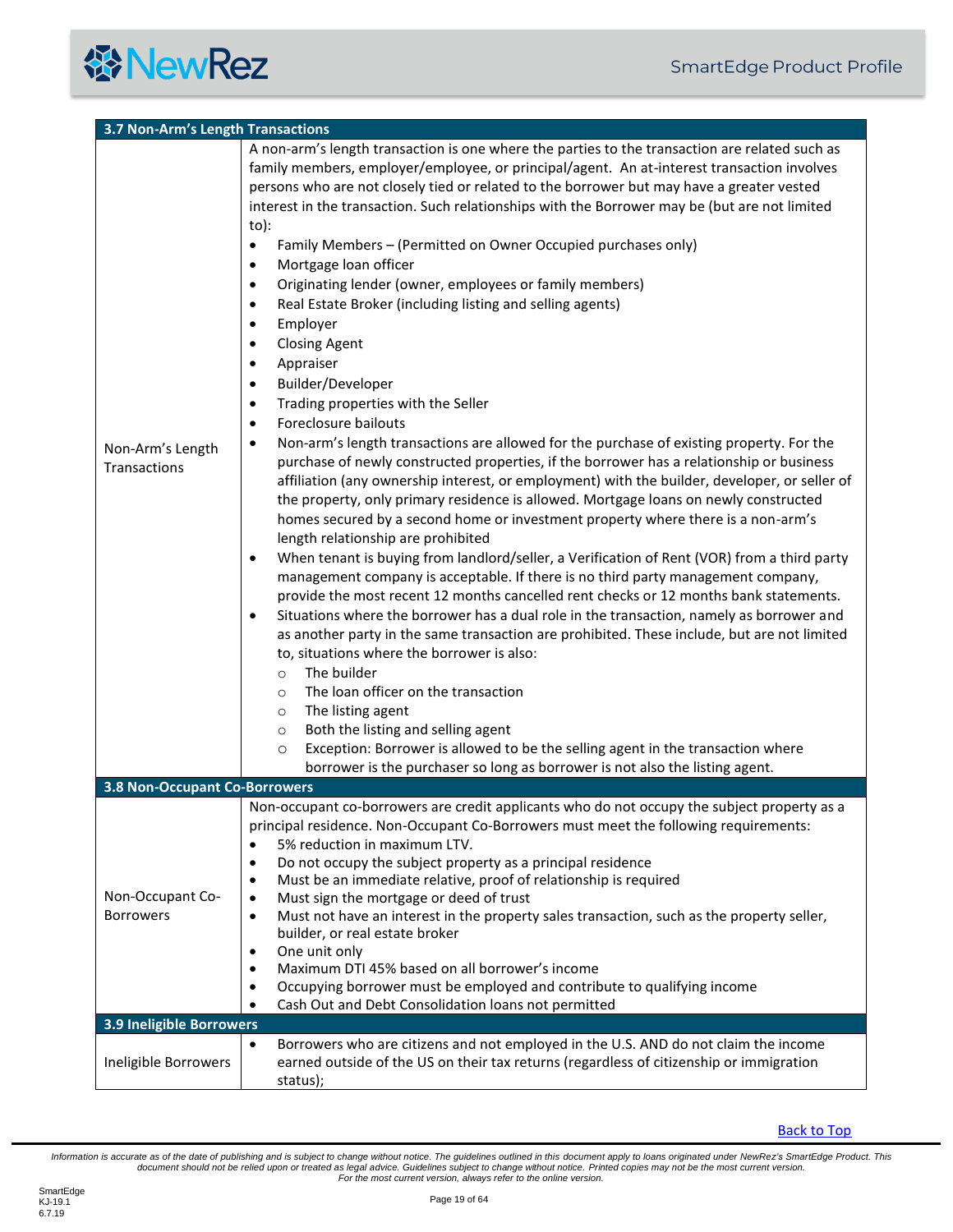## 3.7 Non-Arm's Length Transactions

| | |
|---|---|
| Non-Arm's Length Transactions | A non-arm's length transaction is one where the parties to the transaction are related such as family members, employer/employee, or principal/agent. An at-interest transaction involves persons who are not closely tied or related to the borrower but may have a greater vested interest in the transaction. Such relationships with the Borrower may be (but are not limited to):<br>• Family Members – (Permitted on Owner Occupied purchases only)<br>• Mortgage loan officer<br>• Originating lender (owner, employees or family members)<br>• Real Estate Broker (including listing and selling agents)<br>• Employer<br>• Closing Agent<br>• Appraiser<br>• Builder/Developer<br>• Trading properties with the Seller<br>• Foreclosure bailouts<br>• Non-arm's length transactions are allowed for the purchase of existing property. For the purchase of newly constructed properties, if the borrower has a relationship or business affiliation (any ownership interest, or employment) with the builder, developer, or seller of the property, only primary residence is allowed. Mortgage loans on newly constructed homes secured by a second home or investment property where there is a non-arm's length relationship are prohibited<br>• When tenant is buying from landlord/seller, a Verification of Rent (VOR) from a third party management company is acceptable. If there is no third party management company, provide the most recent 12 months cancelled rent checks or 12 months bank statements.<br>• Situations where the borrower has a dual role in the transaction, namely as borrower and as another party in the same transaction are prohibited. These include, but are not limited to, situations where the borrower is also:<br>  ○ The builder<br>  ○ The loan officer on the transaction<br>  ○ The listing agent<br>  ○ Both the listing and selling agent<br>  ○ Exception: Borrower is allowed to be the selling agent in the transaction where borrower is the purchaser so long as borrower is not also the listing agent. |

## 3.8 Non-Occupant Co-Borrowers

| | |
|---|---|
| Non-Occupant Co-Borrowers | Non-occupant co-borrowers are credit applicants who do not occupy the subject property as a principal residence. Non-Occupant Co-Borrowers must meet the following requirements:<br>• 5% reduction in maximum LTV.<br>• Do not occupy the subject property as a principal residence<br>• Must be an immediate relative, proof of relationship is required<br>• Must sign the mortgage or deed of trust<br>• Must not have an interest in the property sales transaction, such as the property seller, builder, or real estate broker<br>• One unit only<br>• Maximum DTI 45% based on all borrower's income<br>• Occupying borrower must be employed and contribute to qualifying income<br>• Cash Out and Debt Consolidation loans not permitted |

## 3.9 Ineligible Borrowers

| | |
|---|---|
| Ineligible Borrowers | • Borrowers who are citizens and not employed in the U.S. AND do not claim the income earned outside of the US on their tax returns (regardless of citizenship or immigration status); |

Back to Top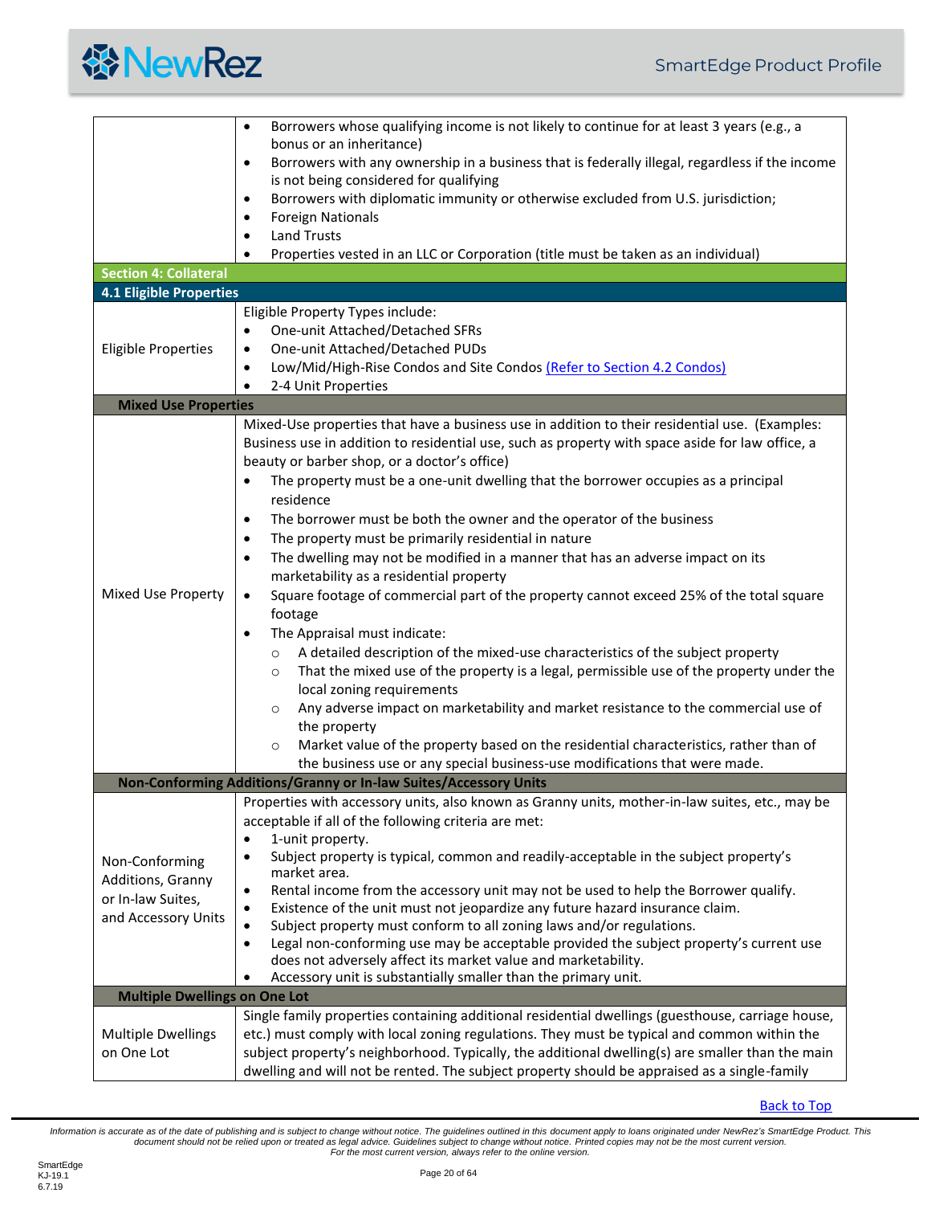| | |
|---|---|
| | • Borrowers whose qualifying income is not likely to continue for at least 3 years (e.g., a bonus or an inheritance)<br>• Borrowers with any ownership in a business that is federally illegal, regardless if the income is not being considered for qualifying<br>• Borrowers with diplomatic immunity or otherwise excluded from U.S. jurisdiction;<br>• Foreign Nationals<br>• Land Trusts<br>• Properties vested in an LLC or Corporation (title must be taken as an individual) |
| **Section 4: Collateral** | |
| **4.1 Eligible Properties** | |
| Eligible Properties | Eligible Property Types include:<br>• One-unit Attached/Detached SFRs<br>• One-unit Attached/Detached PUDs<br>• Low/Mid/High-Rise Condos and Site Condos [(Refer to Section 4.2 Condos)](#)<br>• 2-4 Unit Properties |
| **Mixed Use Properties** | |
| Mixed Use Property | Mixed-Use properties that have a business use in addition to their residential use. (Examples: Business use in addition to residential use, such as property with space aside for law office, a beauty or barber shop, or a doctor's office)<br>• The property must be a one-unit dwelling that the borrower occupies as a principal residence<br>• The borrower must be both the owner and the operator of the business<br>• The property must be primarily residential in nature<br>• The dwelling may not be modified in a manner that has an adverse impact on its marketability as a residential property<br>• Square footage of commercial part of the property cannot exceed 25% of the total square footage<br>• The Appraisal must indicate:<br>&nbsp;&nbsp;○ A detailed description of the mixed-use characteristics of the subject property<br>&nbsp;&nbsp;○ That the mixed use of the property is a legal, permissible use of the property under the local zoning requirements<br>&nbsp;&nbsp;○ Any adverse impact on marketability and market resistance to the commercial use of the property<br>&nbsp;&nbsp;○ Market value of the property based on the residential characteristics, rather than of the business use or any special business-use modifications that were made. |
| **Non-Conforming Additions/Granny or In-law Suites/Accessory Units** | |
| Non-Conforming Additions, Granny or In-law Suites, and Accessory Units | Properties with accessory units, also known as Granny units, mother-in-law suites, etc., may be acceptable if all of the following criteria are met:<br>• 1-unit property.<br>• Subject property is typical, common and readily-acceptable in the subject property's market area.<br>• Rental income from the accessory unit may not be used to help the Borrower qualify.<br>• Existence of the unit must not jeopardize any future hazard insurance claim.<br>• Subject property must conform to all zoning laws and/or regulations.<br>• Legal non-conforming use may be acceptable provided the subject property's current use does not adversely affect its market value and marketability.<br>• Accessory unit is substantially smaller than the primary unit. |
| **Multiple Dwellings on One Lot** | |
| Multiple Dwellings on One Lot | Single family properties containing additional residential dwellings (guesthouse, carriage house, etc.) must comply with local zoning regulations. They must be typical and common within the subject property's neighborhood. Typically, the additional dwelling(s) are smaller than the main dwelling and will not be rented. The subject property should be appraised as a single-family |

[Back to Top](#)

*Information is accurate as of the date of publishing and is subject to change without notice. The guidelines outlined in this document apply to loans originated under NewRez's SmartEdge Product. This document should not be relied upon or treated as legal advice. Guidelines subject to change without notice. Printed copies may not be the most current version. For the most current version, always refer to the online version.*

SmartEdge
KJ-19.1
6.7.19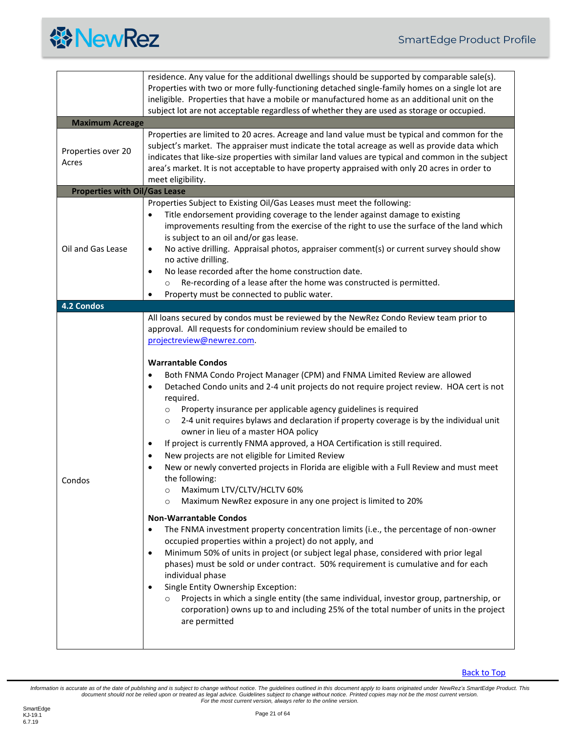| | |
|---|---|
| | residence. Any value for the additional dwellings should be supported by comparable sale(s). Properties with two or more fully-functioning detached single-family homes on a single lot are ineligible. Properties that have a mobile or manufactured home as an additional unit on the subject lot are not acceptable regardless of whether they are used as storage or occupied. |
| **Maximum Acreage** | |
| Properties over 20 Acres | Properties are limited to 20 acres. Acreage and land value must be typical and common for the subject's market. The appraiser must indicate the total acreage as well as provide data which indicates that like-size properties with similar land values are typical and common in the subject area's market. It is not acceptable to have property appraised with only 20 acres in order to meet eligibility. |
| **Properties with Oil/Gas Lease** | |
| Oil and Gas Lease | Properties Subject to Existing Oil/Gas Leases must meet the following:<br>• Title endorsement providing coverage to the lender against damage to existing improvements resulting from the exercise of the right to use the surface of the land which is subject to an oil and/or gas lease.<br>• No active drilling. Appraisal photos, appraiser comment(s) or current survey should show no active drilling.<br>• No lease recorded after the home construction date.<br>&nbsp;&nbsp;&nbsp;&nbsp;○ Re-recording of a lease after the home was constructed is permitted.<br>• Property must be connected to public water. |
| **4.2 Condos** | |
| Condos | All loans secured by condos must be reviewed by the NewRez Condo Review team prior to approval. All requests for condominium review should be emailed to projectreview@newrez.com.<br><br>**Warrantable Condos**<br>• Both FNMA Condo Project Manager (CPM) and FNMA Limited Review are allowed<br>• Detached Condo units and 2-4 unit projects do not require project review. HOA cert is not required.<br>&nbsp;&nbsp;&nbsp;&nbsp;○ Property insurance per applicable agency guidelines is required<br>&nbsp;&nbsp;&nbsp;&nbsp;○ 2-4 unit requires bylaws and declaration if property coverage is by the individual unit owner in lieu of a master HOA policy<br>• If project is currently FNMA approved, a HOA Certification is still required.<br>• New projects are not eligible for Limited Review<br>• New or newly converted projects in Florida are eligible with a Full Review and must meet the following:<br>&nbsp;&nbsp;&nbsp;&nbsp;○ Maximum LTV/CLTV/HCLTV 60%<br>&nbsp;&nbsp;&nbsp;&nbsp;○ Maximum NewRez exposure in any one project is limited to 20%<br><br>**Non-Warrantable Condos**<br>• The FNMA investment property concentration limits (i.e., the percentage of non-owner occupied properties within a project) do not apply, and<br>• Minimum 50% of units in project (or subject legal phase, considered with prior legal phases) must be sold or under contract. 50% requirement is cumulative and for each individual phase<br>• Single Entity Ownership Exception:<br>&nbsp;&nbsp;&nbsp;&nbsp;○ Projects in which a single entity (the same individual, investor group, partnership, or corporation) owns up to and including 25% of the total number of units in the project are permitted |

Back to Top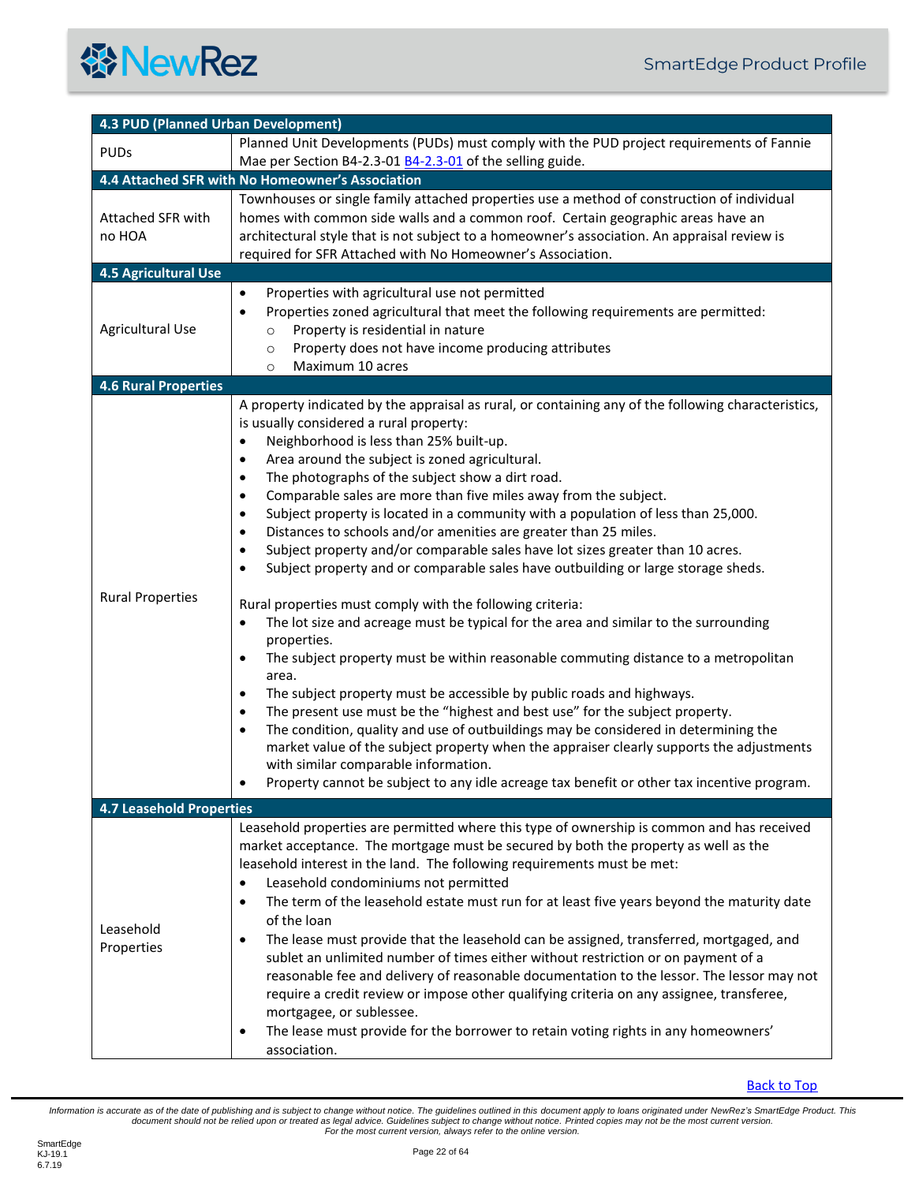### 4.3 PUD (Planned Urban Development)

| | |
|---|---|
| PUDs | Planned Unit Developments (PUDs) must comply with the PUD project requirements of Fannie Mae per Section B4-2.3-01 [B4-2.3-01](#) of the selling guide. |

### 4.4 Attached SFR with No Homeowner's Association

| | |
|---|---|
| Attached SFR with no HOA | Townhouses or single family attached properties use a method of construction of individual homes with common side walls and a common roof. Certain geographic areas have an architectural style that is not subject to a homeowner's association. An appraisal review is required for SFR Attached with No Homeowner's Association. |

### 4.5 Agricultural Use

| | |
|---|---|
| Agricultural Use | • Properties with agricultural use not permitted<br>• Properties zoned agricultural that meet the following requirements are permitted:<br>&nbsp;&nbsp;&nbsp;&nbsp;○ Property is residential in nature<br>&nbsp;&nbsp;&nbsp;&nbsp;○ Property does not have income producing attributes<br>&nbsp;&nbsp;&nbsp;&nbsp;○ Maximum 10 acres |

### 4.6 Rural Properties

| | |
|---|---|
| Rural Properties | A property indicated by the appraisal as rural, or containing any of the following characteristics, is usually considered a rural property:<br>• Neighborhood is less than 25% built-up.<br>• Area around the subject is zoned agricultural.<br>• The photographs of the subject show a dirt road.<br>• Comparable sales are more than five miles away from the subject.<br>• Subject property is located in a community with a population of less than 25,000.<br>• Distances to schools and/or amenities are greater than 25 miles.<br>• Subject property and/or comparable sales have lot sizes greater than 10 acres.<br>• Subject property and or comparable sales have outbuilding or large storage sheds.<br><br>Rural properties must comply with the following criteria:<br>• The lot size and acreage must be typical for the area and similar to the surrounding properties.<br>• The subject property must be within reasonable commuting distance to a metropolitan area.<br>• The subject property must be accessible by public roads and highways.<br>• The present use must be the "highest and best use" for the subject property.<br>• The condition, quality and use of outbuildings may be considered in determining the market value of the subject property when the appraiser clearly supports the adjustments with similar comparable information.<br>• Property cannot be subject to any idle acreage tax benefit or other tax incentive program. |

### 4.7 Leasehold Properties

| | |
|---|---|
| Leasehold Properties | Leasehold properties are permitted where this type of ownership is common and has received market acceptance. The mortgage must be secured by both the property as well as the leasehold interest in the land. The following requirements must be met:<br>• Leasehold condominiums not permitted<br>• The term of the leasehold estate must run for at least five years beyond the maturity date of the loan<br>• The lease must provide that the leasehold can be assigned, transferred, mortgaged, and sublet an unlimited number of times either without restriction or on payment of a reasonable fee and delivery of reasonable documentation to the lessor. The lessor may not require a credit review or impose other qualifying criteria on any assignee, transferee, mortgagee, or sublessee.<br>• The lease must provide for the borrower to retain voting rights in any homeowners' association. |

[Back to Top](#)

*Information is accurate as of the date of publishing and is subject to change without notice. The guidelines outlined in this document apply to loans originated under NewRez's SmartEdge Product. This document should not be relied upon or treated as legal advice. Guidelines subject to change without notice. Printed copies may not be the most current version. For the most current version, always refer to the online version.*

SmartEdge
KJ-19.1
6.7.19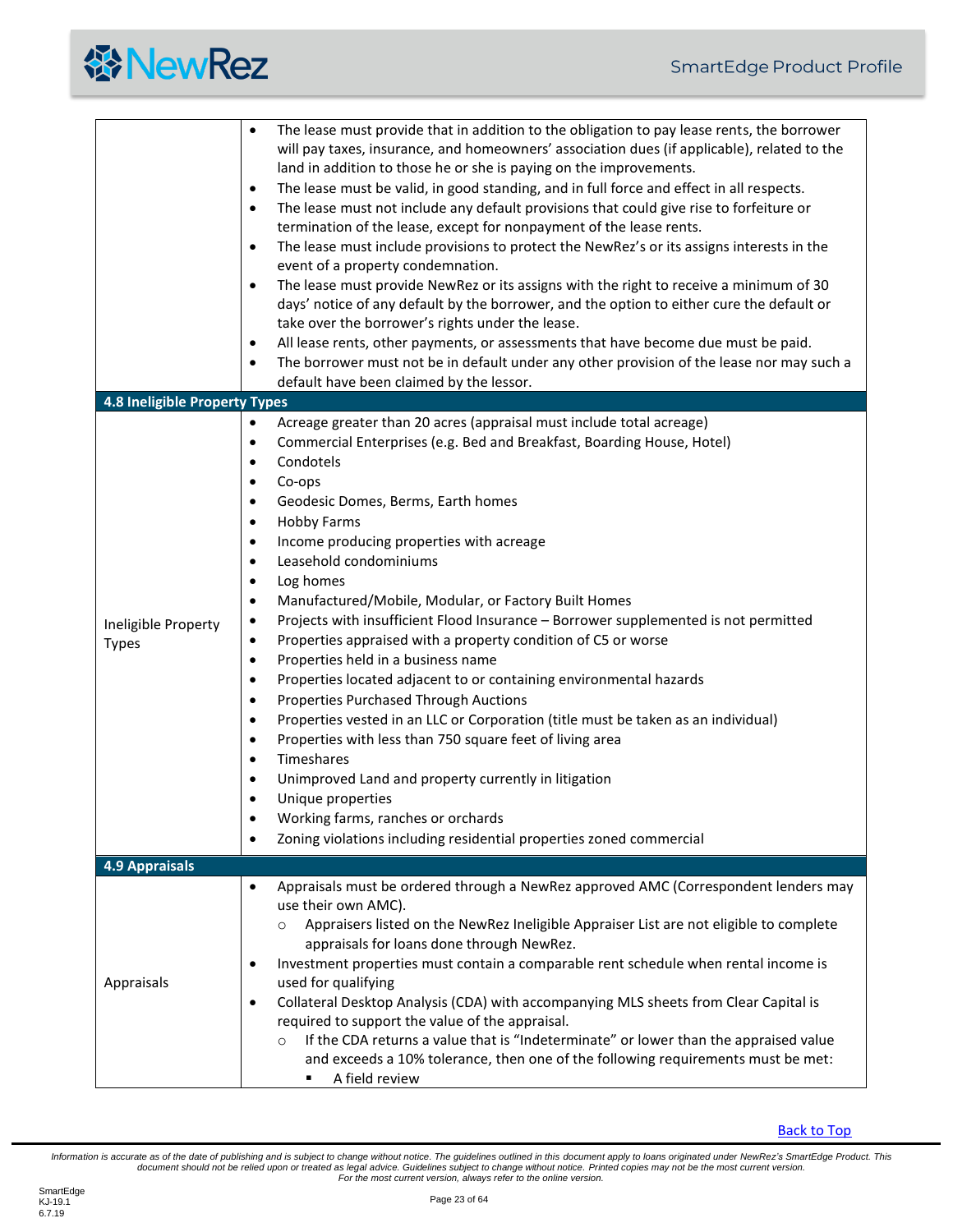| | |
|---|---|
| | • The lease must provide that in addition to the obligation to pay lease rents, the borrower will pay taxes, insurance, and homeowners' association dues (if applicable), related to the land in addition to those he or she is paying on the improvements.<br>• The lease must be valid, in good standing, and in full force and effect in all respects.<br>• The lease must not include any default provisions that could give rise to forfeiture or termination of the lease, except for nonpayment of the lease rents.<br>• The lease must include provisions to protect the NewRez's or its assigns interests in the event of a property condemnation.<br>• The lease must provide NewRez or its assigns with the right to receive a minimum of 30 days' notice of any default by the borrower, and the option to either cure the default or take over the borrower's rights under the lease.<br>• All lease rents, other payments, or assessments that have become due must be paid.<br>• The borrower must not be in default under any other provision of the lease nor may such a default have been claimed by the lessor. |
| **4.8 Ineligible Property Types** | |
| Ineligible Property Types | • Acreage greater than 20 acres (appraisal must include total acreage)<br>• Commercial Enterprises (e.g. Bed and Breakfast, Boarding House, Hotel)<br>• Condotels<br>• Co-ops<br>• Geodesic Domes, Berms, Earth homes<br>• Hobby Farms<br>• Income producing properties with acreage<br>• Leasehold condominiums<br>• Log homes<br>• Manufactured/Mobile, Modular, or Factory Built Homes<br>• Projects with insufficient Flood Insurance – Borrower supplemented is not permitted<br>• Properties appraised with a property condition of C5 or worse<br>• Properties held in a business name<br>• Properties located adjacent to or containing environmental hazards<br>• Properties Purchased Through Auctions<br>• Properties vested in an LLC or Corporation (title must be taken as an individual)<br>• Properties with less than 750 square feet of living area<br>• Timeshares<br>• Unimproved Land and property currently in litigation<br>• Unique properties<br>• Working farms, ranches or orchards<br>• Zoning violations including residential properties zoned commercial |
| **4.9 Appraisals** | |
| Appraisals | • Appraisals must be ordered through a NewRez approved AMC (Correspondent lenders may use their own AMC).<br>  ○ Appraisers listed on the NewRez Ineligible Appraiser List are not eligible to complete appraisals for loans done through NewRez.<br>• Investment properties must contain a comparable rent schedule when rental income is used for qualifying<br>• Collateral Desktop Analysis (CDA) with accompanying MLS sheets from Clear Capital is required to support the value of the appraisal.<br>  ○ If the CDA returns a value that is "Indeterminate" or lower than the appraised value and exceeds a 10% tolerance, then one of the following requirements must be met:<br>    ▪ A field review |

Back to Top

*Information is accurate as of the date of publishing and is subject to change without notice. The guidelines outlined in this document apply to loans originated under NewRez's SmartEdge Product. This document should not be relied upon or treated as legal advice. Guidelines subject to change without notice. Printed copies may not be the most current version. For the most current version, always refer to the online version.*

SmartEdge
KJ-19.1
6.7.19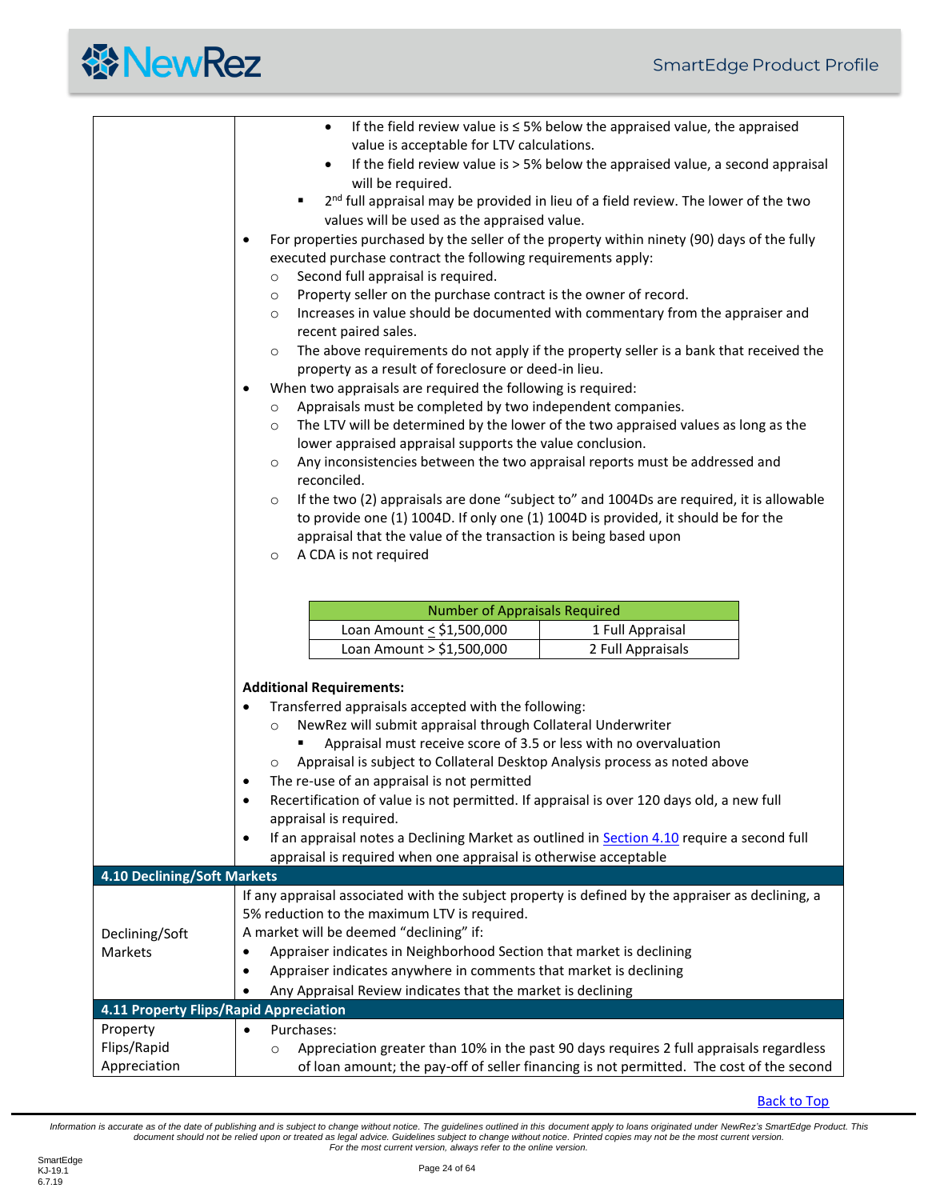- If the field review value is ≤ 5% below the appraised value, the appraised value is acceptable for LTV calculations.
- If the field review value is > 5% below the appraised value, a second appraisal will be required.
  - 2nd full appraisal may be provided in lieu of a field review. The lower of the two values will be used as the appraised value.
- For properties purchased by the seller of the property within ninety (90) days of the fully executed purchase contract the following requirements apply:
  - Second full appraisal is required.
  - Property seller on the purchase contract is the owner of record.
  - Increases in value should be documented with commentary from the appraiser and recent paired sales.
  - The above requirements do not apply if the property seller is a bank that received the property as a result of foreclosure or deed-in lieu.
- When two appraisals are required the following is required:
  - Appraisals must be completed by two independent companies.
  - The LTV will be determined by the lower of the two appraised values as long as the lower appraised appraisal supports the value conclusion.
  - Any inconsistencies between the two appraisal reports must be addressed and reconciled.
  - If the two (2) appraisals are done "subject to" and 1004Ds are required, it is allowable to provide one (1) 1004D. If only one (1) 1004D is provided, it should be for the appraisal that the value of the transaction is being based upon
  - A CDA is not required

| Number of Appraisals Required | |
|---|---|
| Loan Amount ≤ $1,500,000 | 1 Full Appraisal |
| Loan Amount > $1,500,000 | 2 Full Appraisals |

**Additional Requirements:**

- Transferred appraisals accepted with the following:
  - NewRez will submit appraisal through Collateral Underwriter
    - Appraisal must receive score of 3.5 or less with no overvaluation
  - Appraisal is subject to Collateral Desktop Analysis process as noted above
- The re-use of an appraisal is not permitted
- Recertification of value is not permitted. If appraisal is over 120 days old, a new full appraisal is required.
- If an appraisal notes a Declining Market as outlined in Section 4.10 require a second full appraisal is required when one appraisal is otherwise acceptable

## 4.10 Declining/Soft Markets

**Declining/Soft Markets**

If any appraisal associated with the subject property is defined by the appraiser as declining, a 5% reduction to the maximum LTV is required.

A market will be deemed "declining" if:

- Appraiser indicates in Neighborhood Section that market is declining
- Appraiser indicates anywhere in comments that market is declining
- Any Appraisal Review indicates that the market is declining

## 4.11 Property Flips/Rapid Appreciation

**Property Flips/Rapid Appreciation**

- Purchases:
  - Appreciation greater than 10% in the past 90 days requires 2 full appraisals regardless of loan amount; the pay-off of seller financing is not permitted. The cost of the second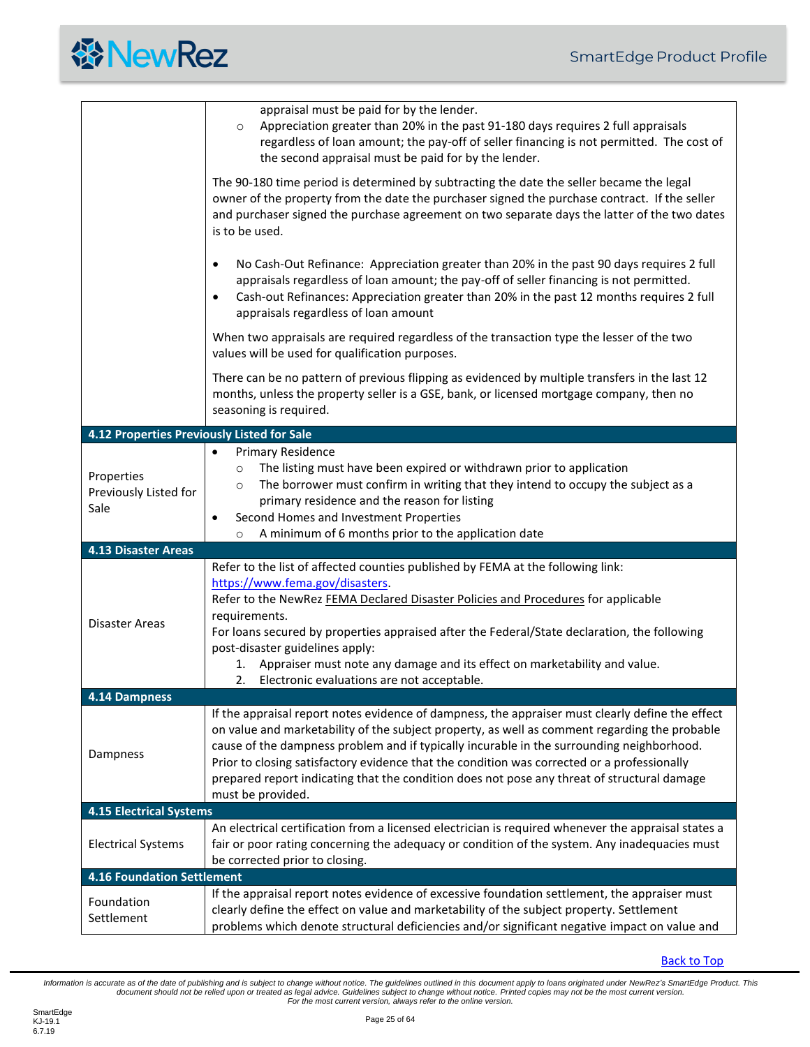| | |
|---|---|
| | appraisal must be paid for by the lender.<br>○ Appreciation greater than 20% in the past 91-180 days requires 2 full appraisals regardless of loan amount; the pay-off of seller financing is not permitted. The cost of the second appraisal must be paid for by the lender.<br><br>The 90-180 time period is determined by subtracting the date the seller became the legal owner of the property from the date the purchaser signed the purchase contract. If the seller and purchaser signed the purchase agreement on two separate days the latter of the two dates is to be used.<br><br>• No Cash-Out Refinance: Appreciation greater than 20% in the past 90 days requires 2 full appraisals regardless of loan amount; the pay-off of seller financing is not permitted.<br>• Cash-out Refinances: Appreciation greater than 20% in the past 12 months requires 2 full appraisals regardless of loan amount<br><br>When two appraisals are required regardless of the transaction type the lesser of the two values will be used for qualification purposes.<br><br>There can be no pattern of previous flipping as evidenced by multiple transfers in the last 12 months, unless the property seller is a GSE, bank, or licensed mortgage company, then no seasoning is required. |
| **4.12 Properties Previously Listed for Sale** | |
| Properties Previously Listed for Sale | • Primary Residence<br>○ The listing must have been expired or withdrawn prior to application<br>○ The borrower must confirm in writing that they intend to occupy the subject as a primary residence and the reason for listing<br>• Second Homes and Investment Properties<br>○ A minimum of 6 months prior to the application date |
| **4.13 Disaster Areas** | |
| Disaster Areas | Refer to the list of affected counties published by FEMA at the following link: https://www.fema.gov/disasters.<br>Refer to the NewRez FEMA Declared Disaster Policies and Procedures for applicable requirements.<br>For loans secured by properties appraised after the Federal/State declaration, the following post-disaster guidelines apply:<br>1. Appraiser must note any damage and its effect on marketability and value.<br>2. Electronic evaluations are not acceptable. |
| **4.14 Dampness** | |
| Dampness | If the appraisal report notes evidence of dampness, the appraiser must clearly define the effect on value and marketability of the subject property, as well as comment regarding the probable cause of the dampness problem and if typically incurable in the surrounding neighborhood. Prior to closing satisfactory evidence that the condition was corrected or a professionally prepared report indicating that the condition does not pose any threat of structural damage must be provided. |
| **4.15 Electrical Systems** | |
| Electrical Systems | An electrical certification from a licensed electrician is required whenever the appraisal states a fair or poor rating concerning the adequacy or condition of the system. Any inadequacies must be corrected prior to closing. |
| **4.16 Foundation Settlement** | |
| Foundation Settlement | If the appraisal report notes evidence of excessive foundation settlement, the appraiser must clearly define the effect on value and marketability of the subject property. Settlement problems which denote structural deficiencies and/or significant negative impact on value and |

Back to Top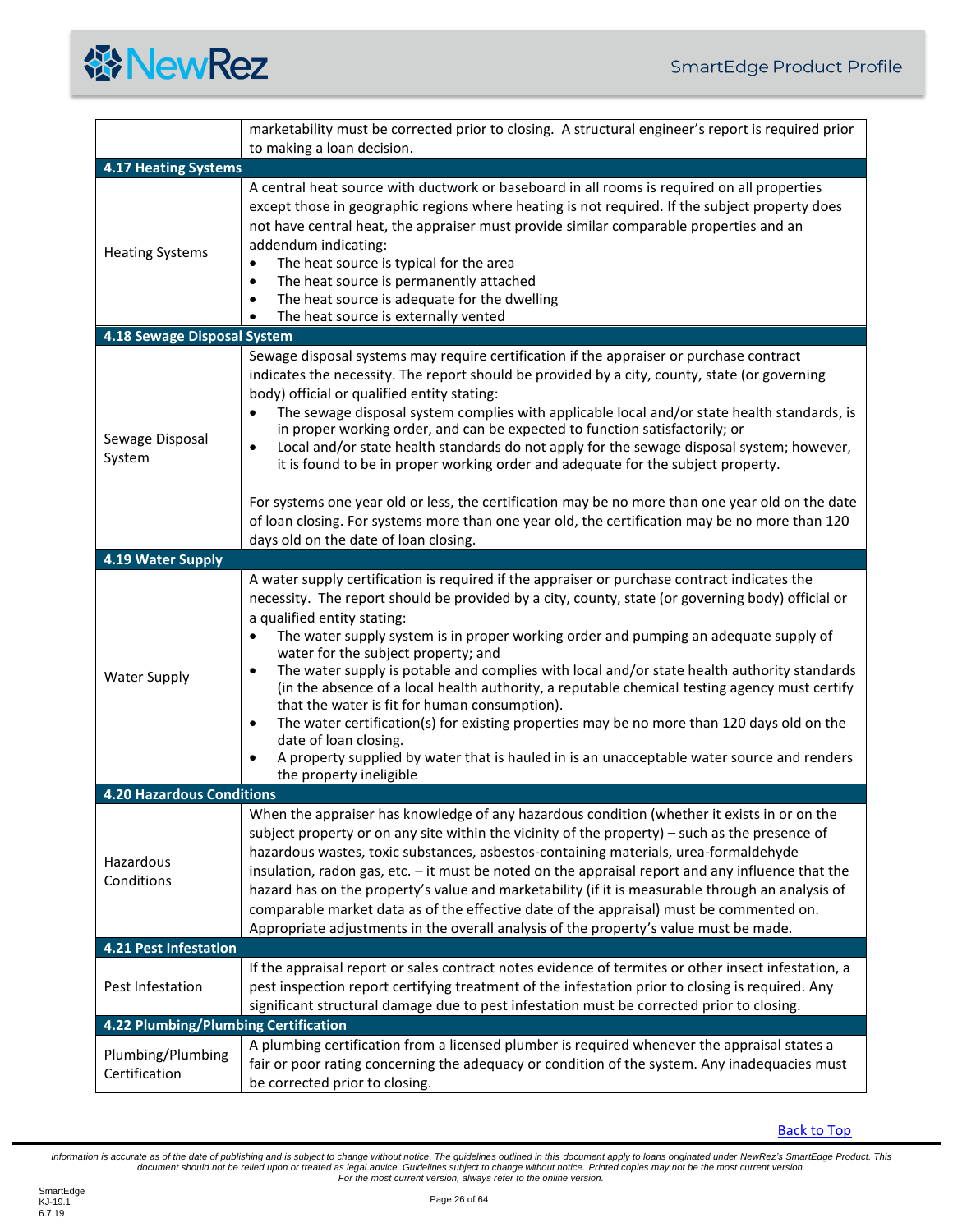| | |
|---|---|
| | marketability must be corrected prior to closing. A structural engineer's report is required prior to making a loan decision. |
| **4.17 Heating Systems** | |
| Heating Systems | A central heat source with ductwork or baseboard in all rooms is required on all properties except those in geographic regions where heating is not required. If the subject property does not have central heat, the appraiser must provide similar comparable properties and an addendum indicating:<br>• The heat source is typical for the area<br>• The heat source is permanently attached<br>• The heat source is adequate for the dwelling<br>• The heat source is externally vented |
| **4.18 Sewage Disposal System** | |
| Sewage Disposal System | Sewage disposal systems may require certification if the appraiser or purchase contract indicates the necessity. The report should be provided by a city, county, state (or governing body) official or qualified entity stating:<br>• The sewage disposal system complies with applicable local and/or state health standards, is in proper working order, and can be expected to function satisfactorily; or<br>• Local and/or state health standards do not apply for the sewage disposal system; however, it is found to be in proper working order and adequate for the subject property.<br><br>For systems one year old or less, the certification may be no more than one year old on the date of loan closing. For systems more than one year old, the certification may be no more than 120 days old on the date of loan closing. |
| **4.19 Water Supply** | |
| Water Supply | A water supply certification is required if the appraiser or purchase contract indicates the necessity. The report should be provided by a city, county, state (or governing body) official or a qualified entity stating:<br>• The water supply system is in proper working order and pumping an adequate supply of water for the subject property; and<br>• The water supply is potable and complies with local and/or state health authority standards (in the absence of a local health authority, a reputable chemical testing agency must certify that the water is fit for human consumption).<br>• The water certification(s) for existing properties may be no more than 120 days old on the date of loan closing.<br>• A property supplied by water that is hauled in is an unacceptable water source and renders the property ineligible |
| **4.20 Hazardous Conditions** | |
| Hazardous Conditions | When the appraiser has knowledge of any hazardous condition (whether it exists in or on the subject property or on any site within the vicinity of the property) – such as the presence of hazardous wastes, toxic substances, asbestos-containing materials, urea-formaldehyde insulation, radon gas, etc. – it must be noted on the appraisal report and any influence that the hazard has on the property's value and marketability (if it is measurable through an analysis of comparable market data as of the effective date of the appraisal) must be commented on. Appropriate adjustments in the overall analysis of the property's value must be made. |
| **4.21 Pest Infestation** | |
| Pest Infestation | If the appraisal report or sales contract notes evidence of termites or other insect infestation, a pest inspection report certifying treatment of the infestation prior to closing is required. Any significant structural damage due to pest infestation must be corrected prior to closing. |
| **4.22 Plumbing/Plumbing Certification** | |
| Plumbing/Plumbing Certification | A plumbing certification from a licensed plumber is required whenever the appraisal states a fair or poor rating concerning the adequacy or condition of the system. Any inadequacies must be corrected prior to closing. |

Back to Top

*Information is accurate as of the date of publishing and is subject to change without notice. The guidelines outlined in this document apply to loans originated under NewRez's SmartEdge Product. This document should not be relied upon or treated as legal advice. Guidelines subject to change without notice. Printed copies may not be the most current version. For the most current version, always refer to the online version.*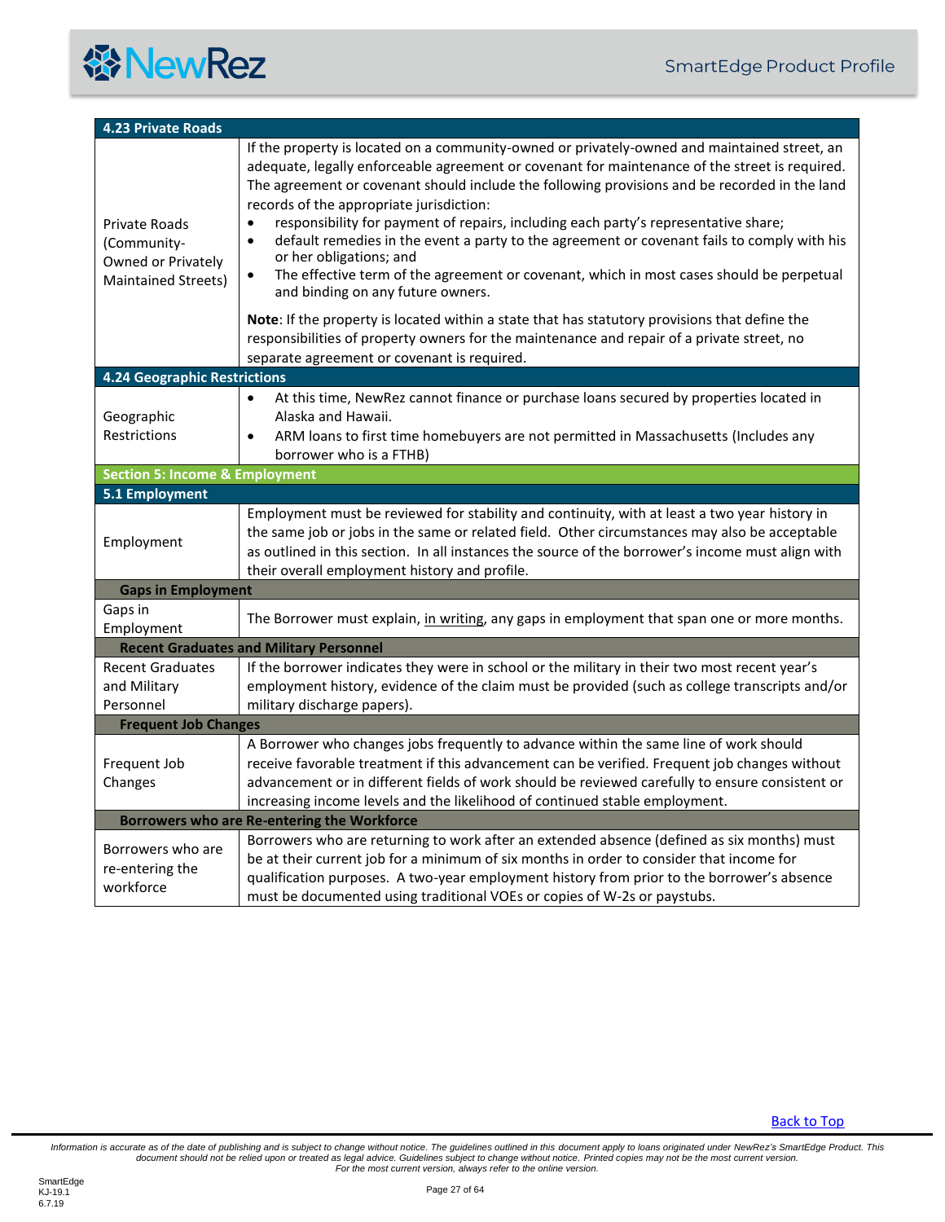| 4.23 Private Roads | |
|---|---|
| Private Roads (Community-Owned or Privately Maintained Streets) | If the property is located on a community-owned or privately-owned and maintained street, an adequate, legally enforceable agreement or covenant for maintenance of the street is required. The agreement or covenant should include the following provisions and be recorded in the land records of the appropriate jurisdiction:<br>• responsibility for payment of repairs, including each party's representative share;<br>• default remedies in the event a party to the agreement or covenant fails to comply with his or her obligations; and<br>• The effective term of the agreement or covenant, which in most cases should be perpetual and binding on any future owners.<br><br>**Note**: If the property is located within a state that has statutory provisions that define the responsibilities of property owners for the maintenance and repair of a private street, no separate agreement or covenant is required. |

| 4.24 Geographic Restrictions | |
|---|---|
| Geographic Restrictions | • At this time, NewRez cannot finance or purchase loans secured by properties located in Alaska and Hawaii.<br>• ARM loans to first time homebuyers are not permitted in Massachusetts (Includes any borrower who is a FTHB) |

## Section 5: Income & Employment

| 5.1 Employment | |
|---|---|
| Employment | Employment must be reviewed for stability and continuity, with at least a two year history in the same job or jobs in the same or related field. Other circumstances may also be acceptable as outlined in this section. In all instances the source of the borrower's income must align with their overall employment history and profile. |
| **Gaps in Employment** | |
| Gaps in Employment | The Borrower must explain, <u>in writing</u>, any gaps in employment that span one or more months. |
| **Recent Graduates and Military Personnel** | |
| Recent Graduates and Military Personnel | If the borrower indicates they were in school or the military in their two most recent year's employment history, evidence of the claim must be provided (such as college transcripts and/or military discharge papers). |
| **Frequent Job Changes** | |
| Frequent Job Changes | A Borrower who changes jobs frequently to advance within the same line of work should receive favorable treatment if this advancement can be verified. Frequent job changes without advancement or in different fields of work should be reviewed carefully to ensure consistent or increasing income levels and the likelihood of continued stable employment. |
| **Borrowers who are Re-entering the Workforce** | |
| Borrowers who are re-entering the workforce | Borrowers who are returning to work after an extended absence (defined as six months) must be at their current job for a minimum of six months in order to consider that income for qualification purposes. A two-year employment history from prior to the borrower's absence must be documented using traditional VOEs or copies of W-2s or paystubs. |

Back to Top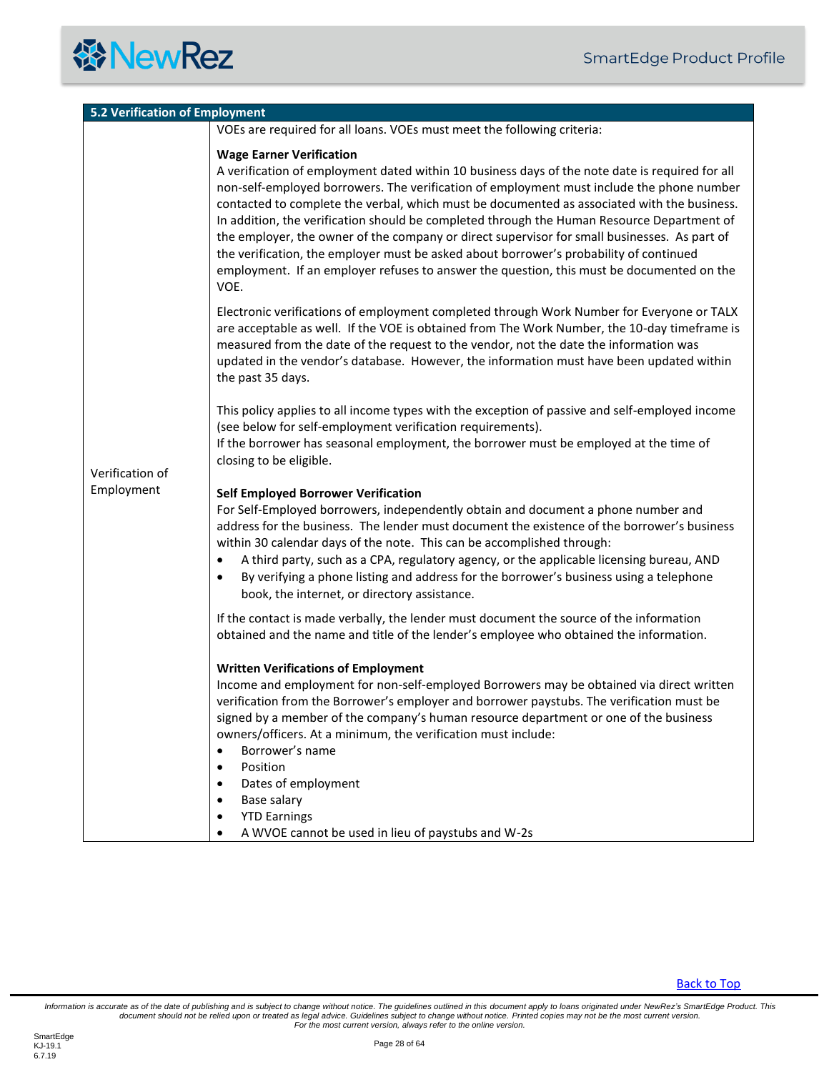| 5.2 Verification of Employment | |
|---|---|
| Verification of Employment | VOEs are required for all loans. VOEs must meet the following criteria:<br><br>**Wage Earner Verification**<br>A verification of employment dated within 10 business days of the note date is required for all non-self-employed borrowers. The verification of employment must include the phone number contacted to complete the verbal, which must be documented as associated with the business. In addition, the verification should be completed through the Human Resource Department of the employer, the owner of the company or direct supervisor for small businesses. As part of the verification, the employer must be asked about borrower's probability of continued employment. If an employer refuses to answer the question, this must be documented on the VOE.<br><br>Electronic verifications of employment completed through Work Number for Everyone or TALX are acceptable as well. If the VOE is obtained from The Work Number, the 10-day timeframe is measured from the date of the request to the vendor, not the date the information was updated in the vendor's database. However, the information must have been updated within the past 35 days.<br><br>This policy applies to all income types with the exception of passive and self-employed income (see below for self-employment verification requirements).<br>If the borrower has seasonal employment, the borrower must be employed at the time of closing to be eligible.<br><br>**Self Employed Borrower Verification**<br>For Self-Employed borrowers, independently obtain and document a phone number and address for the business. The lender must document the existence of the borrower's business within 30 calendar days of the note. This can be accomplished through:<br>• A third party, such as a CPA, regulatory agency, or the applicable licensing bureau, AND<br>• By verifying a phone listing and address for the borrower's business using a telephone book, the internet, or directory assistance.<br><br>If the contact is made verbally, the lender must document the source of the information obtained and the name and title of the lender's employee who obtained the information.<br><br>**Written Verifications of Employment**<br>Income and employment for non-self-employed Borrowers may be obtained via direct written verification from the Borrower's employer and borrower paystubs. The verification must be signed by a member of the company's human resource department or one of the business owners/officers. At a minimum, the verification must include:<br>• Borrower's name<br>• Position<br>• Dates of employment<br>• Base salary<br>• YTD Earnings<br>• A WVOE cannot be used in lieu of paystubs and W-2s |

Back to Top

*Information is accurate as of the date of publishing and is subject to change without notice. The guidelines outlined in this document apply to loans originated under NewRez's SmartEdge Product. This document should not be relied upon or treated as legal advice. Guidelines subject to change without notice. Printed copies may not be the most current version. For the most current version, always refer to the online version.*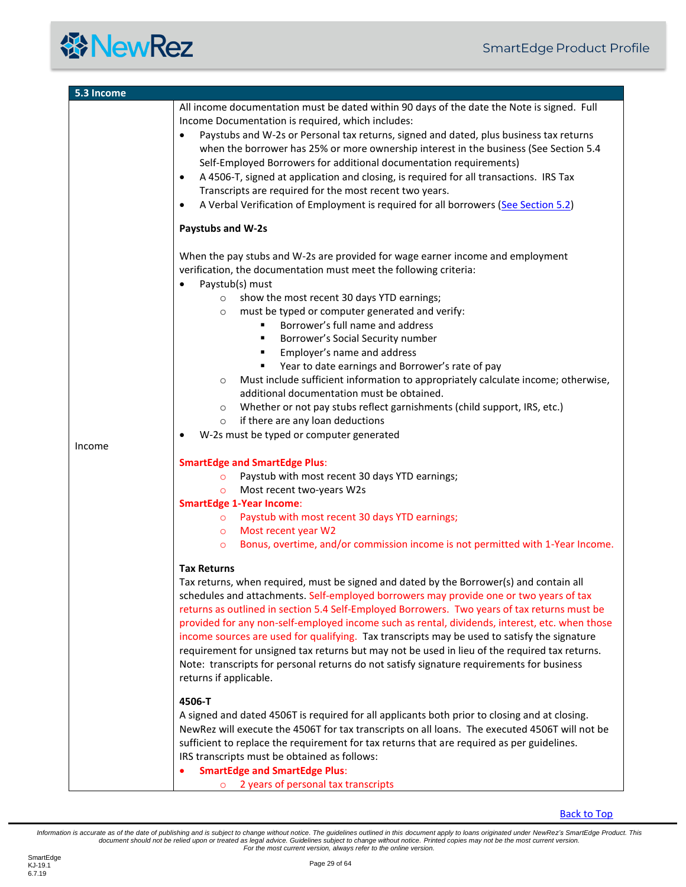## 5.3 Income

**Income**

All income documentation must be dated within 90 days of the date the Note is signed. Full Income Documentation is required, which includes:

- Paystubs and W-2s or Personal tax returns, signed and dated, plus business tax returns when the borrower has 25% or more ownership interest in the business (See Section 5.4 Self-Employed Borrowers for additional documentation requirements)
- A 4506-T, signed at application and closing, is required for all transactions. IRS Tax Transcripts are required for the most recent two years.
- A Verbal Verification of Employment is required for all borrowers (See Section 5.2)

**Paystubs and W-2s**

When the pay stubs and W-2s are provided for wage earner income and employment verification, the documentation must meet the following criteria:

- Paystub(s) must
  - show the most recent 30 days YTD earnings;
  - must be typed or computer generated and verify:
    - Borrower's full name and address
    - Borrower's Social Security number
    - Employer's name and address
    - Year to date earnings and Borrower's rate of pay
  - Must include sufficient information to appropriately calculate income; otherwise, additional documentation must be obtained.
  - Whether or not pay stubs reflect garnishments (child support, IRS, etc.)
  - if there are any loan deductions
- W-2s must be typed or computer generated

**SmartEdge and SmartEdge Plus**:

- Paystub with most recent 30 days YTD earnings;
- Most recent two-years W2s

**SmartEdge 1-Year Income**:

- Paystub with most recent 30 days YTD earnings;
- Most recent year W2
- Bonus, overtime, and/or commission income is not permitted with 1-Year Income.

**Tax Returns**

Tax returns, when required, must be signed and dated by the Borrower(s) and contain all schedules and attachments. Self-employed borrowers may provide one or two years of tax returns as outlined in section 5.4 Self-Employed Borrowers. Two years of tax returns must be provided for any non-self-employed income such as rental, dividends, interest, etc. when those income sources are used for qualifying. Tax transcripts may be used to satisfy the signature requirement for unsigned tax returns but may not be used in lieu of the required tax returns. Note: transcripts for personal returns do not satisfy signature requirements for business returns if applicable.

**4506-T**

A signed and dated 4506T is required for all applicants both prior to closing and at closing. NewRez will execute the 4506T for tax transcripts on all loans. The executed 4506T will not be sufficient to replace the requirement for tax returns that are required as per guidelines.
IRS transcripts must be obtained as follows:

- **SmartEdge and SmartEdge Plus**:
  - 2 years of personal tax transcripts

Back to Top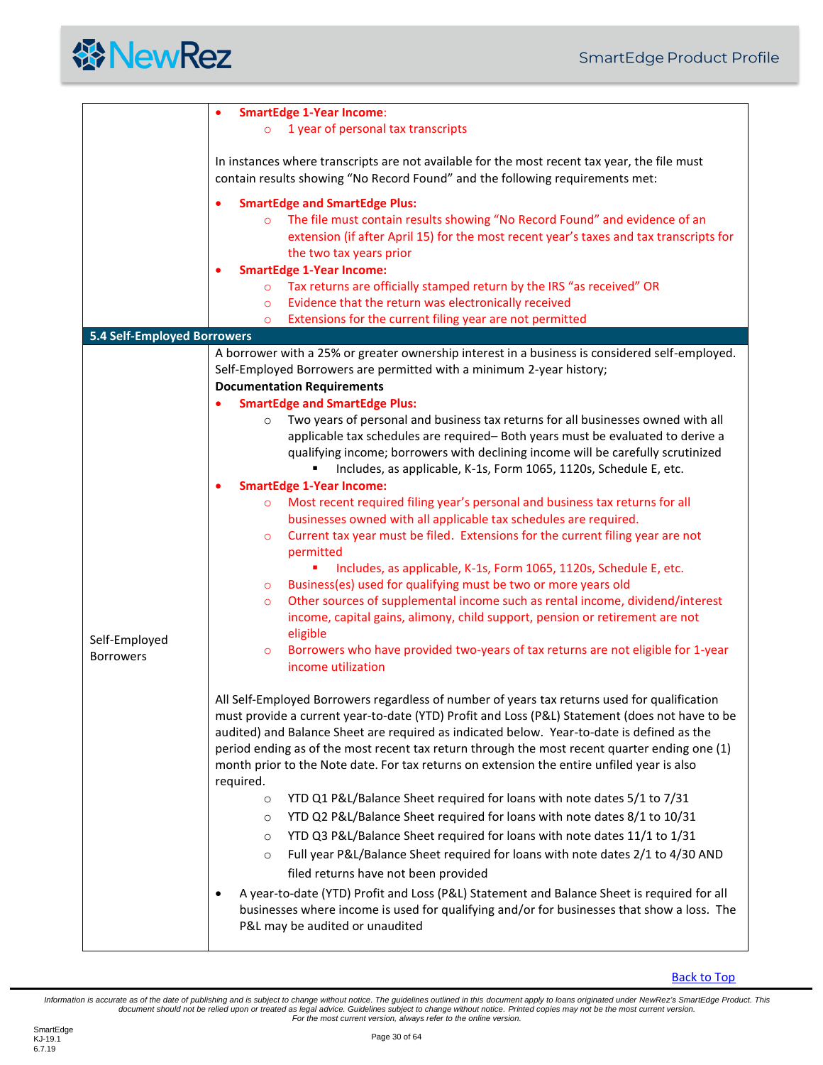- **SmartEdge 1-Year Income**:
  - 1 year of personal tax transcripts

In instances where transcripts are not available for the most recent tax year, the file must contain results showing "No Record Found" and the following requirements met:

- **SmartEdge and SmartEdge Plus:**
  - The file must contain results showing "No Record Found" and evidence of an extension (if after April 15) for the most recent year's taxes and tax transcripts for the two tax years prior
- **SmartEdge 1-Year Income:**
  - Tax returns are officially stamped return by the IRS "as received" OR
  - Evidence that the return was electronically received
  - Extensions for the current filing year are not permitted

## 5.4 Self-Employed Borrowers

**Self-Employed Borrowers**

A borrower with a 25% or greater ownership interest in a business is considered self-employed. Self-Employed Borrowers are permitted with a minimum 2-year history;

**Documentation Requirements**

- **SmartEdge and SmartEdge Plus:**
  - Two years of personal and business tax returns for all businesses owned with all applicable tax schedules are required– Both years must be evaluated to derive a qualifying income; borrowers with declining income will be carefully scrutinized
    - Includes, as applicable, K-1s, Form 1065, 1120s, Schedule E, etc.
- **SmartEdge 1-Year Income:**
  - Most recent required filing year's personal and business tax returns for all businesses owned with all applicable tax schedules are required.
  - Current tax year must be filed. Extensions for the current filing year are not permitted
    - Includes, as applicable, K-1s, Form 1065, 1120s, Schedule E, etc.
  - Business(es) used for qualifying must be two or more years old
  - Other sources of supplemental income such as rental income, dividend/interest income, capital gains, alimony, child support, pension or retirement are not eligible
  - Borrowers who have provided two-years of tax returns are not eligible for 1-year income utilization

All Self-Employed Borrowers regardless of number of years tax returns used for qualification must provide a current year-to-date (YTD) Profit and Loss (P&L) Statement (does not have to be audited) and Balance Sheet are required as indicated below. Year-to-date is defined as the period ending as of the most recent tax return through the most recent quarter ending one (1) month prior to the Note date. For tax returns on extension the entire unfiled year is also required.

- YTD Q1 P&L/Balance Sheet required for loans with note dates 5/1 to 7/31
- YTD Q2 P&L/Balance Sheet required for loans with note dates 8/1 to 10/31
- YTD Q3 P&L/Balance Sheet required for loans with note dates 11/1 to 1/31
- Full year P&L/Balance Sheet required for loans with note dates 2/1 to 4/30 AND filed returns have not been provided

- A year-to-date (YTD) Profit and Loss (P&L) Statement and Balance Sheet is required for all businesses where income is used for qualifying and/or for businesses that show a loss. The P&L may be audited or unaudited

Back to Top

*Information is accurate as of the date of publishing and is subject to change without notice. The guidelines outlined in this document apply to loans originated under NewRez's SmartEdge Product. This document should not be relied upon or treated as legal advice. Guidelines subject to change without notice. Printed copies may not be the most current version. For the most current version, always refer to the online version.*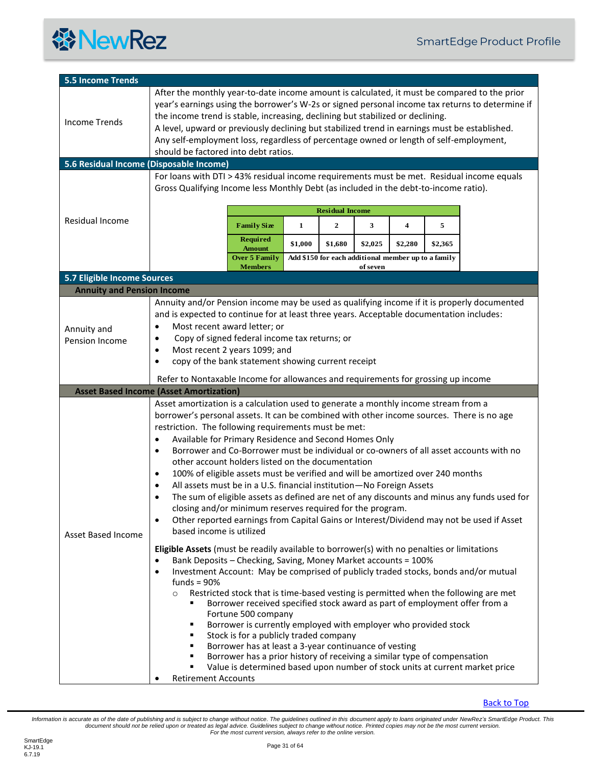## 5.5 Income Trends

**Income Trends**

After the monthly year-to-date income amount is calculated, it must be compared to the prior year's earnings using the borrower's W-2s or signed personal income tax returns to determine if the income trend is stable, increasing, declining but stabilized or declining.

A level, upward or previously declining but stabilized trend in earnings must be established. Any self-employment loss, regardless of percentage owned or length of self-employment, should be factored into debt ratios.

## 5.6 Residual Income (Disposable Income)

**Residual Income**

For loans with DTI > 43% residual income requirements must be met. Residual income equals Gross Qualifying Income less Monthly Debt (as included in the debt-to-income ratio).

| Residual Income | | | | | |
|---|---|---|---|---|---|
| **Family Size** | 1 | 2 | 3 | 4 | 5 |
| **Required Amount** | $1,000 | $1,680 | $2,025 | $2,280 | $2,365 |
| **Over 5 Family Members** | Add $150 for each additional member up to a family of seven | | | | |

## 5.7 Eligible Income Sources

### Annuity and Pension Income

**Annuity and Pension Income**

Annuity and/or Pension income may be used as qualifying income if it is properly documented and is expected to continue for at least three years. Acceptable documentation includes:

- Most recent award letter; or
- Copy of signed federal income tax returns; or
- Most recent 2 years 1099; and
- copy of the bank statement showing current receipt

Refer to Nontaxable Income for allowances and requirements for grossing up income

### Asset Based Income (Asset Amortization)

**Asset Based Income**

Asset amortization is a calculation used to generate a monthly income stream from a borrower's personal assets. It can be combined with other income sources. There is no age restriction. The following requirements must be met:

- Available for Primary Residence and Second Homes Only
- Borrower and Co-Borrower must be individual or co-owners of all asset accounts with no other account holders listed on the documentation
- 100% of eligible assets must be verified and will be amortized over 240 months
- All assets must be in a U.S. financial institution—No Foreign Assets
- The sum of eligible assets as defined are net of any discounts and minus any funds used for closing and/or minimum reserves required for the program.
- Other reported earnings from Capital Gains or Interest/Dividend may not be used if Asset based income is utilized

**Eligible Assets** (must be readily available to borrower(s) with no penalties or limitations

- Bank Deposits – Checking, Saving, Money Market accounts = 100%
- Investment Account: May be comprised of publicly traded stocks, bonds and/or mutual funds = 90%
  - Restricted stock that is time-based vesting is permitted when the following are met
    - Borrower received specified stock award as part of employment offer from a Fortune 500 company
    - Borrower is currently employed with employer who provided stock
    - Stock is for a publicly traded company
    - Borrower has at least a 3-year continuance of vesting
    - Borrower has a prior history of receiving a similar type of compensation
    - Value is determined based upon number of stock units at current market price
- Retirement Accounts

Back to Top

*Information is accurate as of the date of publishing and is subject to change without notice. The guidelines outlined in this document apply to loans originated under NewRez's SmartEdge Product. This document should not be relied upon or treated as legal advice. Guidelines subject to change without notice. Printed copies may not be the most current version. For the most current version, always refer to the online version.*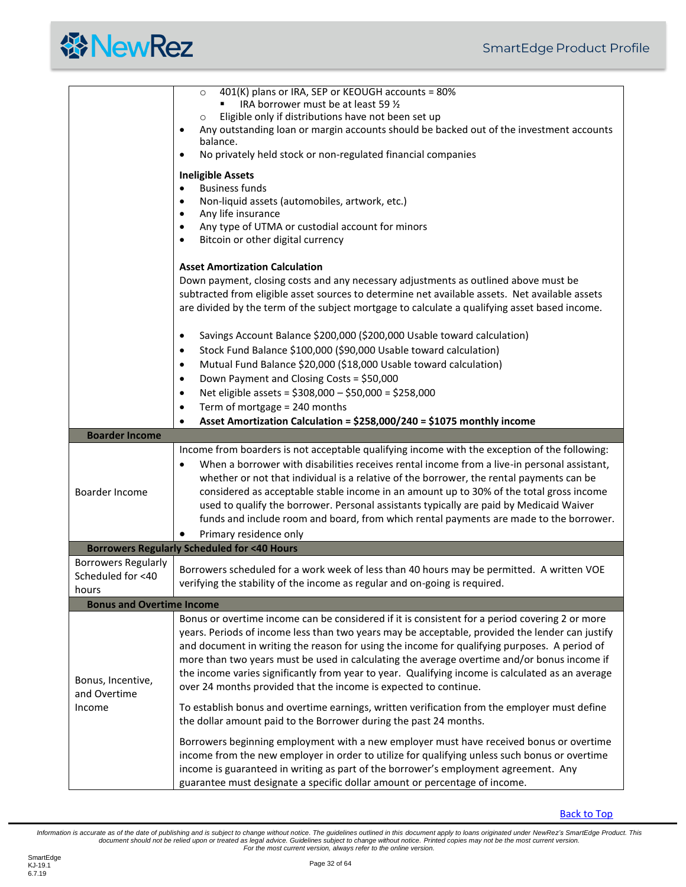| | |
|---|---|
| | ○ 401(K) plans or IRA, SEP or KEOUGH accounts = 80%<br>  ▪ IRA borrower must be at least 59 ½<br>○ Eligible only if distributions have not been set up<br>• Any outstanding loan or margin accounts should be backed out of the investment accounts balance.<br>• No privately held stock or non-regulated financial companies<br><br>**Ineligible Assets**<br>• Business funds<br>• Non-liquid assets (automobiles, artwork, etc.)<br>• Any life insurance<br>• Any type of UTMA or custodial account for minors<br>• Bitcoin or other digital currency<br><br>**Asset Amortization Calculation**<br>Down payment, closing costs and any necessary adjustments as outlined above must be subtracted from eligible asset sources to determine net available assets. Net available assets are divided by the term of the subject mortgage to calculate a qualifying asset based income.<br><br>• Savings Account Balance $200,000 ($200,000 Usable toward calculation)<br>• Stock Fund Balance $100,000 ($90,000 Usable toward calculation)<br>• Mutual Fund Balance $20,000 ($18,000 Usable toward calculation)<br>• Down Payment and Closing Costs = $50,000<br>• Net eligible assets = $308,000 – $50,000 = $258,000<br>• Term of mortgage = 240 months<br>• **Asset Amortization Calculation = $258,000/240 = $1075 monthly income** |
| **Boarder Income** | |
| Boarder Income | Income from boarders is not acceptable qualifying income with the exception of the following:<br>• When a borrower with disabilities receives rental income from a live-in personal assistant, whether or not that individual is a relative of the borrower, the rental payments can be considered as acceptable stable income in an amount up to 30% of the total gross income used to qualify the borrower. Personal assistants typically are paid by Medicaid Waiver funds and include room and board, from which rental payments are made to the borrower.<br>• Primary residence only |
| **Borrowers Regularly Scheduled for <40 Hours** | |
| Borrowers Regularly Scheduled for <40 hours | Borrowers scheduled for a work week of less than 40 hours may be permitted. A written VOE verifying the stability of the income as regular and on-going is required. |
| **Bonus and Overtime Income** | |
| Bonus, Incentive, and Overtime Income | Bonus or overtime income can be considered if it is consistent for a period covering 2 or more years. Periods of income less than two years may be acceptable, provided the lender can justify and document in writing the reason for using the income for qualifying purposes. A period of more than two years must be used in calculating the average overtime and/or bonus income if the income varies significantly from year to year. Qualifying income is calculated as an average over 24 months provided that the income is expected to continue.<br><br>To establish bonus and overtime earnings, written verification from the employer must define the dollar amount paid to the Borrower during the past 24 months.<br><br>Borrowers beginning employment with a new employer must have received bonus or overtime income from the new employer in order to utilize for qualifying unless such bonus or overtime income is guaranteed in writing as part of the borrower's employment agreement. Any guarantee must designate a specific dollar amount or percentage of income. |

Back to Top

*Information is accurate as of the date of publishing and is subject to change without notice. The guidelines outlined in this document apply to loans originated under NewRez's SmartEdge Product. This document should not be relied upon or treated as legal advice. Guidelines subject to change without notice. Printed copies may not be the most current version. For the most current version, always refer to the online version.*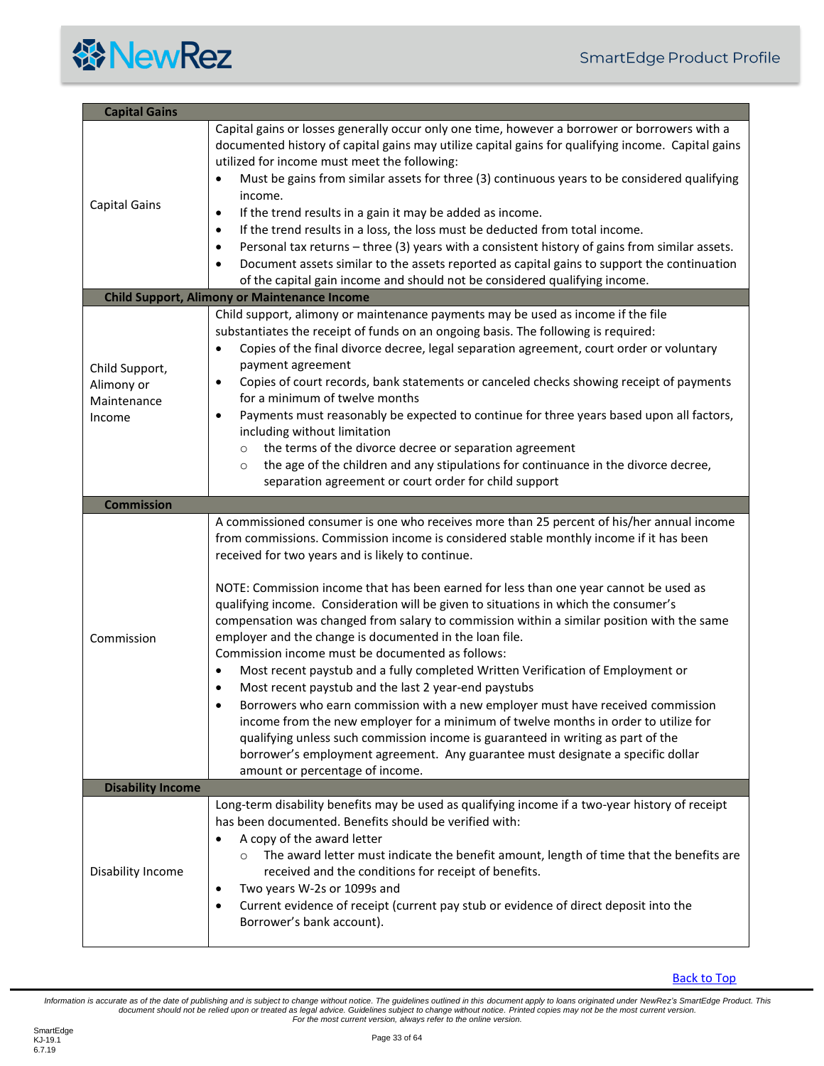| Capital Gains | |
|---|---|
| Capital Gains | Capital gains or losses generally occur only one time, however a borrower or borrowers with a documented history of capital gains may utilize capital gains for qualifying income. Capital gains utilized for income must meet the following:<br>• Must be gains from similar assets for three (3) continuous years to be considered qualifying income.<br>• If the trend results in a gain it may be added as income.<br>• If the trend results in a loss, the loss must be deducted from total income.<br>• Personal tax returns – three (3) years with a consistent history of gains from similar assets.<br>• Document assets similar to the assets reported as capital gains to support the continuation of the capital gain income and should not be considered qualifying income. |
| **Child Support, Alimony or Maintenance Income** | |
| Child Support, Alimony or Maintenance Income | Child support, alimony or maintenance payments may be used as income if the file substantiates the receipt of funds on an ongoing basis. The following is required:<br>• Copies of the final divorce decree, legal separation agreement, court order or voluntary payment agreement<br>• Copies of court records, bank statements or canceled checks showing receipt of payments for a minimum of twelve months<br>• Payments must reasonably be expected to continue for three years based upon all factors, including without limitation<br>  ○ the terms of the divorce decree or separation agreement<br>  ○ the age of the children and any stipulations for continuance in the divorce decree, separation agreement or court order for child support |
| **Commission** | |
| Commission | A commissioned consumer is one who receives more than 25 percent of his/her annual income from commissions. Commission income is considered stable monthly income if it has been received for two years and is likely to continue.<br><br>NOTE: Commission income that has been earned for less than one year cannot be used as qualifying income. Consideration will be given to situations in which the consumer's compensation was changed from salary to commission within a similar position with the same employer and the change is documented in the loan file.<br>Commission income must be documented as follows:<br>• Most recent paystub and a fully completed Written Verification of Employment or<br>• Most recent paystub and the last 2 year-end paystubs<br>• Borrowers who earn commission with a new employer must have received commission income from the new employer for a minimum of twelve months in order to utilize for qualifying unless such commission income is guaranteed in writing as part of the borrower's employment agreement. Any guarantee must designate a specific dollar amount or percentage of income. |
| **Disability Income** | |
| Disability Income | Long-term disability benefits may be used as qualifying income if a two-year history of receipt has been documented. Benefits should be verified with:<br>• A copy of the award letter<br>  ○ The award letter must indicate the benefit amount, length of time that the benefits are received and the conditions for receipt of benefits.<br>• Two years W-2s or 1099s and<br>• Current evidence of receipt (current pay stub or evidence of direct deposit into the Borrower's bank account). |

Back to Top

*Information is accurate as of the date of publishing and is subject to change without notice. The guidelines outlined in this document apply to loans originated under NewRez's SmartEdge Product. This document should not be relied upon or treated as legal advice. Guidelines subject to change without notice. Printed copies may not be the most current version. For the most current version, always refer to the online version.*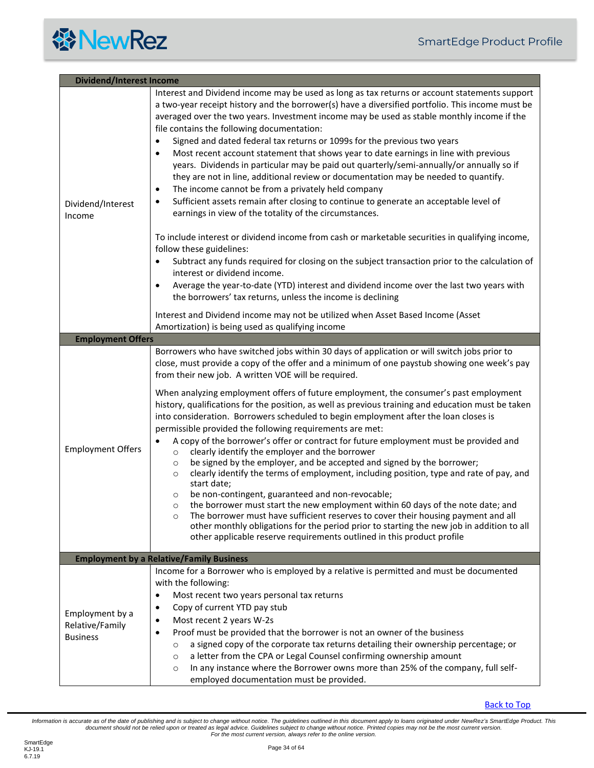## Dividend/Interest Income

| | |
|---|---|
| Dividend/Interest Income | Interest and Dividend income may be used as long as tax returns or account statements support a two-year receipt history and the borrower(s) have a diversified portfolio. This income must be averaged over the two years. Investment income may be used as stable monthly income if the file contains the following documentation:<br>• Signed and dated federal tax returns or 1099s for the previous two years<br>• Most recent account statement that shows year to date earnings in line with previous years. Dividends in particular may be paid out quarterly/semi-annually/or annually so if they are not in line, additional review or documentation may be needed to quantify.<br>• The income cannot be from a privately held company<br>• Sufficient assets remain after closing to continue to generate an acceptable level of earnings in view of the totality of the circumstances.<br><br>To include interest or dividend income from cash or marketable securities in qualifying income, follow these guidelines:<br>• Subtract any funds required for closing on the subject transaction prior to the calculation of interest or dividend income.<br>• Average the year-to-date (YTD) interest and dividend income over the last two years with the borrowers' tax returns, unless the income is declining<br><br>Interest and Dividend income may not be utilized when Asset Based Income (Asset Amortization) is being used as qualifying income |

## Employment Offers

| | |
|---|---|
| Employment Offers | Borrowers who have switched jobs within 30 days of application or will switch jobs prior to close, must provide a copy of the offer and a minimum of one paystub showing one week's pay from their new job. A written VOE will be required.<br><br>When analyzing employment offers of future employment, the consumer's past employment history, qualifications for the position, as well as previous training and education must be taken into consideration. Borrowers scheduled to begin employment after the loan closes is permissible provided the following requirements are met:<br>• A copy of the borrower's offer or contract for future employment must be provided and<br>  ○ clearly identify the employer and the borrower<br>  ○ be signed by the employer, and be accepted and signed by the borrower;<br>  ○ clearly identify the terms of employment, including position, type and rate of pay, and start date;<br>  ○ be non-contingent, guaranteed and non-revocable;<br>  ○ the borrower must start the new employment within 60 days of the note date; and<br>  ○ The borrower must have sufficient reserves to cover their housing payment and all other monthly obligations for the period prior to starting the new job in addition to all other applicable reserve requirements outlined in this product profile |

## Employment by a Relative/Family Business

| | |
|---|---|
| Employment by a Relative/Family Business | Income for a Borrower who is employed by a relative is permitted and must be documented with the following:<br>• Most recent two years personal tax returns<br>• Copy of current YTD pay stub<br>• Most recent 2 years W-2s<br>• Proof must be provided that the borrower is not an owner of the business<br>  ○ a signed copy of the corporate tax returns detailing their ownership percentage; or<br>  ○ a letter from the CPA or Legal Counsel confirming ownership amount<br>  ○ In any instance where the Borrower owns more than 25% of the company, full self-employed documentation must be provided. |

Back to Top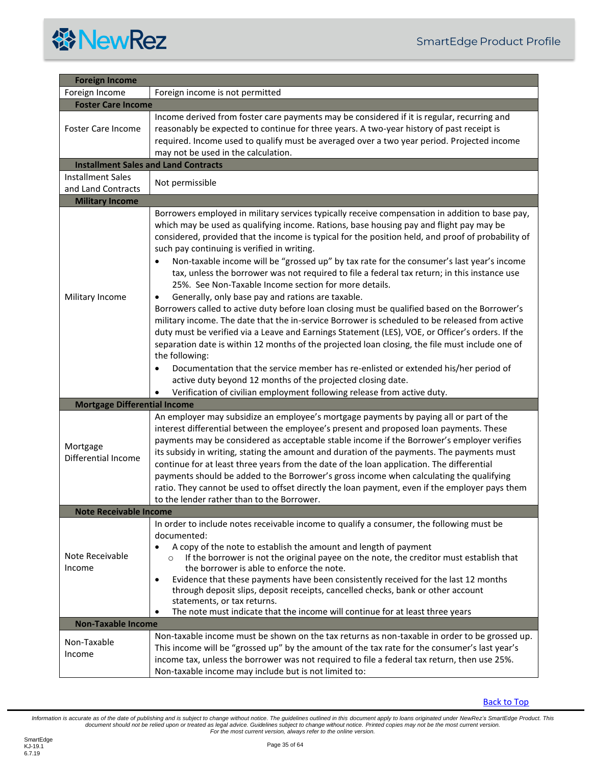| Foreign Income | |
|---|---|
| Foreign Income | Foreign income is not permitted |
| **Foster Care Income** | |
| Foster Care Income | Income derived from foster care payments may be considered if it is regular, recurring and reasonably be expected to continue for three years. A two-year history of past receipt is required. Income used to qualify must be averaged over a two year period. Projected income may not be used in the calculation. |
| **Installment Sales and Land Contracts** | |
| Installment Sales and Land Contracts | Not permissible |
| **Military Income** | |
| Military Income | Borrowers employed in military services typically receive compensation in addition to base pay, which may be used as qualifying income. Rations, base housing pay and flight pay may be considered, provided that the income is typical for the position held, and proof of probability of such pay continuing is verified in writing.<br>• Non-taxable income will be "grossed up" by tax rate for the consumer's last year's income tax, unless the borrower was not required to file a federal tax return; in this instance use 25%. See Non-Taxable Income section for more details.<br>• Generally, only base pay and rations are taxable.<br>Borrowers called to active duty before loan closing must be qualified based on the Borrower's military income. The date that the in-service Borrower is scheduled to be released from active duty must be verified via a Leave and Earnings Statement (LES), VOE, or Officer's orders. If the separation date is within 12 months of the projected loan closing, the file must include one of the following:<br>• Documentation that the service member has re-enlisted or extended his/her period of active duty beyond 12 months of the projected closing date.<br>• Verification of civilian employment following release from active duty. |
| **Mortgage Differential Income** | |
| Mortgage Differential Income | An employer may subsidize an employee's mortgage payments by paying all or part of the interest differential between the employee's present and proposed loan payments. These payments may be considered as acceptable stable income if the Borrower's employer verifies its subsidy in writing, stating the amount and duration of the payments. The payments must continue for at least three years from the date of the loan application. The differential payments should be added to the Borrower's gross income when calculating the qualifying ratio. They cannot be used to offset directly the loan payment, even if the employer pays them to the lender rather than to the Borrower. |
| **Note Receivable Income** | |
| Note Receivable Income | In order to include notes receivable income to qualify a consumer, the following must be documented:<br>• A copy of the note to establish the amount and length of payment<br>&nbsp;&nbsp;&nbsp;&nbsp;○ If the borrower is not the original payee on the note, the creditor must establish that the borrower is able to enforce the note.<br>• Evidence that these payments have been consistently received for the last 12 months through deposit slips, deposit receipts, cancelled checks, bank or other account statements, or tax returns.<br>• The note must indicate that the income will continue for at least three years |
| **Non-Taxable Income** | |
| Non-Taxable Income | Non-taxable income must be shown on the tax returns as non-taxable in order to be grossed up. This income will be "grossed up" by the amount of the tax rate for the consumer's last year's income tax, unless the borrower was not required to file a federal tax return, then use 25%. Non-taxable income may include but is not limited to: |

Back to Top

*Information is accurate as of the date of publishing and is subject to change without notice. The guidelines outlined in this document apply to loans originated under NewRez's SmartEdge Product. This document should not be relied upon or treated as legal advice. Guidelines subject to change without notice. Printed copies may not be the most current version. For the most current version, always refer to the online version.*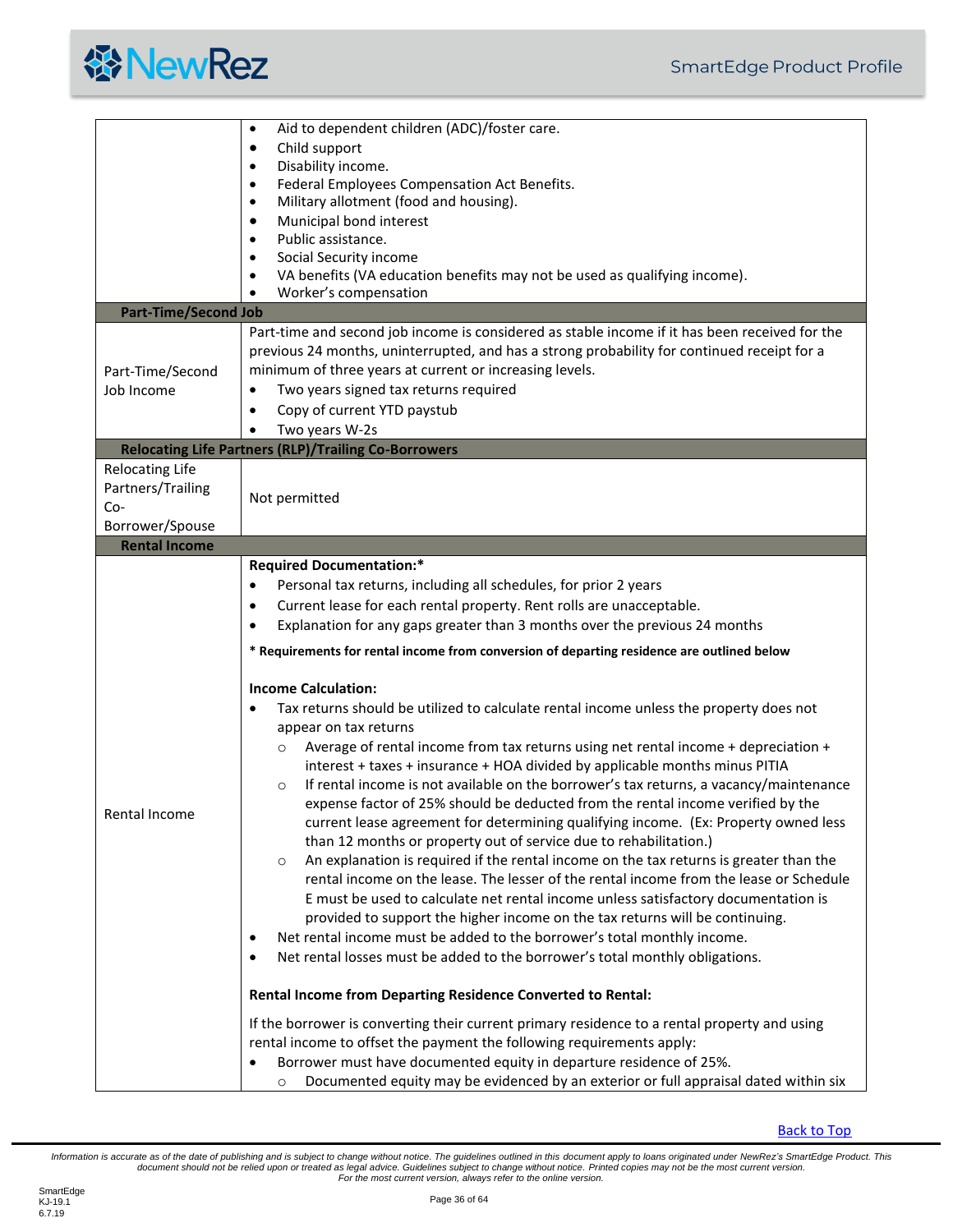| | |
|---|---|
| | • Aid to dependent children (ADC)/foster care.<br>• Child support<br>• Disability income.<br>• Federal Employees Compensation Act Benefits.<br>• Military allotment (food and housing).<br>• Municipal bond interest<br>• Public assistance.<br>• Social Security income<br>• VA benefits (VA education benefits may not be used as qualifying income).<br>• Worker's compensation |
| **Part-Time/Second Job** | |
| Part-Time/Second Job Income | Part-time and second job income is considered as stable income if it has been received for the previous 24 months, uninterrupted, and has a strong probability for continued receipt for a minimum of three years at current or increasing levels.<br>• Two years signed tax returns required<br>• Copy of current YTD paystub<br>• Two years W-2s |
| **Relocating Life Partners (RLP)/Trailing Co-Borrowers** | |
| Relocating Life Partners/Trailing Co-Borrower/Spouse | Not permitted |
| **Rental Income** | |
| Rental Income | **Required Documentation:***<br>• Personal tax returns, including all schedules, for prior 2 years<br>• Current lease for each rental property. Rent rolls are unacceptable.<br>• Explanation for any gaps greater than 3 months over the previous 24 months<br><br>**\* Requirements for rental income from conversion of departing residence are outlined below**<br><br>**Income Calculation:**<br>• Tax returns should be utilized to calculate rental income unless the property does not appear on tax returns<br>&nbsp;&nbsp;&nbsp;&nbsp;○ Average of rental income from tax returns using net rental income + depreciation + interest + taxes + insurance + HOA divided by applicable months minus PITIA<br>&nbsp;&nbsp;&nbsp;&nbsp;○ If rental income is not available on the borrower's tax returns, a vacancy/maintenance expense factor of 25% should be deducted from the rental income verified by the current lease agreement for determining qualifying income. (Ex: Property owned less than 12 months or property out of service due to rehabilitation.)<br>&nbsp;&nbsp;&nbsp;&nbsp;○ An explanation is required if the rental income on the tax returns is greater than the rental income on the lease. The lesser of the rental income from the lease or Schedule E must be used to calculate net rental income unless satisfactory documentation is provided to support the higher income on the tax returns will be continuing.<br>• Net rental income must be added to the borrower's total monthly income.<br>• Net rental losses must be added to the borrower's total monthly obligations.<br><br>**Rental Income from Departing Residence Converted to Rental:**<br><br>If the borrower is converting their current primary residence to a rental property and using rental income to offset the payment the following requirements apply:<br>• Borrower must have documented equity in departure residence of 25%.<br>&nbsp;&nbsp;&nbsp;&nbsp;○ Documented equity may be evidenced by an exterior or full appraisal dated within six |

Back to Top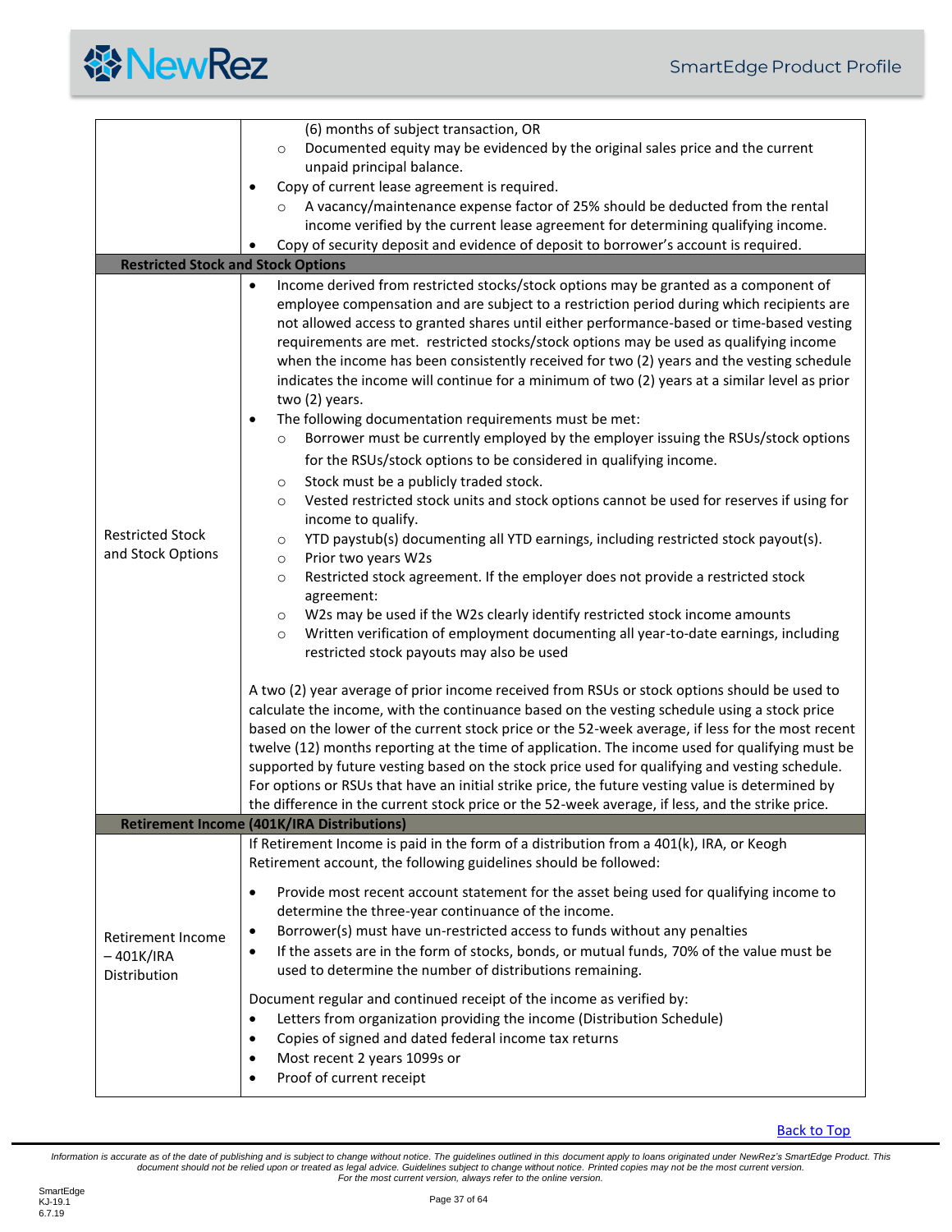| | |
|---|---|
| | (6) months of subject transaction, OR<br>  ◦ Documented equity may be evidenced by the original sales price and the current unpaid principal balance.<br>• Copy of current lease agreement is required.<br>  ◦ A vacancy/maintenance expense factor of 25% should be deducted from the rental income verified by the current lease agreement for determining qualifying income.<br>• Copy of security deposit and evidence of deposit to borrower's account is required. |
| **Restricted Stock and Stock Options** | |
| Restricted Stock and Stock Options | • Income derived from restricted stocks/stock options may be granted as a component of employee compensation and are subject to a restriction period during which recipients are not allowed access to granted shares until either performance-based or time-based vesting requirements are met. restricted stocks/stock options may be used as qualifying income when the income has been consistently received for two (2) years and the vesting schedule indicates the income will continue for a minimum of two (2) years at a similar level as prior two (2) years.<br>• The following documentation requirements must be met:<br>  ◦ Borrower must be currently employed by the employer issuing the RSUs/stock options for the RSUs/stock options to be considered in qualifying income.<br>  ◦ Stock must be a publicly traded stock.<br>  ◦ Vested restricted stock units and stock options cannot be used for reserves if using for income to qualify.<br>  ◦ YTD paystub(s) documenting all YTD earnings, including restricted stock payout(s).<br>  ◦ Prior two years W2s<br>  ◦ Restricted stock agreement. If the employer does not provide a restricted stock agreement:<br>  ◦ W2s may be used if the W2s clearly identify restricted stock income amounts<br>  ◦ Written verification of employment documenting all year-to-date earnings, including restricted stock payouts may also be used<br><br>A two (2) year average of prior income received from RSUs or stock options should be used to calculate the income, with the continuance based on the vesting schedule using a stock price based on the lower of the current stock price or the 52-week average, if less for the most recent twelve (12) months reporting at the time of application. The income used for qualifying must be supported by future vesting based on the stock price used for qualifying and vesting schedule. For options or RSUs that have an initial strike price, the future vesting value is determined by the difference in the current stock price or the 52-week average, if less, and the strike price. |
| **Retirement Income (401K/IRA Distributions)** | |
| Retirement Income – 401K/IRA Distribution | If Retirement Income is paid in the form of a distribution from a 401(k), IRA, or Keogh Retirement account, the following guidelines should be followed:<br><br>• Provide most recent account statement for the asset being used for qualifying income to determine the three-year continuance of the income.<br>• Borrower(s) must have un-restricted access to funds without any penalties<br>• If the assets are in the form of stocks, bonds, or mutual funds, 70% of the value must be used to determine the number of distributions remaining.<br><br>Document regular and continued receipt of the income as verified by:<br>• Letters from organization providing the income (Distribution Schedule)<br>• Copies of signed and dated federal income tax returns<br>• Most recent 2 years 1099s or<br>• Proof of current receipt |

Back to Top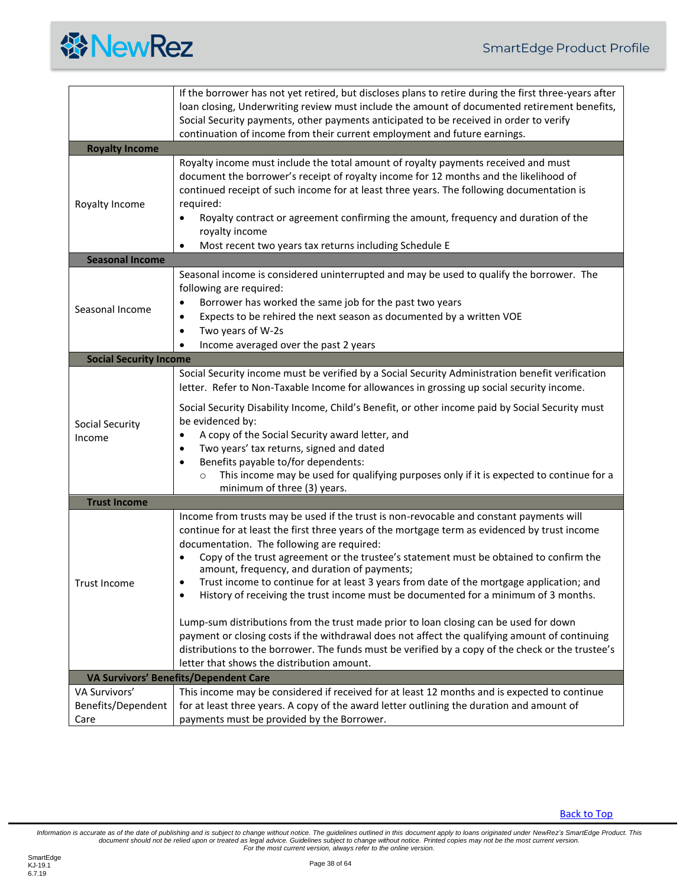| | |
|---|---|
| | If the borrower has not yet retired, but discloses plans to retire during the first three-years after loan closing, Underwriting review must include the amount of documented retirement benefits, Social Security payments, other payments anticipated to be received in order to verify continuation of income from their current employment and future earnings. |
| **Royalty Income** | |
| Royalty Income | Royalty income must include the total amount of royalty payments received and must document the borrower's receipt of royalty income for 12 months and the likelihood of continued receipt of such income for at least three years. The following documentation is required:<br>• Royalty contract or agreement confirming the amount, frequency and duration of the royalty income<br>• Most recent two years tax returns including Schedule E |
| **Seasonal Income** | |
| Seasonal Income | Seasonal income is considered uninterrupted and may be used to qualify the borrower. The following are required:<br>• Borrower has worked the same job for the past two years<br>• Expects to be rehired the next season as documented by a written VOE<br>• Two years of W-2s<br>• Income averaged over the past 2 years |
| **Social Security Income** | |
| Social Security Income | Social Security income must be verified by a Social Security Administration benefit verification letter. Refer to Non-Taxable Income for allowances in grossing up social security income.<br><br>Social Security Disability Income, Child's Benefit, or other income paid by Social Security must be evidenced by:<br>• A copy of the Social Security award letter, and<br>• Two years' tax returns, signed and dated<br>• Benefits payable to/for dependents:<br>&nbsp;&nbsp;&nbsp;&nbsp;○ This income may be used for qualifying purposes only if it is expected to continue for a minimum of three (3) years. |
| **Trust Income** | |
| Trust Income | Income from trusts may be used if the trust is non-revocable and constant payments will continue for at least the first three years of the mortgage term as evidenced by trust income documentation. The following are required:<br>• Copy of the trust agreement or the trustee's statement must be obtained to confirm the amount, frequency, and duration of payments;<br>• Trust income to continue for at least 3 years from date of the mortgage application; and<br>• History of receiving the trust income must be documented for a minimum of 3 months.<br><br>Lump-sum distributions from the trust made prior to loan closing can be used for down payment or closing costs if the withdrawal does not affect the qualifying amount of continuing distributions to the borrower. The funds must be verified by a copy of the check or the trustee's letter that shows the distribution amount. |
| **VA Survivors' Benefits/Dependent Care** | |
| VA Survivors' Benefits/Dependent Care | This income may be considered if received for at least 12 months and is expected to continue for at least three years. A copy of the award letter outlining the duration and amount of payments must be provided by the Borrower. |

Back to Top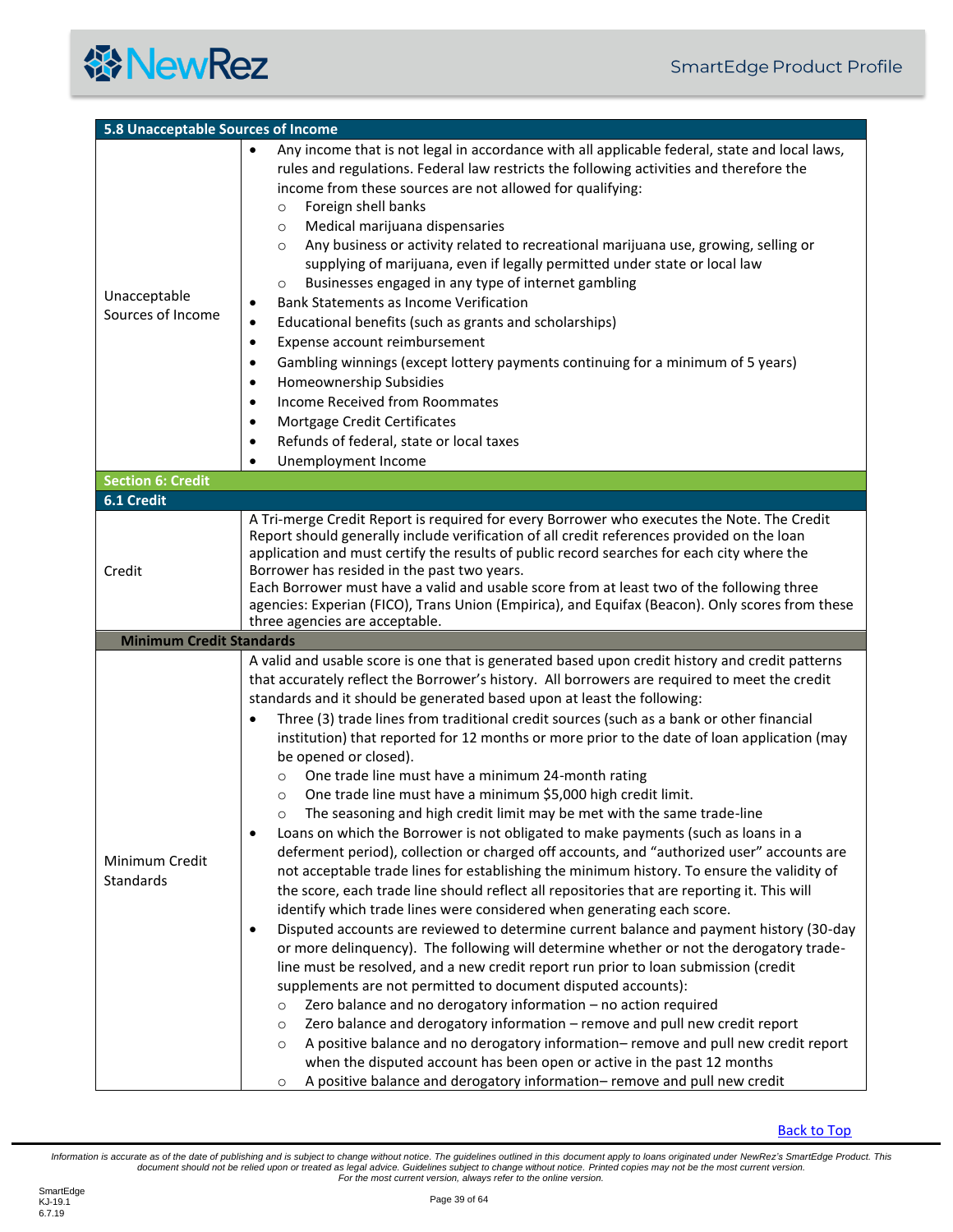| 5.8 Unacceptable Sources of Income | |
|---|---|
| Unacceptable Sources of Income | • Any income that is not legal in accordance with all applicable federal, state and local laws, rules and regulations. Federal law restricts the following activities and therefore the income from these sources are not allowed for qualifying:<br>  ○ Foreign shell banks<br>  ○ Medical marijuana dispensaries<br>  ○ Any business or activity related to recreational marijuana use, growing, selling or supplying of marijuana, even if legally permitted under state or local law<br>  ○ Businesses engaged in any type of internet gambling<br>• Bank Statements as Income Verification<br>• Educational benefits (such as grants and scholarships)<br>• Expense account reimbursement<br>• Gambling winnings (except lottery payments continuing for a minimum of 5 years)<br>• Homeownership Subsidies<br>• Income Received from Roommates<br>• Mortgage Credit Certificates<br>• Refunds of federal, state or local taxes<br>• Unemployment Income |

## Section 6: Credit

| 6.1 Credit | |
|---|---|
| Credit | A Tri-merge Credit Report is required for every Borrower who executes the Note. The Credit Report should generally include verification of all credit references provided on the loan application and must certify the results of public record searches for each city where the Borrower has resided in the past two years.<br>Each Borrower must have a valid and usable score from at least two of the following three agencies: Experian (FICO), Trans Union (Empirica), and Equifax (Beacon). Only scores from these three agencies are acceptable. |
| **Minimum Credit Standards** | |
| Minimum Credit Standards | A valid and usable score is one that is generated based upon credit history and credit patterns that accurately reflect the Borrower's history. All borrowers are required to meet the credit standards and it should be generated based upon at least the following:<br>• Three (3) trade lines from traditional credit sources (such as a bank or other financial institution) that reported for 12 months or more prior to the date of loan application (may be opened or closed).<br>  ○ One trade line must have a minimum 24-month rating<br>  ○ One trade line must have a minimum $5,000 high credit limit.<br>  ○ The seasoning and high credit limit may be met with the same trade-line<br>• Loans on which the Borrower is not obligated to make payments (such as loans in a deferment period), collection or charged off accounts, and "authorized user" accounts are not acceptable trade lines for establishing the minimum history. To ensure the validity of the score, each trade line should reflect all repositories that are reporting it. This will identify which trade lines were considered when generating each score.<br>• Disputed accounts are reviewed to determine current balance and payment history (30-day or more delinquency). The following will determine whether or not the derogatory trade-line must be resolved, and a new credit report run prior to loan submission (credit supplements are not permitted to document disputed accounts):<br>  ○ Zero balance and no derogatory information – no action required<br>  ○ Zero balance and derogatory information – remove and pull new credit report<br>  ○ A positive balance and no derogatory information– remove and pull new credit report when the disputed account has been open or active in the past 12 months<br>  ○ A positive balance and derogatory information– remove and pull new credit |

Back to Top

*Information is accurate as of the date of publishing and is subject to change without notice. The guidelines outlined in this document apply to loans originated under NewRez's SmartEdge Product. This document should not be relied upon or treated as legal advice. Guidelines subject to change without notice. Printed copies may not be the most current version. For the most current version, always refer to the online version.*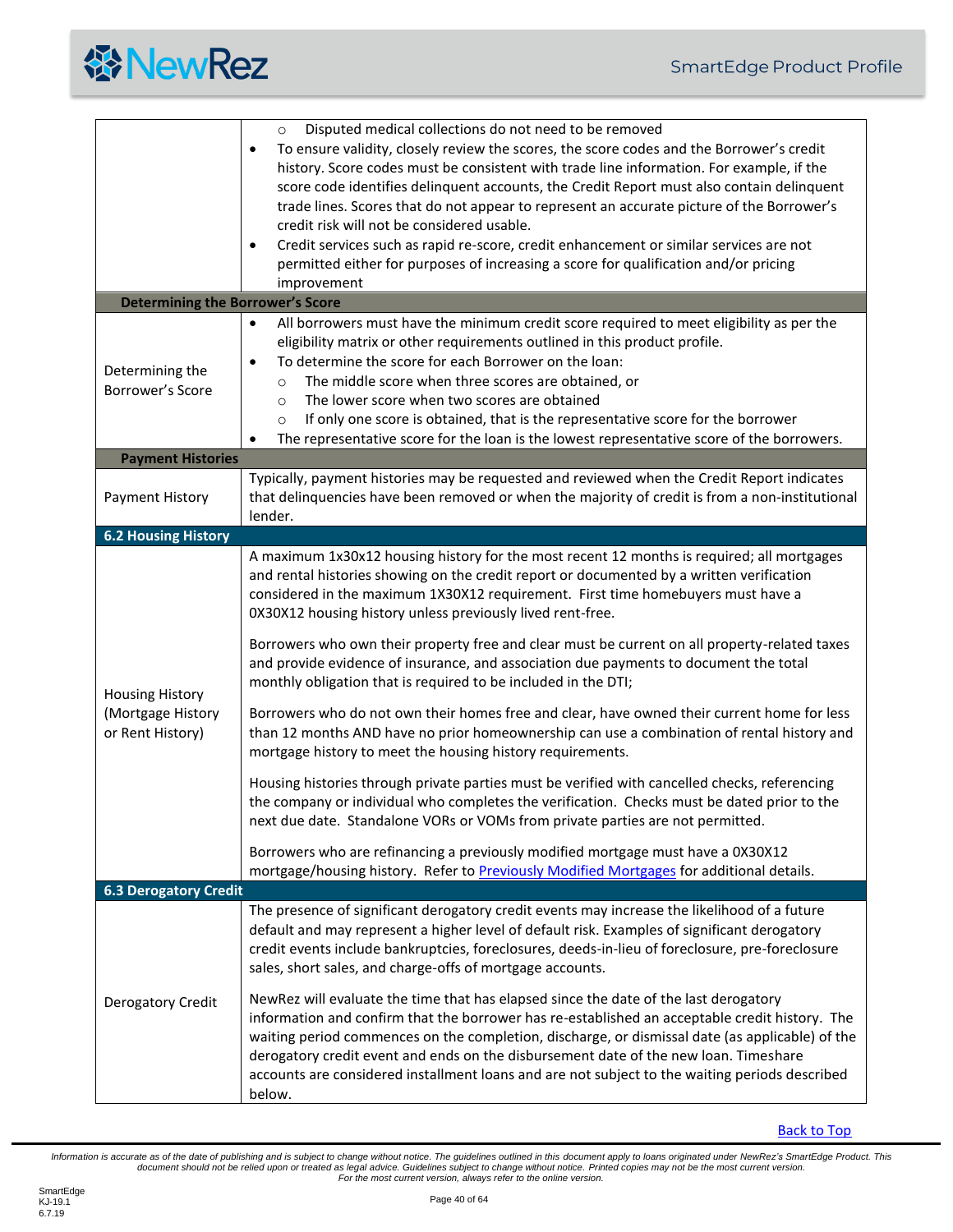| | |
|---|---|
| | ○ Disputed medical collections do not need to be removed<br>• To ensure validity, closely review the scores, the score codes and the Borrower's credit history. Score codes must be consistent with trade line information. For example, if the score code identifies delinquent accounts, the Credit Report must also contain delinquent trade lines. Scores that do not appear to represent an accurate picture of the Borrower's credit risk will not be considered usable.<br>• Credit services such as rapid re-score, credit enhancement or similar services are not permitted either for purposes of increasing a score for qualification and/or pricing improvement |
| **Determining the Borrower's Score** | |
| Determining the Borrower's Score | • All borrowers must have the minimum credit score required to meet eligibility as per the eligibility matrix or other requirements outlined in this product profile.<br>• To determine the score for each Borrower on the loan:<br>○ The middle score when three scores are obtained, or<br>○ The lower score when two scores are obtained<br>○ If only one score is obtained, that is the representative score for the borrower<br>• The representative score for the loan is the lowest representative score of the borrowers. |
| **Payment Histories** | |
| Payment History | Typically, payment histories may be requested and reviewed when the Credit Report indicates that delinquencies have been removed or when the majority of credit is from a non-institutional lender. |
| **6.2 Housing History** | |
| Housing History (Mortgage History or Rent History) | A maximum 1x30x12 housing history for the most recent 12 months is required; all mortgages and rental histories showing on the credit report or documented by a written verification considered in the maximum 1X30X12 requirement. First time homebuyers must have a 0X30X12 housing history unless previously lived rent-free.<br><br>Borrowers who own their property free and clear must be current on all property-related taxes and provide evidence of insurance, and association due payments to document the total monthly obligation that is required to be included in the DTI;<br><br>Borrowers who do not own their homes free and clear, have owned their current home for less than 12 months AND have no prior homeownership can use a combination of rental history and mortgage history to meet the housing history requirements.<br><br>Housing histories through private parties must be verified with cancelled checks, referencing the company or individual who completes the verification. Checks must be dated prior to the next due date. Standalone VORs or VOMs from private parties are not permitted.<br><br>Borrowers who are refinancing a previously modified mortgage must have a 0X30X12 mortgage/housing history. Refer to Previously Modified Mortgages for additional details. |
| **6.3 Derogatory Credit** | |
| Derogatory Credit | The presence of significant derogatory credit events may increase the likelihood of a future default and may represent a higher level of default risk. Examples of significant derogatory credit events include bankruptcies, foreclosures, deeds-in-lieu of foreclosure, pre-foreclosure sales, short sales, and charge-offs of mortgage accounts.<br><br>NewRez will evaluate the time that has elapsed since the date of the last derogatory information and confirm that the borrower has re-established an acceptable credit history. The waiting period commences on the completion, discharge, or dismissal date (as applicable) of the derogatory credit event and ends on the disbursement date of the new loan. Timeshare accounts are considered installment loans and are not subject to the waiting periods described below. |

Back to Top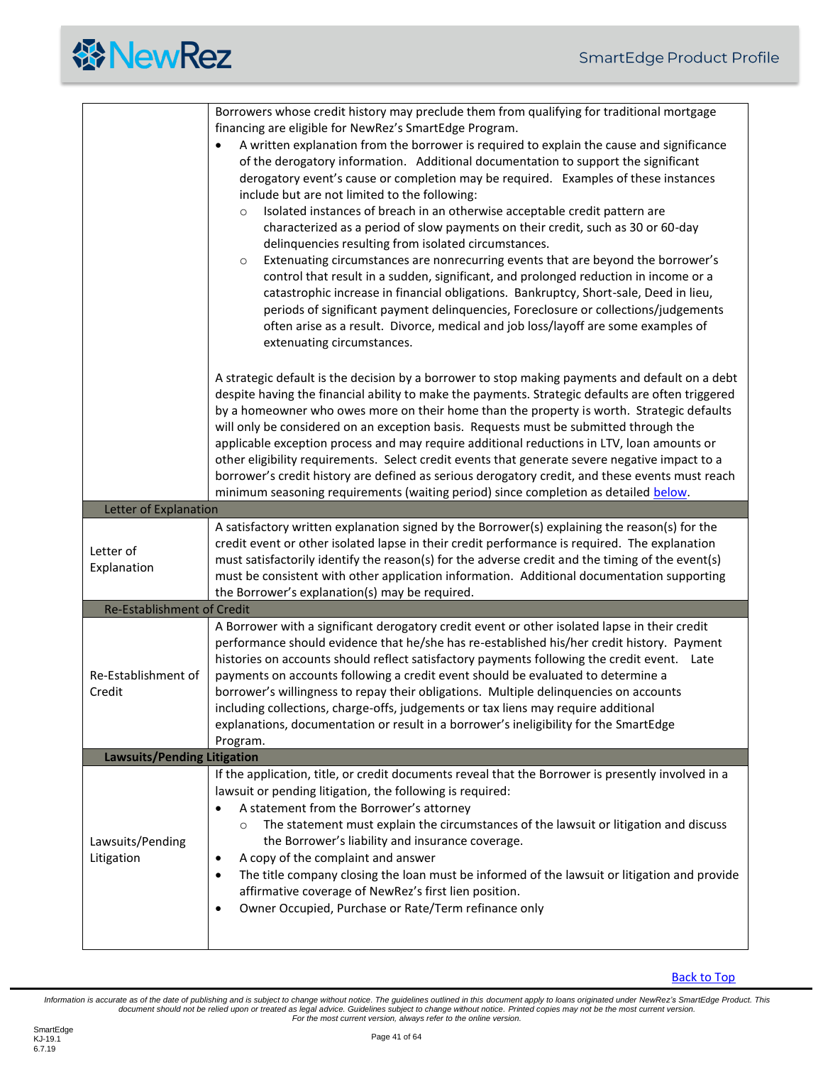| | |
|---|---|
| | Borrowers whose credit history may preclude them from qualifying for traditional mortgage financing are eligible for NewRez's SmartEdge Program.<br>• A written explanation from the borrower is required to explain the cause and significance of the derogatory information. Additional documentation to support the significant derogatory event's cause or completion may be required. Examples of these instances include but are not limited to the following:<br>  ○ Isolated instances of breach in an otherwise acceptable credit pattern are characterized as a period of slow payments on their credit, such as 30 or 60-day delinquencies resulting from isolated circumstances.<br>  ○ Extenuating circumstances are nonrecurring events that are beyond the borrower's control that result in a sudden, significant, and prolonged reduction in income or a catastrophic increase in financial obligations. Bankruptcy, Short-sale, Deed in lieu, periods of significant payment delinquencies, Foreclosure or collections/judgements often arise as a result. Divorce, medical and job loss/layoff are some examples of extenuating circumstances.<br><br>A strategic default is the decision by a borrower to stop making payments and default on a debt despite having the financial ability to make the payments. Strategic defaults are often triggered by a homeowner who owes more on their home than the property is worth. Strategic defaults will only be considered on an exception basis. Requests must be submitted through the applicable exception process and may require additional reductions in LTV, loan amounts or other eligibility requirements. Select credit events that generate severe negative impact to a borrower's credit history are defined as serious derogatory credit, and these events must reach minimum seasoning requirements (waiting period) since completion as detailed below. |
| **Letter of Explanation** | |
| Letter of Explanation | A satisfactory written explanation signed by the Borrower(s) explaining the reason(s) for the credit event or other isolated lapse in their credit performance is required. The explanation must satisfactorily identify the reason(s) for the adverse credit and the timing of the event(s) must be consistent with other application information. Additional documentation supporting the Borrower's explanation(s) may be required. |
| **Re-Establishment of Credit** | |
| Re-Establishment of Credit | A Borrower with a significant derogatory credit event or other isolated lapse in their credit performance should evidence that he/she has re-established his/her credit history. Payment histories on accounts should reflect satisfactory payments following the credit event. Late payments on accounts following a credit event should be evaluated to determine a borrower's willingness to repay their obligations. Multiple delinquencies on accounts including collections, charge-offs, judgements or tax liens may require additional explanations, documentation or result in a borrower's ineligibility for the SmartEdge Program. |
| **Lawsuits/Pending Litigation** | |
| Lawsuits/Pending Litigation | If the application, title, or credit documents reveal that the Borrower is presently involved in a lawsuit or pending litigation, the following is required:<br>• A statement from the Borrower's attorney<br>  ○ The statement must explain the circumstances of the lawsuit or litigation and discuss the Borrower's liability and insurance coverage.<br>• A copy of the complaint and answer<br>• The title company closing the loan must be informed of the lawsuit or litigation and provide affirmative coverage of NewRez's first lien position.<br>• Owner Occupied, Purchase or Rate/Term refinance only |

Back to Top

*Information is accurate as of the date of publishing and is subject to change without notice. The guidelines outlined in this document apply to loans originated under NewRez's SmartEdge Product. This document should not be relied upon or treated as legal advice. Guidelines subject to change without notice. Printed copies may not be the most current version. For the most current version, always refer to the online version.*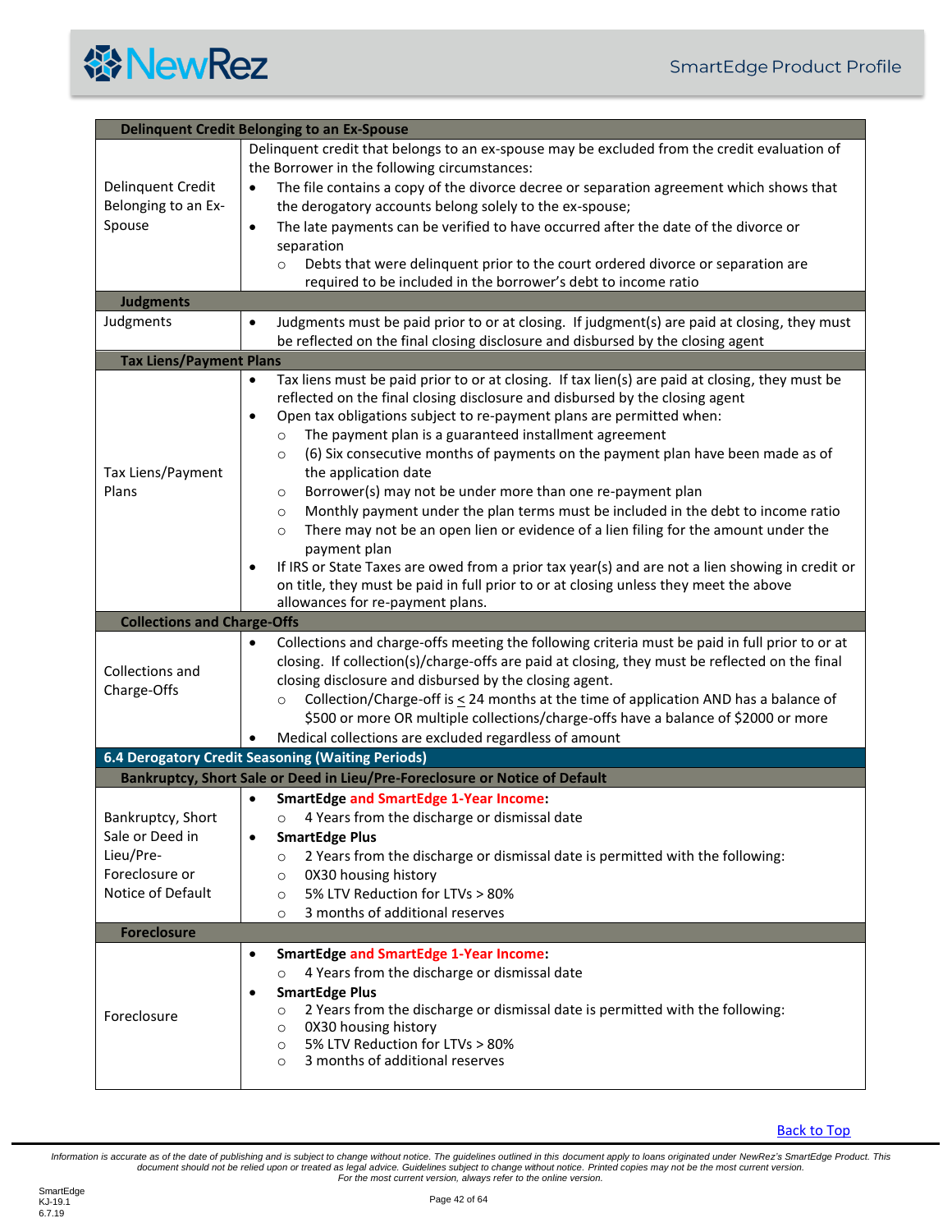| Delinquent Credit Belonging to an Ex-Spouse | |
|---|---|
| Delinquent Credit Belonging to an Ex-Spouse | Delinquent credit that belongs to an ex-spouse may be excluded from the credit evaluation of the Borrower in the following circumstances:<br>• The file contains a copy of the divorce decree or separation agreement which shows that the derogatory accounts belong solely to the ex-spouse;<br>• The late payments can be verified to have occurred after the date of the divorce or separation<br>  ○ Debts that were delinquent prior to the court ordered divorce or separation are required to be included in the borrower's debt to income ratio |
| **Judgments** | |
| Judgments | • Judgments must be paid prior to or at closing. If judgment(s) are paid at closing, they must be reflected on the final closing disclosure and disbursed by the closing agent |
| **Tax Liens/Payment Plans** | |
| Tax Liens/Payment Plans | • Tax liens must be paid prior to or at closing. If tax lien(s) are paid at closing, they must be reflected on the final closing disclosure and disbursed by the closing agent<br>• Open tax obligations subject to re-payment plans are permitted when:<br>  ○ The payment plan is a guaranteed installment agreement<br>  ○ (6) Six consecutive months of payments on the payment plan have been made as of the application date<br>  ○ Borrower(s) may not be under more than one re-payment plan<br>  ○ Monthly payment under the plan terms must be included in the debt to income ratio<br>  ○ There may not be an open lien or evidence of a lien filing for the amount under the payment plan<br>• If IRS or State Taxes are owed from a prior tax year(s) and are not a lien showing in credit or on title, they must be paid in full prior to or at closing unless they meet the above allowances for re-payment plans. |
| **Collections and Charge-Offs** | |
| Collections and Charge-Offs | • Collections and charge-offs meeting the following criteria must be paid in full prior to or at closing. If collection(s)/charge-offs are paid at closing, they must be reflected on the final closing disclosure and disbursed by the closing agent.<br>  ○ Collection/Charge-off is ≤ 24 months at the time of application AND has a balance of $500 or more OR multiple collections/charge-offs have a balance of $2000 or more<br>• Medical collections are excluded regardless of amount |
| **6.4 Derogatory Credit Seasoning (Waiting Periods)** | |
| **Bankruptcy, Short Sale or Deed in Lieu/Pre-Foreclosure or Notice of Default** | |
| Bankruptcy, Short Sale or Deed in Lieu/Pre-Foreclosure or Notice of Default | • **SmartEdge and SmartEdge 1-Year Income:**<br>  ○ 4 Years from the discharge or dismissal date<br>• **SmartEdge Plus**<br>  ○ 2 Years from the discharge or dismissal date is permitted with the following:<br>  ○ 0X30 housing history<br>  ○ 5% LTV Reduction for LTVs > 80%<br>  ○ 3 months of additional reserves |
| **Foreclosure** | |
| Foreclosure | • **SmartEdge and SmartEdge 1-Year Income:**<br>  ○ 4 Years from the discharge or dismissal date<br>• **SmartEdge Plus**<br>  ○ 2 Years from the discharge or dismissal date is permitted with the following:<br>  ○ 0X30 housing history<br>  ○ 5% LTV Reduction for LTVs > 80%<br>  ○ 3 months of additional reserves |

Back to Top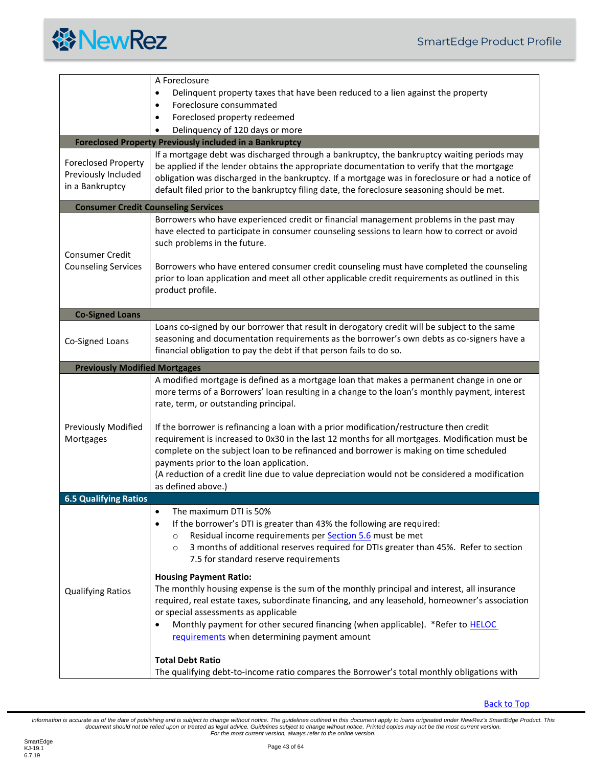| | |
|---|---|
| | A Foreclosure<br>• Delinquent property taxes that have been reduced to a lien against the property<br>• Foreclosure consummated<br>• Foreclosed property redeemed<br>• Delinquency of 120 days or more |
| **Foreclosed Property Previously included in a Bankruptcy** | |
| Foreclosed Property Previously Included in a Bankruptcy | If a mortgage debt was discharged through a bankruptcy, the bankruptcy waiting periods may be applied if the lender obtains the appropriate documentation to verify that the mortgage obligation was discharged in the bankruptcy. If a mortgage was in foreclosure or had a notice of default filed prior to the bankruptcy filing date, the foreclosure seasoning should be met. |
| **Consumer Credit Counseling Services** | |
| Consumer Credit Counseling Services | Borrowers who have experienced credit or financial management problems in the past may have elected to participate in consumer counseling sessions to learn how to correct or avoid such problems in the future.<br><br>Borrowers who have entered consumer credit counseling must have completed the counseling prior to loan application and meet all other applicable credit requirements as outlined in this product profile. |
| **Co-Signed Loans** | |
| Co-Signed Loans | Loans co-signed by our borrower that result in derogatory credit will be subject to the same seasoning and documentation requirements as the borrower's own debts as co-signers have a financial obligation to pay the debt if that person fails to do so. |
| **Previously Modified Mortgages** | |
| Previously Modified Mortgages | A modified mortgage is defined as a mortgage loan that makes a permanent change in one or more terms of a Borrowers' loan resulting in a change to the loan's monthly payment, interest rate, term, or outstanding principal.<br><br>If the borrower is refinancing a loan with a prior modification/restructure then credit requirement is increased to 0x30 in the last 12 months for all mortgages. Modification must be complete on the subject loan to be refinanced and borrower is making on time scheduled payments prior to the loan application.<br>(A reduction of a credit line due to value depreciation would not be considered a modification as defined above.) |
| **6.5 Qualifying Ratios** | |
| Qualifying Ratios | • The maximum DTI is 50%<br>• If the borrower's DTI is greater than 43% the following are required:<br>&nbsp;&nbsp;&nbsp;&nbsp;○ Residual income requirements per Section 5.6 must be met<br>&nbsp;&nbsp;&nbsp;&nbsp;○ 3 months of additional reserves required for DTIs greater than 45%. Refer to section 7.5 for standard reserve requirements<br><br>**Housing Payment Ratio:**<br>The monthly housing expense is the sum of the monthly principal and interest, all insurance required, real estate taxes, subordinate financing, and any leasehold, homeowner's association or special assessments as applicable<br>• Monthly payment for other secured financing (when applicable). *Refer to HELOC requirements when determining payment amount<br><br>**Total Debt Ratio**<br>The qualifying debt-to-income ratio compares the Borrower's total monthly obligations with |

Back to Top

*Information is accurate as of the date of publishing and is subject to change without notice. The guidelines outlined in this document apply to loans originated under NewRez's SmartEdge Product. This document should not be relied upon or treated as legal advice. Guidelines subject to change without notice. Printed copies may not be the most current version. For the most current version, always refer to the online version.*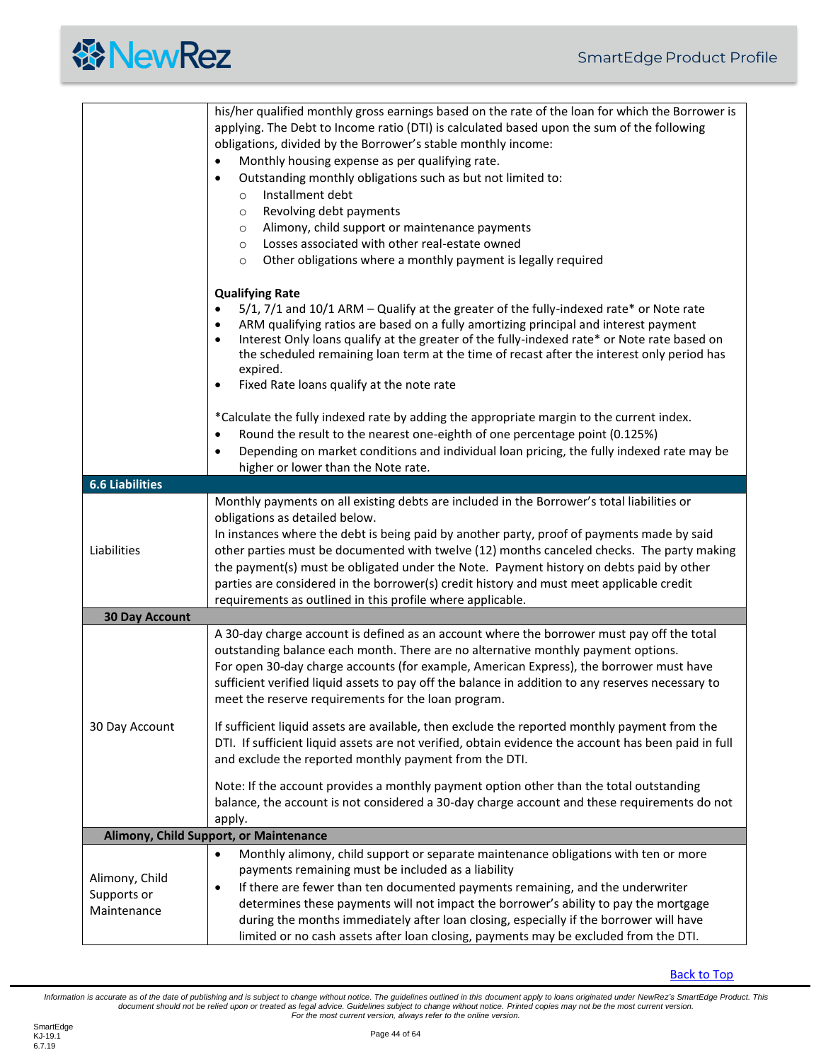| | |
|---|---|
| | his/her qualified monthly gross earnings based on the rate of the loan for which the Borrower is applying. The Debt to Income ratio (DTI) is calculated based upon the sum of the following obligations, divided by the Borrower's stable monthly income:<br>• Monthly housing expense as per qualifying rate.<br>• Outstanding monthly obligations such as but not limited to:<br>  ○ Installment debt<br>  ○ Revolving debt payments<br>  ○ Alimony, child support or maintenance payments<br>  ○ Losses associated with other real-estate owned<br>  ○ Other obligations where a monthly payment is legally required<br><br>**Qualifying Rate**<br>• 5/1, 7/1 and 10/1 ARM – Qualify at the greater of the fully-indexed rate* or Note rate<br>• ARM qualifying ratios are based on a fully amortizing principal and interest payment<br>• Interest Only loans qualify at the greater of the fully-indexed rate* or Note rate based on the scheduled remaining loan term at the time of recast after the interest only period has expired.<br>• Fixed Rate loans qualify at the note rate<br><br>*Calculate the fully indexed rate by adding the appropriate margin to the current index.<br>• Round the result to the nearest one-eighth of one percentage point (0.125%)<br>• Depending on market conditions and individual loan pricing, the fully indexed rate may be higher or lower than the Note rate. |
| **6.6 Liabilities** | |
| Liabilities | Monthly payments on all existing debts are included in the Borrower's total liabilities or obligations as detailed below.<br>In instances where the debt is being paid by another party, proof of payments made by said other parties must be documented with twelve (12) months canceled checks. The party making the payment(s) must be obligated under the Note. Payment history on debts paid by other parties are considered in the borrower(s) credit history and must meet applicable credit requirements as outlined in this profile where applicable. |
| **30 Day Account** | |
| 30 Day Account | A 30-day charge account is defined as an account where the borrower must pay off the total outstanding balance each month. There are no alternative monthly payment options.<br>For open 30-day charge accounts (for example, American Express), the borrower must have sufficient verified liquid assets to pay off the balance in addition to any reserves necessary to meet the reserve requirements for the loan program.<br><br>If sufficient liquid assets are available, then exclude the reported monthly payment from the DTI. If sufficient liquid assets are not verified, obtain evidence the account has been paid in full and exclude the reported monthly payment from the DTI.<br><br>Note: If the account provides a monthly payment option other than the total outstanding balance, the account is not considered a 30-day charge account and these requirements do not apply. |
| **Alimony, Child Support, or Maintenance** | |
| Alimony, Child Supports or Maintenance | • Monthly alimony, child support or separate maintenance obligations with ten or more payments remaining must be included as a liability<br>• If there are fewer than ten documented payments remaining, and the underwriter determines these payments will not impact the borrower's ability to pay the mortgage during the months immediately after loan closing, especially if the borrower will have limited or no cash assets after loan closing, payments may be excluded from the DTI. |

Back to Top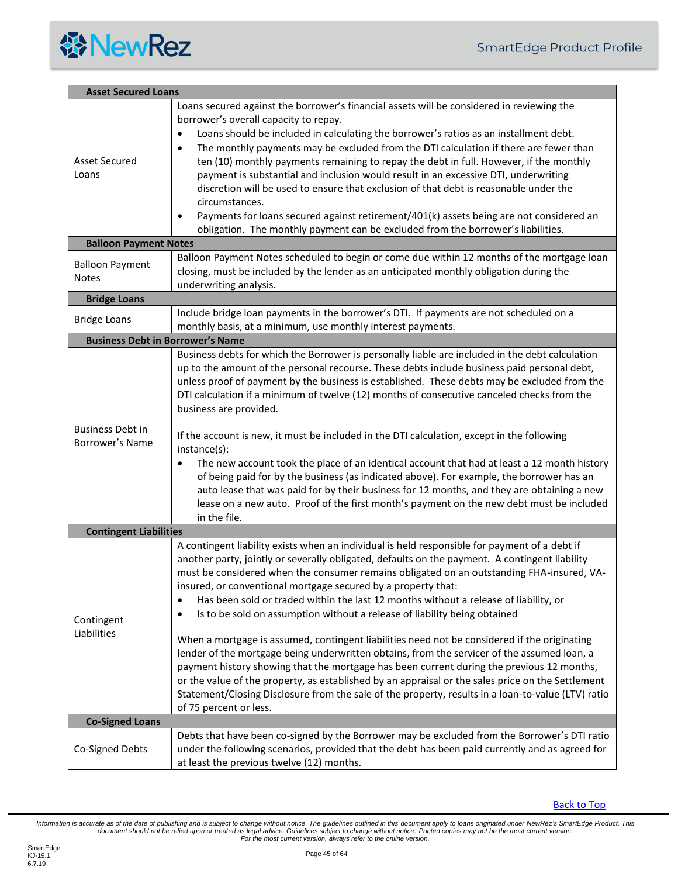| Asset Secured Loans | |
|---|---|
| Asset Secured Loans | Loans secured against the borrower's financial assets will be considered in reviewing the borrower's overall capacity to repay.<br>• Loans should be included in calculating the borrower's ratios as an installment debt.<br>• The monthly payments may be excluded from the DTI calculation if there are fewer than ten (10) monthly payments remaining to repay the debt in full. However, if the monthly payment is substantial and inclusion would result in an excessive DTI, underwriting discretion will be used to ensure that exclusion of that debt is reasonable under the circumstances.<br>• Payments for loans secured against retirement/401(k) assets being are not considered an obligation. The monthly payment can be excluded from the borrower's liabilities. |
| **Balloon Payment Notes** | |
| Balloon Payment Notes | Balloon Payment Notes scheduled to begin or come due within 12 months of the mortgage loan closing, must be included by the lender as an anticipated monthly obligation during the underwriting analysis. |
| **Bridge Loans** | |
| Bridge Loans | Include bridge loan payments in the borrower's DTI. If payments are not scheduled on a monthly basis, at a minimum, use monthly interest payments. |
| **Business Debt in Borrower's Name** | |
| Business Debt in Borrower's Name | Business debts for which the Borrower is personally liable are included in the debt calculation up to the amount of the personal recourse. These debts include business paid personal debt, unless proof of payment by the business is established. These debts may be excluded from the DTI calculation if a minimum of twelve (12) months of consecutive canceled checks from the business are provided.<br><br>If the account is new, it must be included in the DTI calculation, except in the following instance(s):<br>• The new account took the place of an identical account that had at least a 12 month history of being paid for by the business (as indicated above). For example, the borrower has an auto lease that was paid for by their business for 12 months, and they are obtaining a new lease on a new auto. Proof of the first month's payment on the new debt must be included in the file. |
| **Contingent Liabilities** | |
| Contingent Liabilities | A contingent liability exists when an individual is held responsible for payment of a debt if another party, jointly or severally obligated, defaults on the payment. A contingent liability must be considered when the consumer remains obligated on an outstanding FHA-insured, VA-insured, or conventional mortgage secured by a property that:<br>• Has been sold or traded within the last 12 months without a release of liability, or<br>• Is to be sold on assumption without a release of liability being obtained<br><br>When a mortgage is assumed, contingent liabilities need not be considered if the originating lender of the mortgage being underwritten obtains, from the servicer of the assumed loan, a payment history showing that the mortgage has been current during the previous 12 months, or the value of the property, as established by an appraisal or the sales price on the Settlement Statement/Closing Disclosure from the sale of the property, results in a loan-to-value (LTV) ratio of 75 percent or less. |
| **Co-Signed Loans** | |
| Co-Signed Debts | Debts that have been co-signed by the Borrower may be excluded from the Borrower's DTI ratio under the following scenarios, provided that the debt has been paid currently and as agreed for at least the previous twelve (12) months. |

Back to Top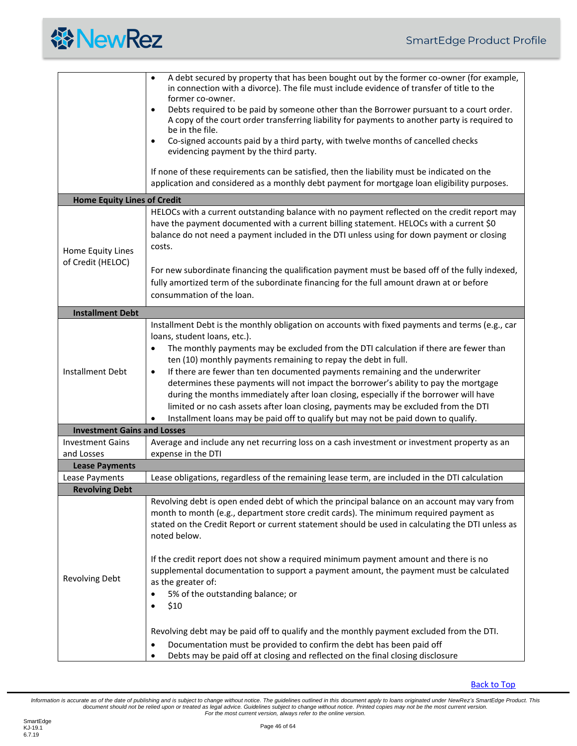| | |
|---|---|
| | • A debt secured by property that has been bought out by the former co-owner (for example, in connection with a divorce). The file must include evidence of transfer of title to the former co-owner.<br>• Debts required to be paid by someone other than the Borrower pursuant to a court order. A copy of the court order transferring liability for payments to another party is required to be in the file.<br>• Co-signed accounts paid by a third party, with twelve months of cancelled checks evidencing payment by the third party.<br><br>If none of these requirements can be satisfied, then the liability must be indicated on the application and considered as a monthly debt payment for mortgage loan eligibility purposes. |
| **Home Equity Lines of Credit** | |
| Home Equity Lines of Credit (HELOC) | HELOCs with a current outstanding balance with no payment reflected on the credit report may have the payment documented with a current billing statement. HELOCs with a current $0 balance do not need a payment included in the DTI unless using for down payment or closing costs.<br><br>For new subordinate financing the qualification payment must be based off of the fully indexed, fully amortized term of the subordinate financing for the full amount drawn at or before consummation of the loan. |
| **Installment Debt** | |
| Installment Debt | Installment Debt is the monthly obligation on accounts with fixed payments and terms (e.g., car loans, student loans, etc.).<br>• The monthly payments may be excluded from the DTI calculation if there are fewer than ten (10) monthly payments remaining to repay the debt in full.<br>• If there are fewer than ten documented payments remaining and the underwriter determines these payments will not impact the borrower's ability to pay the mortgage during the months immediately after loan closing, especially if the borrower will have limited or no cash assets after loan closing, payments may be excluded from the DTI<br>• Installment loans may be paid off to qualify but may not be paid down to qualify. |
| **Investment Gains and Losses** | |
| Investment Gains and Losses | Average and include any net recurring loss on a cash investment or investment property as an expense in the DTI |
| **Lease Payments** | |
| Lease Payments | Lease obligations, regardless of the remaining lease term, are included in the DTI calculation |
| **Revolving Debt** | |
| Revolving Debt | Revolving debt is open ended debt of which the principal balance on an account may vary from month to month (e.g., department store credit cards). The minimum required payment as stated on the Credit Report or current statement should be used in calculating the DTI unless as noted below.<br><br>If the credit report does not show a required minimum payment amount and there is no supplemental documentation to support a payment amount, the payment must be calculated as the greater of:<br>• 5% of the outstanding balance; or<br>• $10<br><br>Revolving debt may be paid off to qualify and the monthly payment excluded from the DTI.<br>• Documentation must be provided to confirm the debt has been paid off<br>• Debts may be paid off at closing and reflected on the final closing disclosure |

Back to Top

*Information is accurate as of the date of publishing and is subject to change without notice. The guidelines outlined in this document apply to loans originated under NewRez's SmartEdge Product. This document should not be relied upon or treated as legal advice. Guidelines subject to change without notice. Printed copies may not be the most current version. For the most current version, always refer to the online version.*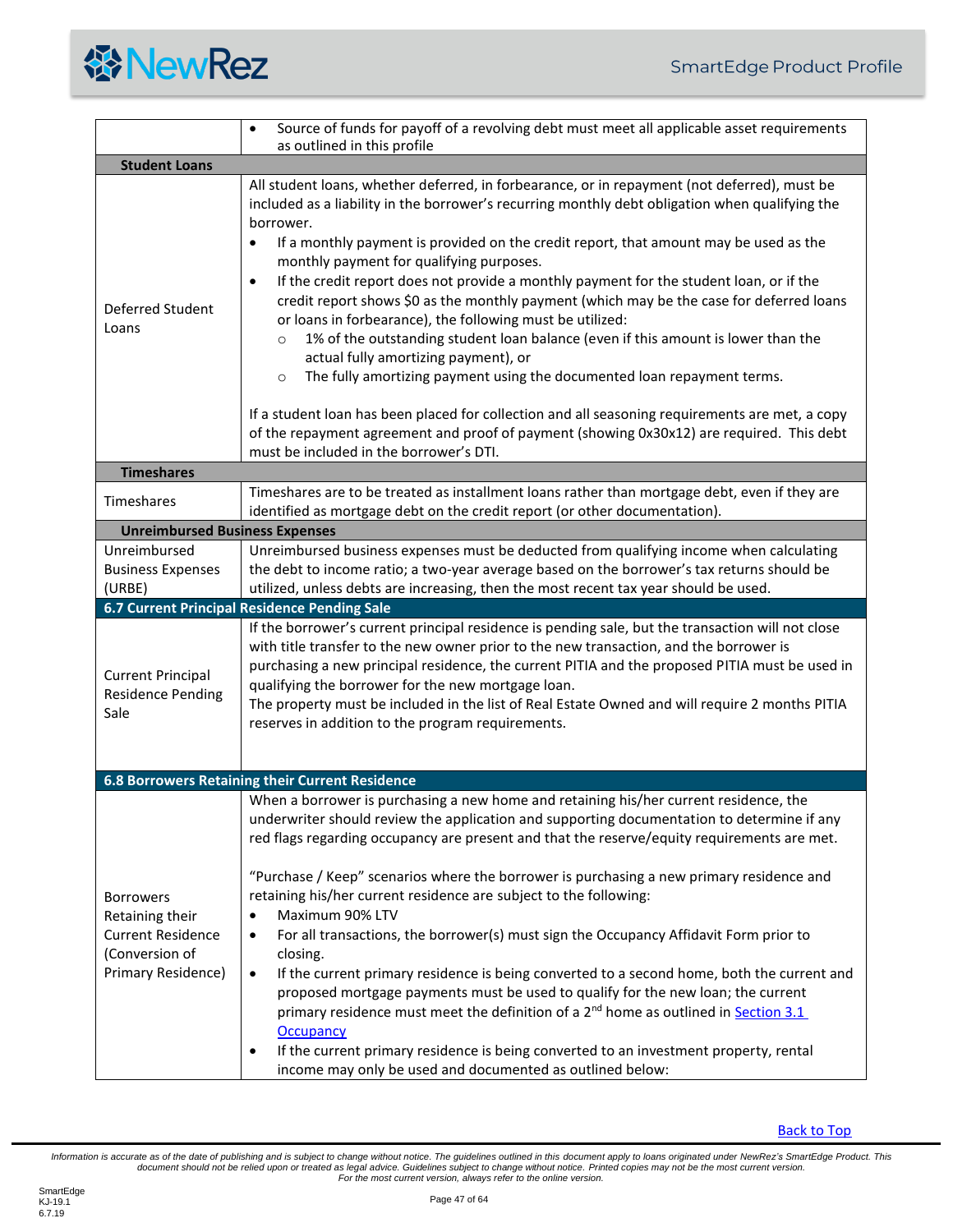| | |
|---|---|
| | • Source of funds for payoff of a revolving debt must meet all applicable asset requirements as outlined in this profile |
| **Student Loans** | |
| Deferred Student Loans | All student loans, whether deferred, in forbearance, or in repayment (not deferred), must be included as a liability in the borrower's recurring monthly debt obligation when qualifying the borrower.<br>• If a monthly payment is provided on the credit report, that amount may be used as the monthly payment for qualifying purposes.<br>• If the credit report does not provide a monthly payment for the student loan, or if the credit report shows $0 as the monthly payment (which may be the case for deferred loans or loans in forbearance), the following must be utilized:<br>&nbsp;&nbsp;&nbsp;&nbsp;○ 1% of the outstanding student loan balance (even if this amount is lower than the actual fully amortizing payment), or<br>&nbsp;&nbsp;&nbsp;&nbsp;○ The fully amortizing payment using the documented loan repayment terms.<br><br>If a student loan has been placed for collection and all seasoning requirements are met, a copy of the repayment agreement and proof of payment (showing 0x30x12) are required. This debt must be included in the borrower's DTI. |
| **Timeshares** | |
| Timeshares | Timeshares are to be treated as installment loans rather than mortgage debt, even if they are identified as mortgage debt on the credit report (or other documentation). |
| **Unreimbursed Business Expenses** | |
| Unreimbursed Business Expenses (URBE) | Unreimbursed business expenses must be deducted from qualifying income when calculating the debt to income ratio; a two-year average based on the borrower's tax returns should be utilized, unless debts are increasing, then the most recent tax year should be used. |
| **6.7 Current Principal Residence Pending Sale** | |
| Current Principal Residence Pending Sale | If the borrower's current principal residence is pending sale, but the transaction will not close with title transfer to the new owner prior to the new transaction, and the borrower is purchasing a new principal residence, the current PITIA and the proposed PITIA must be used in qualifying the borrower for the new mortgage loan.<br>The property must be included in the list of Real Estate Owned and will require 2 months PITIA reserves in addition to the program requirements. |
| **6.8 Borrowers Retaining their Current Residence** | |
| Borrowers Retaining their Current Residence (Conversion of Primary Residence) | When a borrower is purchasing a new home and retaining his/her current residence, the underwriter should review the application and supporting documentation to determine if any red flags regarding occupancy are present and that the reserve/equity requirements are met.<br><br>"Purchase / Keep" scenarios where the borrower is purchasing a new primary residence and retaining his/her current residence are subject to the following:<br>• Maximum 90% LTV<br>• For all transactions, the borrower(s) must sign the Occupancy Affidavit Form prior to closing.<br>• If the current primary residence is being converted to a second home, both the current and proposed mortgage payments must be used to qualify for the new loan; the current primary residence must meet the definition of a 2nd home as outlined in Section 3.1 Occupancy<br>• If the current primary residence is being converted to an investment property, rental income may only be used and documented as outlined below: |

Back to Top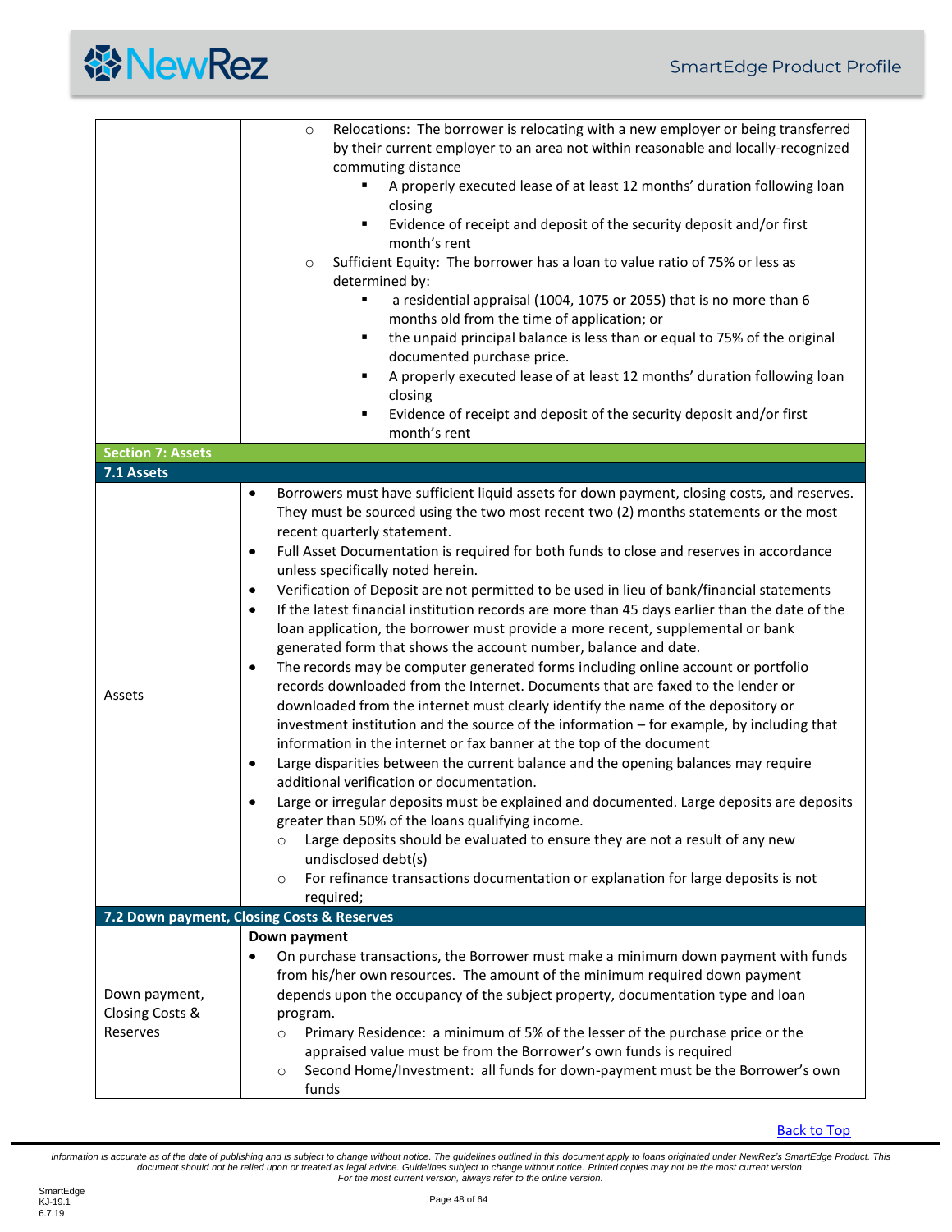| | |
|---|---|
| | ○ Relocations: The borrower is relocating with a new employer or being transferred by their current employer to an area not within reasonable and locally-recognized commuting distance<br>▪ A properly executed lease of at least 12 months' duration following loan closing<br>▪ Evidence of receipt and deposit of the security deposit and/or first month's rent<br>○ Sufficient Equity: The borrower has a loan to value ratio of 75% or less as determined by:<br>▪ a residential appraisal (1004, 1075 or 2055) that is no more than 6 months old from the time of application; or<br>▪ the unpaid principal balance is less than or equal to 75% of the original documented purchase price.<br>▪ A properly executed lease of at least 12 months' duration following loan closing<br>▪ Evidence of receipt and deposit of the security deposit and/or first month's rent |
| **Section 7: Assets** | |
| **7.1 Assets** | |
| Assets | • Borrowers must have sufficient liquid assets for down payment, closing costs, and reserves. They must be sourced using the two most recent two (2) months statements or the most recent quarterly statement.<br>• Full Asset Documentation is required for both funds to close and reserves in accordance unless specifically noted herein.<br>• Verification of Deposit are not permitted to be used in lieu of bank/financial statements<br>• If the latest financial institution records are more than 45 days earlier than the date of the loan application, the borrower must provide a more recent, supplemental or bank generated form that shows the account number, balance and date.<br>• The records may be computer generated forms including online account or portfolio records downloaded from the Internet. Documents that are faxed to the lender or downloaded from the internet must clearly identify the name of the depository or investment institution and the source of the information – for example, by including that information in the internet or fax banner at the top of the document<br>• Large disparities between the current balance and the opening balances may require additional verification or documentation.<br>• Large or irregular deposits must be explained and documented. Large deposits are deposits greater than 50% of the loans qualifying income.<br>○ Large deposits should be evaluated to ensure they are not a result of any new undisclosed debt(s)<br>○ For refinance transactions documentation or explanation for large deposits is not required; |
| **7.2 Down payment, Closing Costs & Reserves** | |
| Down payment, Closing Costs & Reserves | **Down payment**<br>• On purchase transactions, the Borrower must make a minimum down payment with funds from his/her own resources. The amount of the minimum required down payment depends upon the occupancy of the subject property, documentation type and loan program.<br>○ Primary Residence: a minimum of 5% of the lesser of the purchase price or the appraised value must be from the Borrower's own funds is required<br>○ Second Home/Investment: all funds for down-payment must be the Borrower's own funds |

Back to Top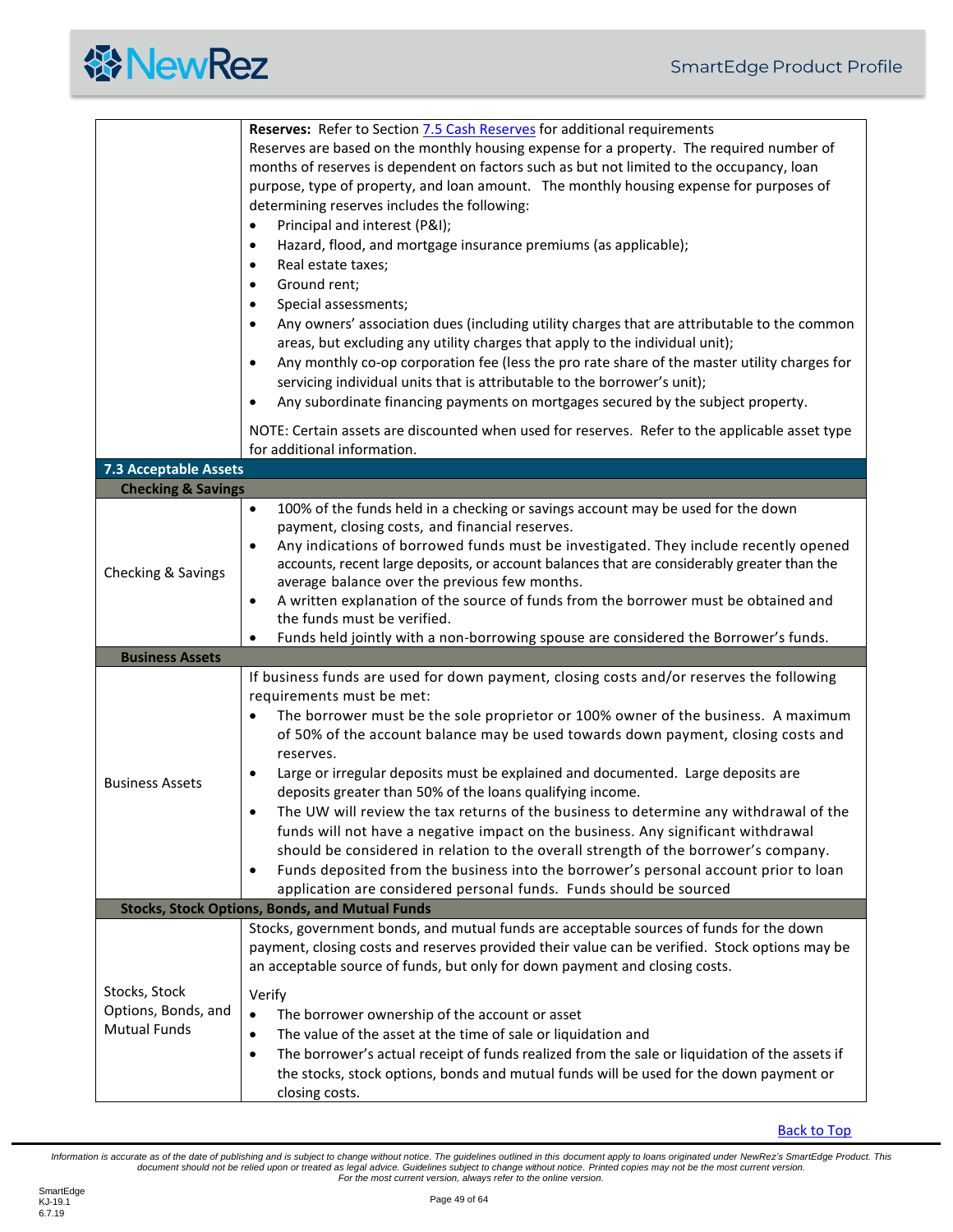| | |
|---|---|
| | **Reserves:** Refer to Section 7.5 Cash Reserves for additional requirements<br>Reserves are based on the monthly housing expense for a property. The required number of months of reserves is dependent on factors such as but not limited to the occupancy, loan purpose, type of property, and loan amount. The monthly housing expense for purposes of determining reserves includes the following:<br>• Principal and interest (P&I);<br>• Hazard, flood, and mortgage insurance premiums (as applicable);<br>• Real estate taxes;<br>• Ground rent;<br>• Special assessments;<br>• Any owners' association dues (including utility charges that are attributable to the common areas, but excluding any utility charges that apply to the individual unit);<br>• Any monthly co-op corporation fee (less the pro rate share of the master utility charges for servicing individual units that is attributable to the borrower's unit);<br>• Any subordinate financing payments on mortgages secured by the subject property.<br><br>NOTE: Certain assets are discounted when used for reserves. Refer to the applicable asset type for additional information. |
| **7.3 Acceptable Assets** | |
| **Checking & Savings** | |
| Checking & Savings | • 100% of the funds held in a checking or savings account may be used for the down payment, closing costs, and financial reserves.<br>• Any indications of borrowed funds must be investigated. They include recently opened accounts, recent large deposits, or account balances that are considerably greater than the average balance over the previous few months.<br>• A written explanation of the source of funds from the borrower must be obtained and the funds must be verified.<br>• Funds held jointly with a non-borrowing spouse are considered the Borrower's funds. |
| **Business Assets** | |
| Business Assets | If business funds are used for down payment, closing costs and/or reserves the following requirements must be met:<br>• The borrower must be the sole proprietor or 100% owner of the business. A maximum of 50% of the account balance may be used towards down payment, closing costs and reserves.<br>• Large or irregular deposits must be explained and documented. Large deposits are deposits greater than 50% of the loans qualifying income.<br>• The UW will review the tax returns of the business to determine any withdrawal of the funds will not have a negative impact on the business. Any significant withdrawal should be considered in relation to the overall strength of the borrower's company.<br>• Funds deposited from the business into the borrower's personal account prior to loan application are considered personal funds. Funds should be sourced |
| **Stocks, Stock Options, Bonds, and Mutual Funds** | |
| Stocks, Stock Options, Bonds, and Mutual Funds | Stocks, government bonds, and mutual funds are acceptable sources of funds for the down payment, closing costs and reserves provided their value can be verified. Stock options may be an acceptable source of funds, but only for down payment and closing costs.<br><br>Verify<br>• The borrower ownership of the account or asset<br>• The value of the asset at the time of sale or liquidation and<br>• The borrower's actual receipt of funds realized from the sale or liquidation of the assets if the stocks, stock options, bonds and mutual funds will be used for the down payment or closing costs. |

Back to Top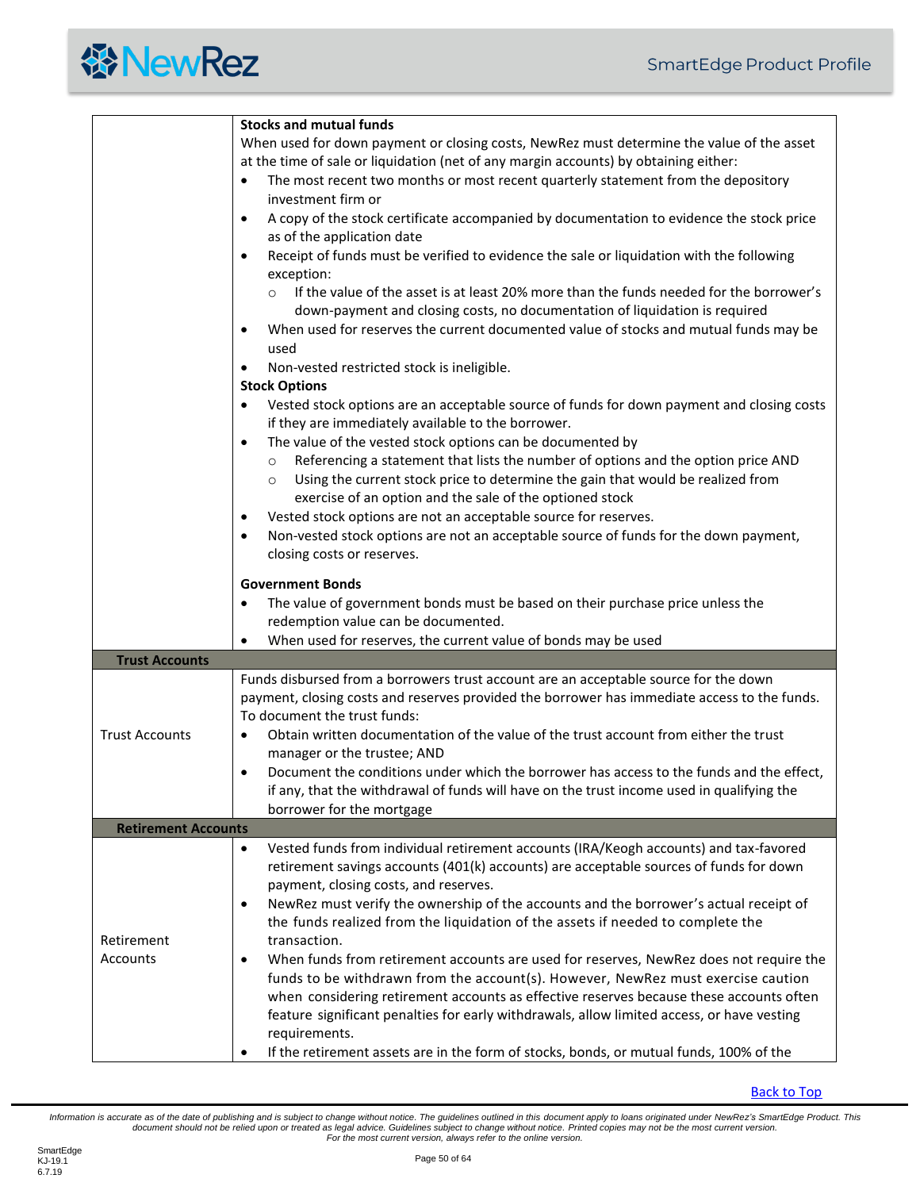| | |
|---|---|
| | **Stocks and mutual funds**<br>When used for down payment or closing costs, NewRez must determine the value of the asset at the time of sale or liquidation (net of any margin accounts) by obtaining either:<br>• The most recent two months or most recent quarterly statement from the depository investment firm or<br>• A copy of the stock certificate accompanied by documentation to evidence the stock price as of the application date<br>• Receipt of funds must be verified to evidence the sale or liquidation with the following exception:<br>  ○ If the value of the asset is at least 20% more than the funds needed for the borrower's down-payment and closing costs, no documentation of liquidation is required<br>• When used for reserves the current documented value of stocks and mutual funds may be used<br>• Non-vested restricted stock is ineligible.<br>**Stock Options**<br>• Vested stock options are an acceptable source of funds for down payment and closing costs if they are immediately available to the borrower.<br>• The value of the vested stock options can be documented by<br>  ○ Referencing a statement that lists the number of options and the option price AND<br>  ○ Using the current stock price to determine the gain that would be realized from exercise of an option and the sale of the optioned stock<br>• Vested stock options are not an acceptable source for reserves.<br>• Non-vested stock options are not an acceptable source of funds for the down payment, closing costs or reserves.<br><br>**Government Bonds**<br>• The value of government bonds must be based on their purchase price unless the redemption value can be documented.<br>• When used for reserves, the current value of bonds may be used |
| **Trust Accounts** | |
| Trust Accounts | Funds disbursed from a borrowers trust account are an acceptable source for the down payment, closing costs and reserves provided the borrower has immediate access to the funds. To document the trust funds:<br>• Obtain written documentation of the value of the trust account from either the trust manager or the trustee; AND<br>• Document the conditions under which the borrower has access to the funds and the effect, if any, that the withdrawal of funds will have on the trust income used in qualifying the borrower for the mortgage |
| **Retirement Accounts** | |
| Retirement Accounts | • Vested funds from individual retirement accounts (IRA/Keogh accounts) and tax-favored retirement savings accounts (401(k) accounts) are acceptable sources of funds for down payment, closing costs, and reserves.<br>• NewRez must verify the ownership of the accounts and the borrower's actual receipt of the funds realized from the liquidation of the assets if needed to complete the transaction.<br>• When funds from retirement accounts are used for reserves, NewRez does not require the funds to be withdrawn from the account(s). However, NewRez must exercise caution when considering retirement accounts as effective reserves because these accounts often feature significant penalties for early withdrawals, allow limited access, or have vesting requirements.<br>• If the retirement assets are in the form of stocks, bonds, or mutual funds, 100% of the |

Back to Top

*Information is accurate as of the date of publishing and is subject to change without notice. The guidelines outlined in this document apply to loans originated under NewRez's SmartEdge Product. This document should not be relied upon or treated as legal advice. Guidelines subject to change without notice. Printed copies may not be the most current version. For the most current version, always refer to the online version.*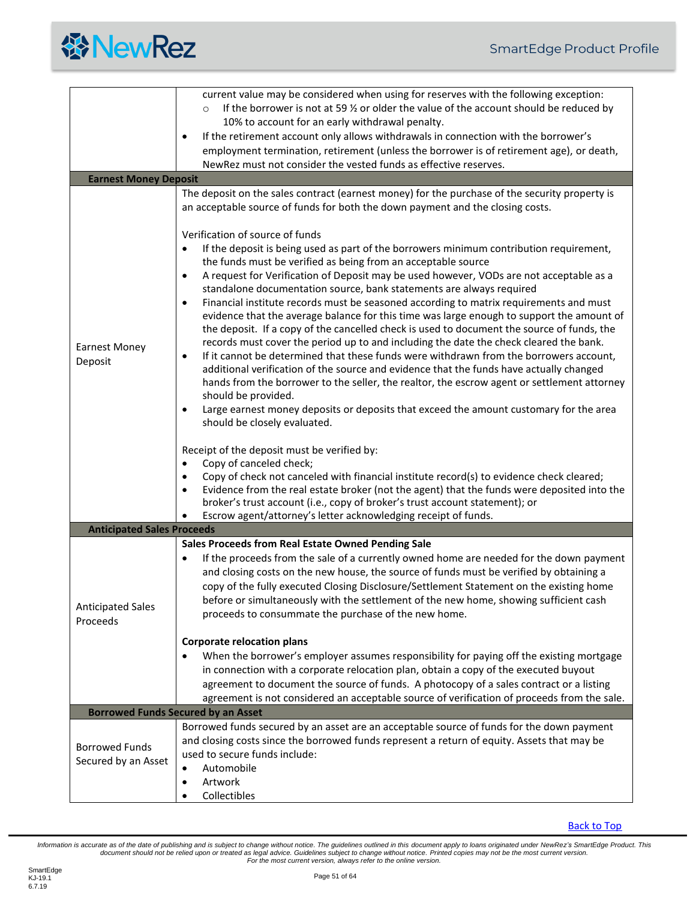| | |
|---|---|
| | current value may be considered when using for reserves with the following exception:<br>◦ If the borrower is not at 59 ½ or older the value of the account should be reduced by 10% to account for an early withdrawal penalty.<br>• If the retirement account only allows withdrawals in connection with the borrower's employment termination, retirement (unless the borrower is of retirement age), or death, NewRez must not consider the vested funds as effective reserves. |
| **Earnest Money Deposit** | |
| Earnest Money Deposit | The deposit on the sales contract (earnest money) for the purchase of the security property is an acceptable source of funds for both the down payment and the closing costs.<br><br>Verification of source of funds<br>• If the deposit is being used as part of the borrowers minimum contribution requirement, the funds must be verified as being from an acceptable source<br>• A request for Verification of Deposit may be used however, VODs are not acceptable as a standalone documentation source, bank statements are always required<br>• Financial institute records must be seasoned according to matrix requirements and must evidence that the average balance for this time was large enough to support the amount of the deposit. If a copy of the cancelled check is used to document the source of funds, the records must cover the period up to and including the date the check cleared the bank.<br>• If it cannot be determined that these funds were withdrawn from the borrowers account, additional verification of the source and evidence that the funds have actually changed hands from the borrower to the seller, the realtor, the escrow agent or settlement attorney should be provided.<br>• Large earnest money deposits or deposits that exceed the amount customary for the area should be closely evaluated.<br><br>Receipt of the deposit must be verified by:<br>• Copy of canceled check;<br>• Copy of check not canceled with financial institute record(s) to evidence check cleared;<br>• Evidence from the real estate broker (not the agent) that the funds were deposited into the broker's trust account (i.e., copy of broker's trust account statement); or<br>• Escrow agent/attorney's letter acknowledging receipt of funds. |
| **Anticipated Sales Proceeds** | |
| Anticipated Sales Proceeds | **Sales Proceeds from Real Estate Owned Pending Sale**<br>• If the proceeds from the sale of a currently owned home are needed for the down payment and closing costs on the new house, the source of funds must be verified by obtaining a copy of the fully executed Closing Disclosure/Settlement Statement on the existing home before or simultaneously with the settlement of the new home, showing sufficient cash proceeds to consummate the purchase of the new home.<br><br>**Corporate relocation plans**<br>• When the borrower's employer assumes responsibility for paying off the existing mortgage in connection with a corporate relocation plan, obtain a copy of the executed buyout agreement to document the source of funds. A photocopy of a sales contract or a listing agreement is not considered an acceptable source of verification of proceeds from the sale. |
| **Borrowed Funds Secured by an Asset** | |
| Borrowed Funds Secured by an Asset | Borrowed funds secured by an asset are an acceptable source of funds for the down payment and closing costs since the borrowed funds represent a return of equity. Assets that may be used to secure funds include:<br>• Automobile<br>• Artwork<br>• Collectibles |

Back to Top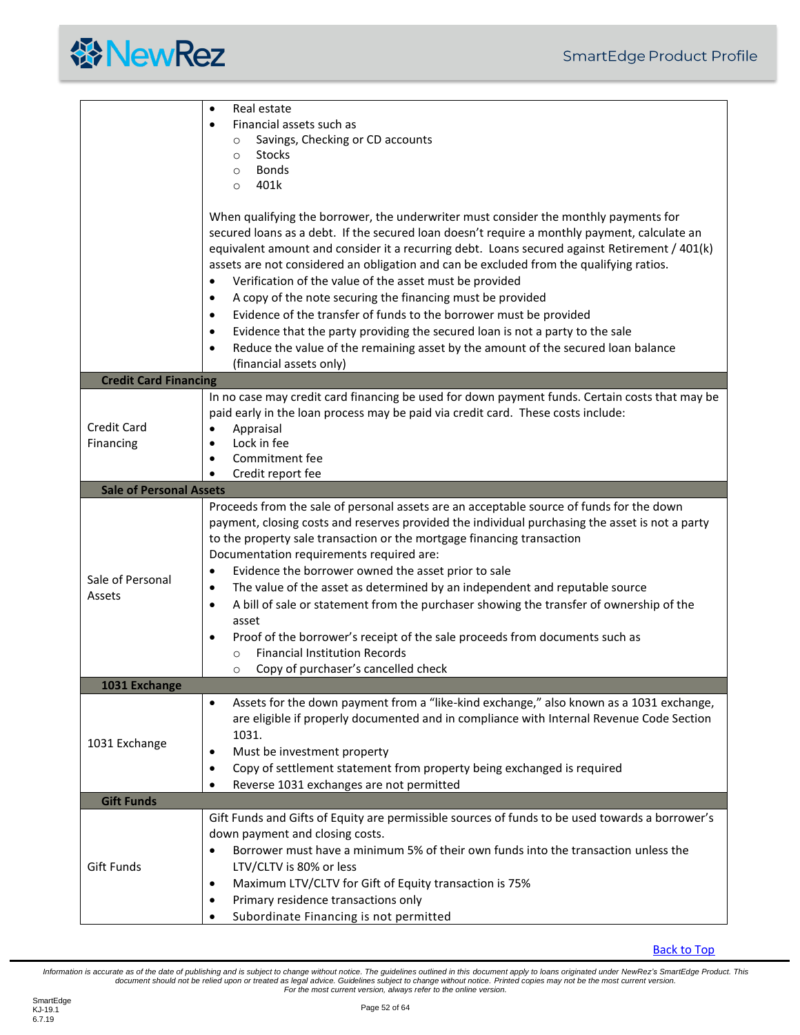| | |
|---|---|
| | • Real estate<br>• Financial assets such as<br>  ○ Savings, Checking or CD accounts<br>  ○ Stocks<br>  ○ Bonds<br>  ○ 401k<br><br>When qualifying the borrower, the underwriter must consider the monthly payments for secured loans as a debt. If the secured loan doesn't require a monthly payment, calculate an equivalent amount and consider it a recurring debt. Loans secured against Retirement / 401(k) assets are not considered an obligation and can be excluded from the qualifying ratios.<br>• Verification of the value of the asset must be provided<br>• A copy of the note securing the financing must be provided<br>• Evidence of the transfer of funds to the borrower must be provided<br>• Evidence that the party providing the secured loan is not a party to the sale<br>• Reduce the value of the remaining asset by the amount of the secured loan balance (financial assets only) |
| **Credit Card Financing** | |
| Credit Card Financing | In no case may credit card financing be used for down payment funds. Certain costs that may be paid early in the loan process may be paid via credit card. These costs include:<br>• Appraisal<br>• Lock in fee<br>• Commitment fee<br>• Credit report fee |
| **Sale of Personal Assets** | |
| Sale of Personal Assets | Proceeds from the sale of personal assets are an acceptable source of funds for the down payment, closing costs and reserves provided the individual purchasing the asset is not a party to the property sale transaction or the mortgage financing transaction<br>Documentation requirements required are:<br>• Evidence the borrower owned the asset prior to sale<br>• The value of the asset as determined by an independent and reputable source<br>• A bill of sale or statement from the purchaser showing the transfer of ownership of the asset<br>• Proof of the borrower's receipt of the sale proceeds from documents such as<br>  ○ Financial Institution Records<br>  ○ Copy of purchaser's cancelled check |
| **1031 Exchange** | |
| 1031 Exchange | • Assets for the down payment from a "like-kind exchange," also known as a 1031 exchange, are eligible if properly documented and in compliance with Internal Revenue Code Section 1031.<br>• Must be investment property<br>• Copy of settlement statement from property being exchanged is required<br>• Reverse 1031 exchanges are not permitted |
| **Gift Funds** | |
| Gift Funds | Gift Funds and Gifts of Equity are permissible sources of funds to be used towards a borrower's down payment and closing costs.<br>• Borrower must have a minimum 5% of their own funds into the transaction unless the LTV/CLTV is 80% or less<br>• Maximum LTV/CLTV for Gift of Equity transaction is 75%<br>• Primary residence transactions only<br>• Subordinate Financing is not permitted |

Back to Top

*Information is accurate as of the date of publishing and is subject to change without notice. The guidelines outlined in this document apply to loans originated under NewRez's SmartEdge Product. This document should not be relied upon or treated as legal advice. Guidelines subject to change without notice. Printed copies may not be the most current version. For the most current version, always refer to the online version.*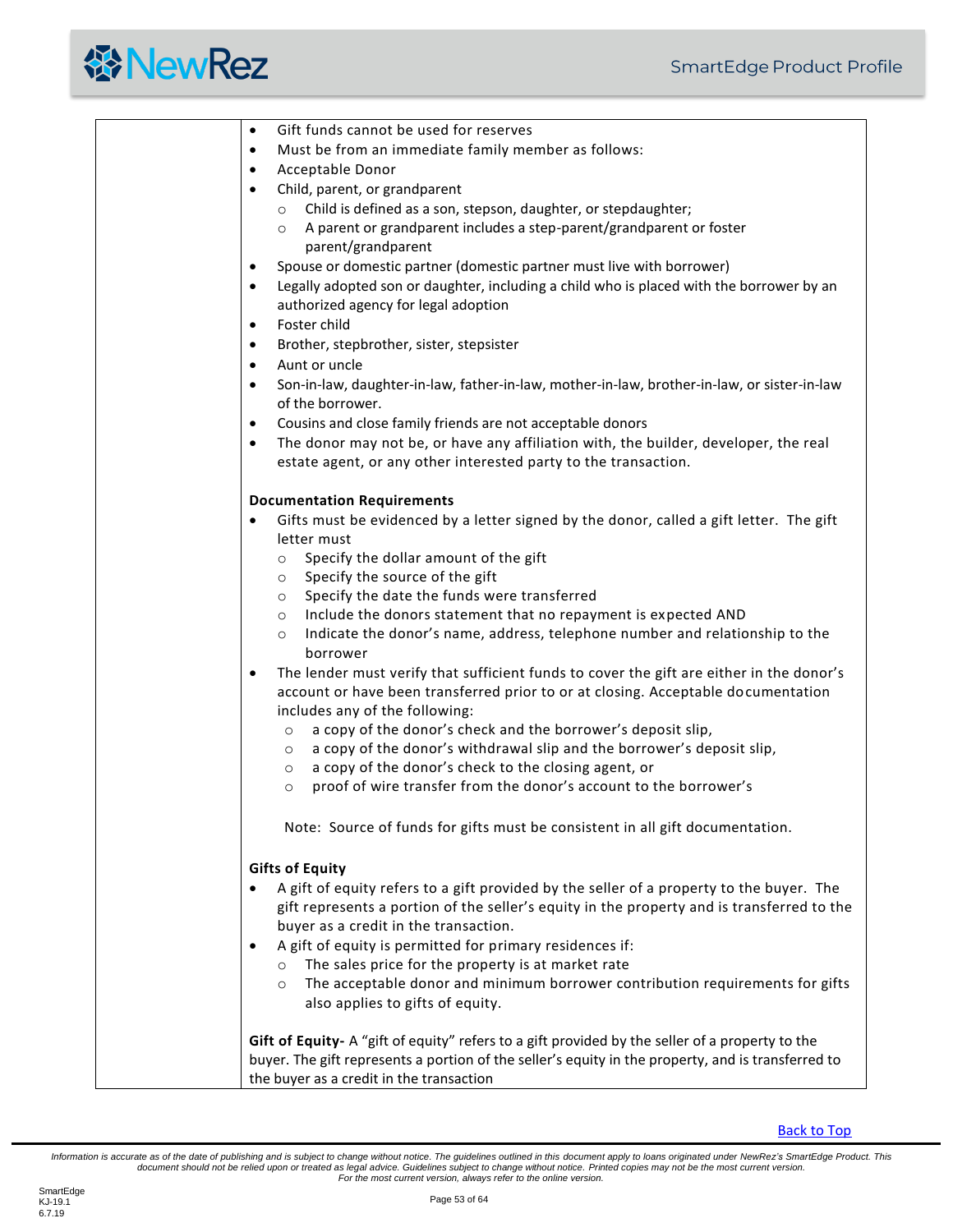- Gift funds cannot be used for reserves
- Must be from an immediate family member as follows:
- Acceptable Donor
- Child, parent, or grandparent
  - Child is defined as a son, stepson, daughter, or stepdaughter;
  - A parent or grandparent includes a step-parent/grandparent or foster parent/grandparent
- Spouse or domestic partner (domestic partner must live with borrower)
- Legally adopted son or daughter, including a child who is placed with the borrower by an authorized agency for legal adoption
- Foster child
- Brother, stepbrother, sister, stepsister
- Aunt or uncle
- Son-in-law, daughter-in-law, father-in-law, mother-in-law, brother-in-law, or sister-in-law of the borrower.
- Cousins and close family friends are not acceptable donors
- The donor may not be, or have any affiliation with, the builder, developer, the real estate agent, or any other interested party to the transaction.

**Documentation Requirements**

- Gifts must be evidenced by a letter signed by the donor, called a gift letter. The gift letter must
  - Specify the dollar amount of the gift
  - Specify the source of the gift
  - Specify the date the funds were transferred
  - Include the donors statement that no repayment is expected AND
  - Indicate the donor's name, address, telephone number and relationship to the borrower
- The lender must verify that sufficient funds to cover the gift are either in the donor's account or have been transferred prior to or at closing. Acceptable documentation includes any of the following:
  - a copy of the donor's check and the borrower's deposit slip,
  - a copy of the donor's withdrawal slip and the borrower's deposit slip,
  - a copy of the donor's check to the closing agent, or
  - proof of wire transfer from the donor's account to the borrower's

Note: Source of funds for gifts must be consistent in all gift documentation.

**Gifts of Equity**

- A gift of equity refers to a gift provided by the seller of a property to the buyer. The gift represents a portion of the seller's equity in the property and is transferred to the buyer as a credit in the transaction.
- A gift of equity is permitted for primary residences if:
  - The sales price for the property is at market rate
  - The acceptable donor and minimum borrower contribution requirements for gifts also applies to gifts of equity.

**Gift of Equity-** A "gift of equity" refers to a gift provided by the seller of a property to the buyer. The gift represents a portion of the seller's equity in the property, and is transferred to the buyer as a credit in the transaction

Back to Top

*Information is accurate as of the date of publishing and is subject to change without notice. The guidelines outlined in this document apply to loans originated under NewRez's SmartEdge Product. This document should not be relied upon or treated as legal advice. Guidelines subject to change without notice. Printed copies may not be the most current version. For the most current version, always refer to the online version.*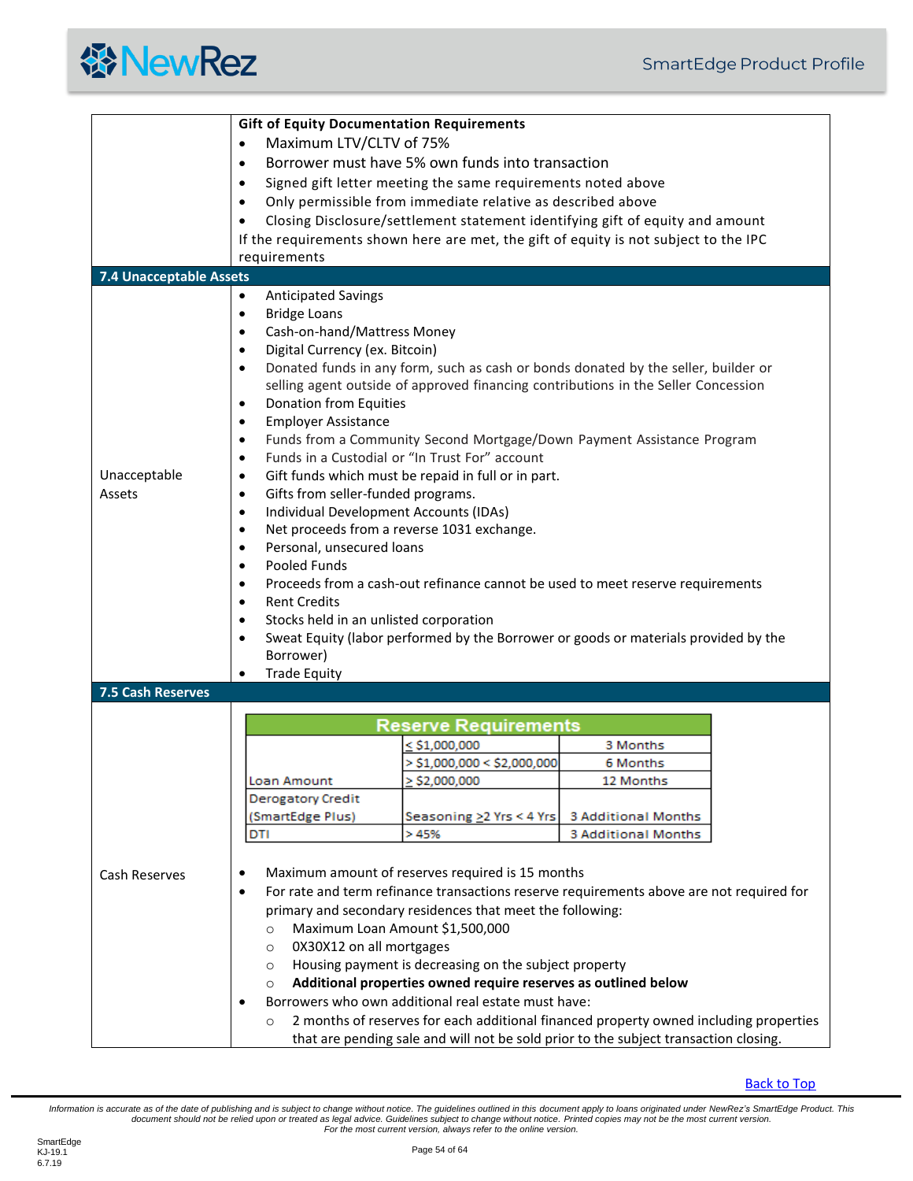**Gift of Equity Documentation Requirements**

- Maximum LTV/CLTV of 75%
- Borrower must have 5% own funds into transaction
- Signed gift letter meeting the same requirements noted above
- Only permissible from immediate relative as described above
- Closing Disclosure/settlement statement identifying gift of equity and amount

If the requirements shown here are met, the gift of equity is not subject to the IPC requirements

## 7.4 Unacceptable Assets

**Unacceptable Assets**

- Anticipated Savings
- Bridge Loans
- Cash-on-hand/Mattress Money
- Digital Currency (ex. Bitcoin)
- Donated funds in any form, such as cash or bonds donated by the seller, builder or selling agent outside of approved financing contributions in the Seller Concession
- Donation from Equities
- Employer Assistance
- Funds from a Community Second Mortgage/Down Payment Assistance Program
- Funds in a Custodial or "In Trust For" account
- Gift funds which must be repaid in full or in part.
- Gifts from seller-funded programs.
- Individual Development Accounts (IDAs)
- Net proceeds from a reverse 1031 exchange.
- Personal, unsecured loans
- Pooled Funds
- Proceeds from a cash-out refinance cannot be used to meet reserve requirements
- Rent Credits
- Stocks held in an unlisted corporation
- Sweat Equity (labor performed by the Borrower or goods or materials provided by the Borrower)
- Trade Equity

## 7.5 Cash Reserves

**Cash Reserves**

| Reserve Requirements | | |
|---|---|---|
| Loan Amount | ≤ $1,000,000 | 3 Months |
| | > $1,000,000 < $2,000,000 | 6 Months |
| | ≥ $2,000,000 | 12 Months |
| Derogatory Credit (SmartEdge Plus) | Seasoning ≥2 Yrs < 4 Yrs | 3 Additional Months |
| DTI | > 45% | 3 Additional Months |

- Maximum amount of reserves required is 15 months
- For rate and term refinance transactions reserve requirements above are not required for primary and secondary residences that meet the following:
  - Maximum Loan Amount $1,500,000
  - 0X30X12 on all mortgages
  - Housing payment is decreasing on the subject property
  - **Additional properties owned require reserves as outlined below**
- Borrowers who own additional real estate must have:
  - 2 months of reserves for each additional financed property owned including properties that are pending sale and will not be sold prior to the subject transaction closing.

Back to Top

*Information is accurate as of the date of publishing and is subject to change without notice. The guidelines outlined in this document apply to loans originated under NewRez's SmartEdge Product. This document should not be relied upon or treated as legal advice. Guidelines subject to change without notice. Printed copies may not be the most current version. For the most current version, always refer to the online version.*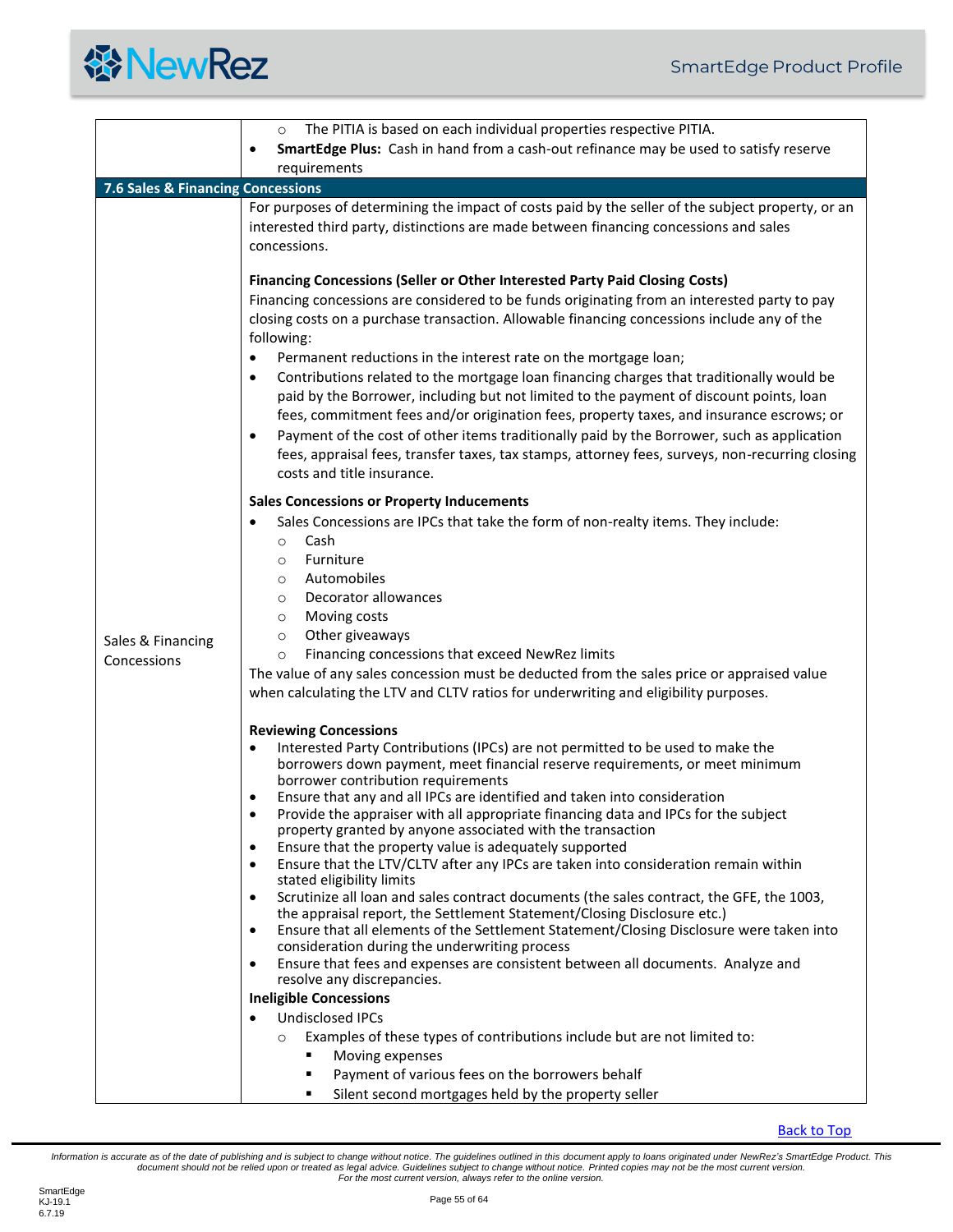| | |
|---|---|
| | ◦ The PITIA is based on each individual properties respective PITIA.<br>• **SmartEdge Plus:** Cash in hand from a cash-out refinance may be used to satisfy reserve requirements |
| **7.6 Sales & Financing Concessions** | |
| Sales & Financing Concessions | For purposes of determining the impact of costs paid by the seller of the subject property, or an interested third party, distinctions are made between financing concessions and sales concessions.<br><br>**Financing Concessions (Seller or Other Interested Party Paid Closing Costs)**<br>Financing concessions are considered to be funds originating from an interested party to pay closing costs on a purchase transaction. Allowable financing concessions include any of the following:<br>• Permanent reductions in the interest rate on the mortgage loan;<br>• Contributions related to the mortgage loan financing charges that traditionally would be paid by the Borrower, including but not limited to the payment of discount points, loan fees, commitment fees and/or origination fees, property taxes, and insurance escrows; or<br>• Payment of the cost of other items traditionally paid by the Borrower, such as application fees, appraisal fees, transfer taxes, tax stamps, attorney fees, surveys, non-recurring closing costs and title insurance.<br><br>**Sales Concessions or Property Inducements**<br>• Sales Concessions are IPCs that take the form of non-realty items. They include:<br>◦ Cash<br>◦ Furniture<br>◦ Automobiles<br>◦ Decorator allowances<br>◦ Moving costs<br>◦ Other giveaways<br>◦ Financing concessions that exceed NewRez limits<br>The value of any sales concession must be deducted from the sales price or appraised value when calculating the LTV and CLTV ratios for underwriting and eligibility purposes.<br><br>**Reviewing Concessions**<br>• Interested Party Contributions (IPCs) are not permitted to be used to make the borrowers down payment, meet financial reserve requirements, or meet minimum borrower contribution requirements<br>• Ensure that any and all IPCs are identified and taken into consideration<br>• Provide the appraiser with all appropriate financing data and IPCs for the subject property granted by anyone associated with the transaction<br>• Ensure that the property value is adequately supported<br>• Ensure that the LTV/CLTV after any IPCs are taken into consideration remain within stated eligibility limits<br>• Scrutinize all loan and sales contract documents (the sales contract, the GFE, the 1003, the appraisal report, the Settlement Statement/Closing Disclosure etc.)<br>• Ensure that all elements of the Settlement Statement/Closing Disclosure were taken into consideration during the underwriting process<br>• Ensure that fees and expenses are consistent between all documents. Analyze and resolve any discrepancies.<br>**Ineligible Concessions**<br>• Undisclosed IPCs<br>◦ Examples of these types of contributions include but are not limited to:<br>▪ Moving expenses<br>▪ Payment of various fees on the borrowers behalf<br>▪ Silent second mortgages held by the property seller |

Back to Top

*Information is accurate as of the date of publishing and is subject to change without notice. The guidelines outlined in this document apply to loans originated under NewRez's SmartEdge Product. This document should not be relied upon or treated as legal advice. Guidelines subject to change without notice. Printed copies may not be the most current version. For the most current version, always refer to the online version.*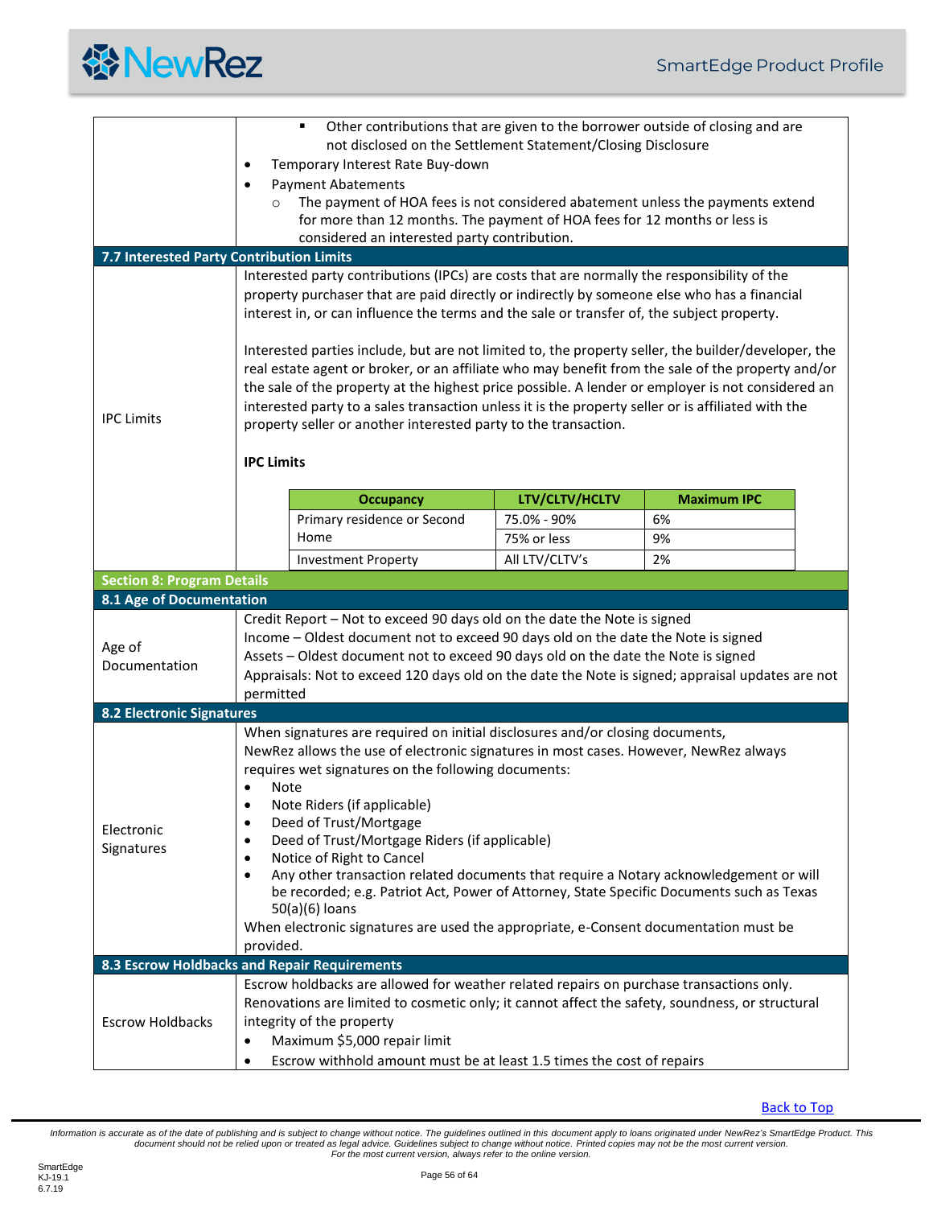- Other contributions that are given to the borrower outside of closing and are not disclosed on the Settlement Statement/Closing Disclosure

- Temporary Interest Rate Buy-down
- Payment Abatements
  - The payment of HOA fees is not considered abatement unless the payments extend for more than 12 months. The payment of HOA fees for 12 months or less is considered an interested party contribution.

### 7.7 Interested Party Contribution Limits

**IPC Limits**

Interested party contributions (IPCs) are costs that are normally the responsibility of the property purchaser that are paid directly or indirectly by someone else who has a financial interest in, or can influence the terms and the sale or transfer of, the subject property.

Interested parties include, but are not limited to, the property seller, the builder/developer, the real estate agent or broker, or an affiliate who may benefit from the sale of the property and/or the sale of the property at the highest price possible. A lender or employer is not considered an interested party to a sales transaction unless it is the property seller or is affiliated with the property seller or another interested party to the transaction.

**IPC Limits**

| Occupancy | LTV/CLTV/HCLTV | Maximum IPC |
|---|---|---|
| Primary residence or Second Home | 75.0% - 90% | 6% |
| | 75% or less | 9% |
| Investment Property | All LTV/CLTV's | 2% |

## Section 8: Program Details

### 8.1 Age of Documentation

**Age of Documentation**

Credit Report – Not to exceed 90 days old on the date the Note is signed
Income – Oldest document not to exceed 90 days old on the date the Note is signed
Assets – Oldest document not to exceed 90 days old on the date the Note is signed
Appraisals: Not to exceed 120 days old on the date the Note is signed; appraisal updates are not permitted

### 8.2 Electronic Signatures

**Electronic Signatures**

When signatures are required on initial disclosures and/or closing documents, NewRez allows the use of electronic signatures in most cases. However, NewRez always requires wet signatures on the following documents:

- Note
- Note Riders (if applicable)
- Deed of Trust/Mortgage
- Deed of Trust/Mortgage Riders (if applicable)
- Notice of Right to Cancel
- Any other transaction related documents that require a Notary acknowledgement or will be recorded; e.g. Patriot Act, Power of Attorney, State Specific Documents such as Texas 50(a)(6) loans

When electronic signatures are used the appropriate, e-Consent documentation must be provided.

### 8.3 Escrow Holdbacks and Repair Requirements

**Escrow Holdbacks**

Escrow holdbacks are allowed for weather related repairs on purchase transactions only. Renovations are limited to cosmetic only; it cannot affect the safety, soundness, or structural integrity of the property

- Maximum $5,000 repair limit
- Escrow withhold amount must be at least 1.5 times the cost of repairs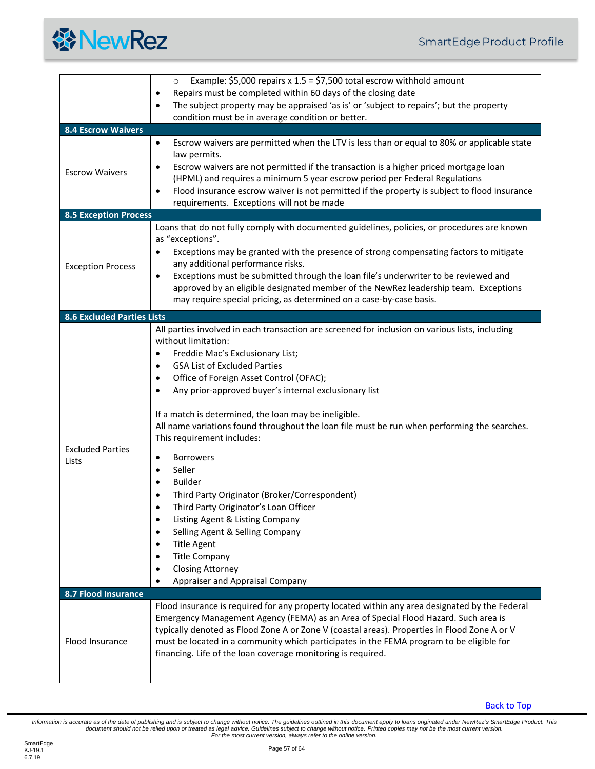| | |
|---|---|
| | ○ Example: $5,000 repairs x 1.5 = $7,500 total escrow withhold amount<br>• Repairs must be completed within 60 days of the closing date<br>• The subject property may be appraised 'as is' or 'subject to repairs'; but the property condition must be in average condition or better. |
| **8.4 Escrow Waivers** | |
| Escrow Waivers | • Escrow waivers are permitted when the LTV is less than or equal to 80% or applicable state law permits.<br>• Escrow waivers are not permitted if the transaction is a higher priced mortgage loan (HPML) and requires a minimum 5 year escrow period per Federal Regulations<br>• Flood insurance escrow waiver is not permitted if the property is subject to flood insurance requirements. Exceptions will not be made |
| **8.5 Exception Process** | |
| Exception Process | Loans that do not fully comply with documented guidelines, policies, or procedures are known as "exceptions".<br>• Exceptions may be granted with the presence of strong compensating factors to mitigate any additional performance risks.<br>• Exceptions must be submitted through the loan file's underwriter to be reviewed and approved by an eligible designated member of the NewRez leadership team. Exceptions may require special pricing, as determined on a case-by-case basis. |
| **8.6 Excluded Parties Lists** | |
| Excluded Parties Lists | All parties involved in each transaction are screened for inclusion on various lists, including without limitation:<br>• Freddie Mac's Exclusionary List;<br>• GSA List of Excluded Parties<br>• Office of Foreign Asset Control (OFAC);<br>• Any prior-approved buyer's internal exclusionary list<br><br>If a match is determined, the loan may be ineligible.<br>All name variations found throughout the loan file must be run when performing the searches. This requirement includes:<br>• Borrowers<br>• Seller<br>• Builder<br>• Third Party Originator (Broker/Correspondent)<br>• Third Party Originator's Loan Officer<br>• Listing Agent & Listing Company<br>• Selling Agent & Selling Company<br>• Title Agent<br>• Title Company<br>• Closing Attorney<br>• Appraiser and Appraisal Company |
| **8.7 Flood Insurance** | |
| Flood Insurance | Flood insurance is required for any property located within any area designated by the Federal Emergency Management Agency (FEMA) as an Area of Special Flood Hazard. Such area is typically denoted as Flood Zone A or Zone V (coastal areas). Properties in Flood Zone A or V must be located in a community which participates in the FEMA program to be eligible for financing. Life of the loan coverage monitoring is required. |

Back to Top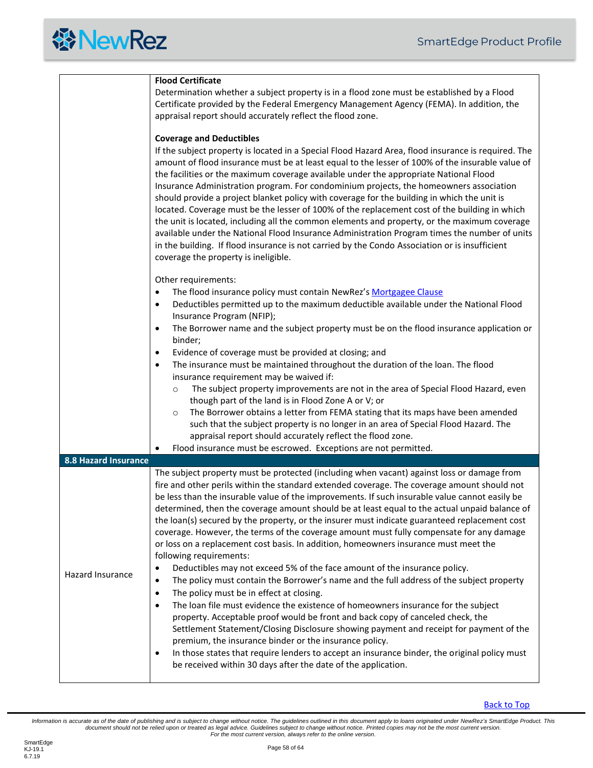| | |
|---|---|
| | **Flood Certificate**<br>Determination whether a subject property is in a flood zone must be established by a Flood Certificate provided by the Federal Emergency Management Agency (FEMA). In addition, the appraisal report should accurately reflect the flood zone.<br><br>**Coverage and Deductibles**<br>If the subject property is located in a Special Flood Hazard Area, flood insurance is required. The amount of flood insurance must be at least equal to the lesser of 100% of the insurable value of the facilities or the maximum coverage available under the appropriate National Flood Insurance Administration program. For condominium projects, the homeowners association should provide a project blanket policy with coverage for the building in which the unit is located. Coverage must be the lesser of 100% of the replacement cost of the building in which the unit is located, including all the common elements and property, or the maximum coverage available under the National Flood Insurance Administration Program times the number of units in the building. If flood insurance is not carried by the Condo Association or is insufficient coverage the property is ineligible.<br><br>Other requirements:<br>• The flood insurance policy must contain NewRez's Mortgagee Clause<br>• Deductibles permitted up to the maximum deductible available under the National Flood Insurance Program (NFIP);<br>• The Borrower name and the subject property must be on the flood insurance application or binder;<br>• Evidence of coverage must be provided at closing; and<br>• The insurance must be maintained throughout the duration of the loan. The flood insurance requirement may be waived if:<br>  ○ The subject property improvements are not in the area of Special Flood Hazard, even though part of the land is in Flood Zone A or V; or<br>  ○ The Borrower obtains a letter from FEMA stating that its maps have been amended such that the subject property is no longer in an area of Special Flood Hazard. The appraisal report should accurately reflect the flood zone.<br>• Flood insurance must be escrowed. Exceptions are not permitted. |
| **8.8 Hazard Insurance** | |
| Hazard Insurance | The subject property must be protected (including when vacant) against loss or damage from fire and other perils within the standard extended coverage. The coverage amount should not be less than the insurable value of the improvements. If such insurable value cannot easily be determined, then the coverage amount should be at least equal to the actual unpaid balance of the loan(s) secured by the property, or the insurer must indicate guaranteed replacement cost coverage. However, the terms of the coverage amount must fully compensate for any damage or loss on a replacement cost basis. In addition, homeowners insurance must meet the following requirements:<br>• Deductibles may not exceed 5% of the face amount of the insurance policy.<br>• The policy must contain the Borrower's name and the full address of the subject property<br>• The policy must be in effect at closing.<br>• The loan file must evidence the existence of homeowners insurance for the subject property. Acceptable proof would be front and back copy of canceled check, the Settlement Statement/Closing Disclosure showing payment and receipt for payment of the premium, the insurance binder or the insurance policy.<br>• In those states that require lenders to accept an insurance binder, the original policy must be received within 30 days after the date of the application. |

Back to Top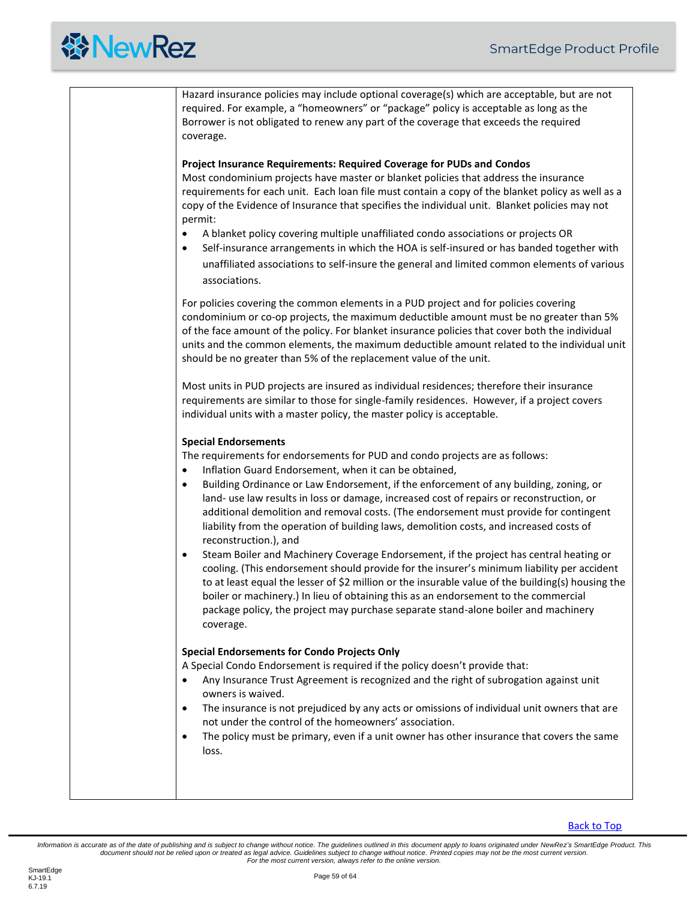Hazard insurance policies may include optional coverage(s) which are acceptable, but are not required. For example, a "homeowners" or "package" policy is acceptable as long as the Borrower is not obligated to renew any part of the coverage that exceeds the required coverage.

**Project Insurance Requirements: Required Coverage for PUDs and Condos**

Most condominium projects have master or blanket policies that address the insurance requirements for each unit. Each loan file must contain a copy of the blanket policy as well as a copy of the Evidence of Insurance that specifies the individual unit. Blanket policies may not permit:

- A blanket policy covering multiple unaffiliated condo associations or projects OR
- Self-insurance arrangements in which the HOA is self-insured or has banded together with unaffiliated associations to self-insure the general and limited common elements of various associations.

For policies covering the common elements in a PUD project and for policies covering condominium or co-op projects, the maximum deductible amount must be no greater than 5% of the face amount of the policy. For blanket insurance policies that cover both the individual units and the common elements, the maximum deductible amount related to the individual unit should be no greater than 5% of the replacement value of the unit.

Most units in PUD projects are insured as individual residences; therefore their insurance requirements are similar to those for single-family residences. However, if a project covers individual units with a master policy, the master policy is acceptable.

**Special Endorsements**

The requirements for endorsements for PUD and condo projects are as follows:

- Inflation Guard Endorsement, when it can be obtained,
- Building Ordinance or Law Endorsement, if the enforcement of any building, zoning, or land- use law results in loss or damage, increased cost of repairs or reconstruction, or additional demolition and removal costs. (The endorsement must provide for contingent liability from the operation of building laws, demolition costs, and increased costs of reconstruction.), and
- Steam Boiler and Machinery Coverage Endorsement, if the project has central heating or cooling. (This endorsement should provide for the insurer's minimum liability per accident to at least equal the lesser of $2 million or the insurable value of the building(s) housing the boiler or machinery.) In lieu of obtaining this as an endorsement to the commercial package policy, the project may purchase separate stand-alone boiler and machinery coverage.

**Special Endorsements for Condo Projects Only**

A Special Condo Endorsement is required if the policy doesn't provide that:

- Any Insurance Trust Agreement is recognized and the right of subrogation against unit owners is waived.
- The insurance is not prejudiced by any acts or omissions of individual unit owners that are not under the control of the homeowners' association.
- The policy must be primary, even if a unit owner has other insurance that covers the same loss.

Back to Top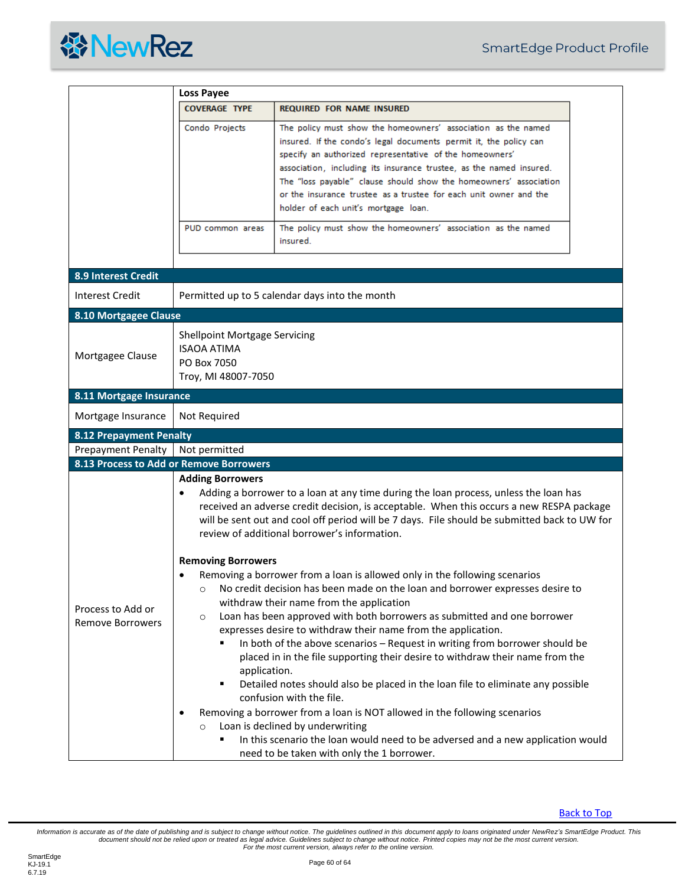**Loss Payee**

| COVERAGE TYPE | REQUIRED FOR NAME INSURED |
|---|---|
| Condo Projects | The policy must show the homeowners' association as the named insured. If the condo's legal documents permit it, the policy can specify an authorized representative of the homeowners' association, including its insurance trustee, as the named insured. The "loss payable" clause should show the homeowners' association or the insurance trustee as a trustee for each unit owner and the holder of each unit's mortgage loan. |
| PUD common areas | The policy must show the homeowners' association as the named insured. |

## 8.9 Interest Credit

| | |
|---|---|
| Interest Credit | Permitted up to 5 calendar days into the month |

## 8.10 Mortgagee Clause

| | |
|---|---|
| Mortgagee Clause | Shellpoint Mortgage Servicing<br>ISAOA ATIMA<br>PO Box 7050<br>Troy, MI 48007-7050 |

## 8.11 Mortgage Insurance

| | |
|---|---|
| Mortgage Insurance | Not Required |

## 8.12 Prepayment Penalty

| | |
|---|---|
| Prepayment Penalty | Not permitted |

## 8.13 Process to Add or Remove Borrowers

**Process to Add or Remove Borrowers**

**Adding Borrowers**

- Adding a borrower to a loan at any time during the loan process, unless the loan has received an adverse credit decision, is acceptable. When this occurs a new RESPA package will be sent out and cool off period will be 7 days. File should be submitted back to UW for review of additional borrower's information.

**Removing Borrowers**

- Removing a borrower from a loan is allowed only in the following scenarios
  - No credit decision has been made on the loan and borrower expresses desire to withdraw their name from the application
  - Loan has been approved with both borrowers as submitted and one borrower expresses desire to withdraw their name from the application.
    - In both of the above scenarios – Request in writing from borrower should be placed in in the file supporting their desire to withdraw their name from the application.
    - Detailed notes should also be placed in the loan file to eliminate any possible confusion with the file.
- Removing a borrower from a loan is NOT allowed in the following scenarios
  - Loan is declined by underwriting
    - In this scenario the loan would need to be adversed and a new application would need to be taken with only the 1 borrower.

Back to Top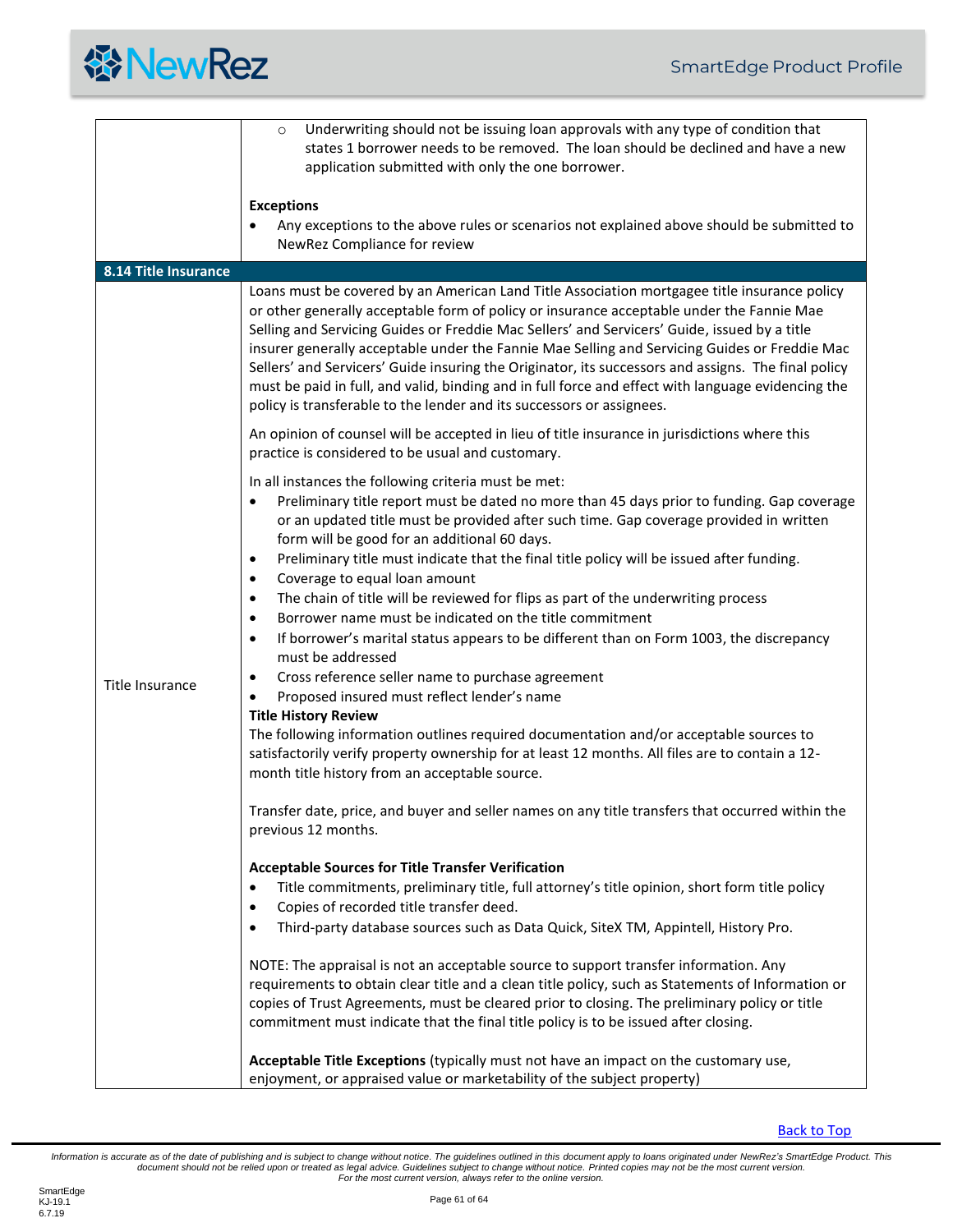|  |  |
|---|---|
|  | ○ Underwriting should not be issuing loan approvals with any type of condition that states 1 borrower needs to be removed. The loan should be declined and have a new application submitted with only the one borrower.<br><br>**Exceptions**<br>• Any exceptions to the above rules or scenarios not explained above should be submitted to NewRez Compliance for review |
| **8.14 Title Insurance** |  |
| Title Insurance | Loans must be covered by an American Land Title Association mortgagee title insurance policy or other generally acceptable form of policy or insurance acceptable under the Fannie Mae Selling and Servicing Guides or Freddie Mac Sellers' and Servicers' Guide, issued by a title insurer generally acceptable under the Fannie Mae Selling and Servicing Guides or Freddie Mac Sellers' and Servicers' Guide insuring the Originator, its successors and assigns. The final policy must be paid in full, and valid, binding and in full force and effect with language evidencing the policy is transferable to the lender and its successors or assignees.<br><br>An opinion of counsel will be accepted in lieu of title insurance in jurisdictions where this practice is considered to be usual and customary.<br><br>In all instances the following criteria must be met:<br>• Preliminary title report must be dated no more than 45 days prior to funding. Gap coverage or an updated title must be provided after such time. Gap coverage provided in written form will be good for an additional 60 days.<br>• Preliminary title must indicate that the final title policy will be issued after funding.<br>• Coverage to equal loan amount<br>• The chain of title will be reviewed for flips as part of the underwriting process<br>• Borrower name must be indicated on the title commitment<br>• If borrower's marital status appears to be different than on Form 1003, the discrepancy must be addressed<br>• Cross reference seller name to purchase agreement<br>• Proposed insured must reflect lender's name<br>**Title History Review**<br>The following information outlines required documentation and/or acceptable sources to satisfactorily verify property ownership for at least 12 months. All files are to contain a 12-month title history from an acceptable source.<br><br>Transfer date, price, and buyer and seller names on any title transfers that occurred within the previous 12 months.<br><br>**Acceptable Sources for Title Transfer Verification**<br>• Title commitments, preliminary title, full attorney's title opinion, short form title policy<br>• Copies of recorded title transfer deed.<br>• Third-party database sources such as Data Quick, SiteX TM, Appintell, History Pro.<br><br>NOTE: The appraisal is not an acceptable source to support transfer information. Any requirements to obtain clear title and a clean title policy, such as Statements of Information or copies of Trust Agreements, must be cleared prior to closing. The preliminary policy or title commitment must indicate that the final title policy is to be issued after closing.<br><br>**Acceptable Title Exceptions** (typically must not have an impact on the customary use, enjoyment, or appraised value or marketability of the subject property) |

Back to Top

*Information is accurate as of the date of publishing and is subject to change without notice. The guidelines outlined in this document apply to loans originated under NewRez's SmartEdge Product. This document should not be relied upon or treated as legal advice. Guidelines subject to change without notice. Printed copies may not be the most current version. For the most current version, always refer to the online version.*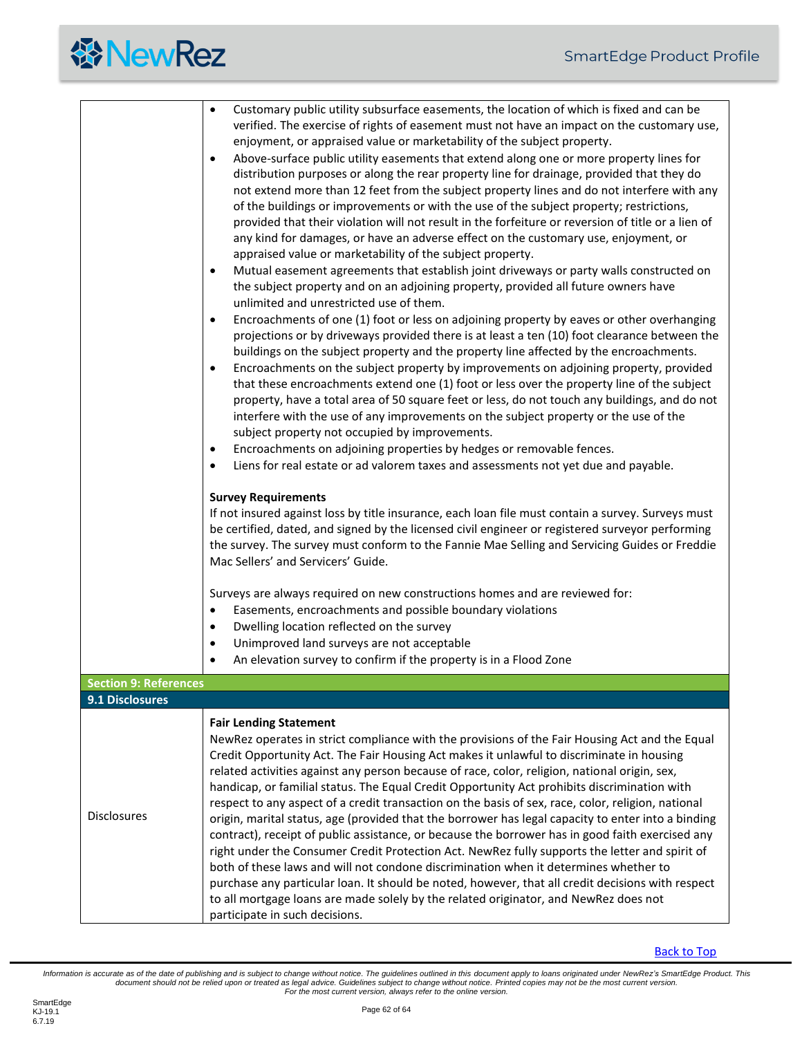| | |
|---|---|
| | • Customary public utility subsurface easements, the location of which is fixed and can be verified. The exercise of rights of easement must not have an impact on the customary use, enjoyment, or appraised value or marketability of the subject property.<br>• Above-surface public utility easements that extend along one or more property lines for distribution purposes or along the rear property line for drainage, provided that they do not extend more than 12 feet from the subject property lines and do not interfere with any of the buildings or improvements or with the use of the subject property; restrictions, provided that their violation will not result in the forfeiture or reversion of title or a lien of any kind for damages, or have an adverse effect on the customary use, enjoyment, or appraised value or marketability of the subject property.<br>• Mutual easement agreements that establish joint driveways or party walls constructed on the subject property and on an adjoining property, provided all future owners have unlimited and unrestricted use of them.<br>• Encroachments of one (1) foot or less on adjoining property by eaves or other overhanging projections or by driveways provided there is at least a ten (10) foot clearance between the buildings on the subject property and the property line affected by the encroachments.<br>• Encroachments on the subject property by improvements on adjoining property, provided that these encroachments extend one (1) foot or less over the property line of the subject property, have a total area of 50 square feet or less, do not touch any buildings, and do not interfere with the use of any improvements on the subject property or the use of the subject property not occupied by improvements.<br>• Encroachments on adjoining properties by hedges or removable fences.<br>• Liens for real estate or ad valorem taxes and assessments not yet due and payable.<br><br>**Survey Requirements**<br>If not insured against loss by title insurance, each loan file must contain a survey. Surveys must be certified, dated, and signed by the licensed civil engineer or registered surveyor performing the survey. The survey must conform to the Fannie Mae Selling and Servicing Guides or Freddie Mac Sellers' and Servicers' Guide.<br><br>Surveys are always required on new constructions homes and are reviewed for:<br>• Easements, encroachments and possible boundary violations<br>• Dwelling location reflected on the survey<br>• Unimproved land surveys are not acceptable<br>• An elevation survey to confirm if the property is in a Flood Zone |
| **Section 9: References** | |
| **9.1 Disclosures** | |
| Disclosures | **Fair Lending Statement**<br>NewRez operates in strict compliance with the provisions of the Fair Housing Act and the Equal Credit Opportunity Act. The Fair Housing Act makes it unlawful to discriminate in housing related activities against any person because of race, color, religion, national origin, sex, handicap, or familial status. The Equal Credit Opportunity Act prohibits discrimination with respect to any aspect of a credit transaction on the basis of sex, race, color, religion, national origin, marital status, age (provided that the borrower has legal capacity to enter into a binding contract), receipt of public assistance, or because the borrower has in good faith exercised any right under the Consumer Credit Protection Act. NewRez fully supports the letter and spirit of both of these laws and will not condone discrimination when it determines whether to purchase any particular loan. It should be noted, however, that all credit decisions with respect to all mortgage loans are made solely by the related originator, and NewRez does not participate in such decisions. |

Back to Top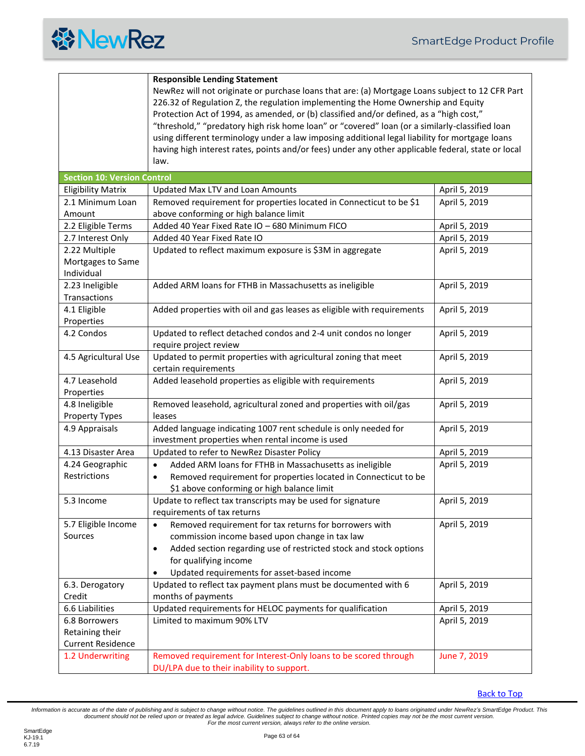| | **Responsible Lending Statement**<br>NewRez will not originate or purchase loans that are: (a) Mortgage Loans subject to 12 CFR Part 226.32 of Regulation Z, the regulation implementing the Home Ownership and Equity Protection Act of 1994, as amended, or (b) classified and/or defined, as a "high cost," "threshold," "predatory high risk home loan" or "covered" loan (or a similarly-classified loan using different terminology under a law imposing additional legal liability for mortgage loans having high interest rates, points and/or fees) under any other applicable federal, state or local law. |
|---|---|

## Section 10: Version Control

| Section | Change | Date |
|---|---|---|
| Eligibility Matrix | Updated Max LTV and Loan Amounts | April 5, 2019 |
| 2.1 Minimum Loan Amount | Removed requirement for properties located in Connecticut to be $1 above conforming or high balance limit | April 5, 2019 |
| 2.2 Eligible Terms | Added 40 Year Fixed Rate IO – 680 Minimum FICO | April 5, 2019 |
| 2.7 Interest Only | Added 40 Year Fixed Rate IO | April 5, 2019 |
| 2.22 Multiple Mortgages to Same Individual | Updated to reflect maximum exposure is $3M in aggregate | April 5, 2019 |
| 2.23 Ineligible Transactions | Added ARM loans for FTHB in Massachusetts as ineligible | April 5, 2019 |
| 4.1 Eligible Properties | Added properties with oil and gas leases as eligible with requirements | April 5, 2019 |
| 4.2 Condos | Updated to reflect detached condos and 2-4 unit condos no longer require project review | April 5, 2019 |
| 4.5 Agricultural Use | Updated to permit properties with agricultural zoning that meet certain requirements | April 5, 2019 |
| 4.7 Leasehold Properties | Added leasehold properties as eligible with requirements | April 5, 2019 |
| 4.8 Ineligible Property Types | Removed leasehold, agricultural zoned and properties with oil/gas leases | April 5, 2019 |
| 4.9 Appraisals | Added language indicating 1007 rent schedule is only needed for investment properties when rental income is used | April 5, 2019 |
| 4.13 Disaster Area | Updated to refer to NewRez Disaster Policy | April 5, 2019 |
| 4.24 Geographic Restrictions | • Added ARM loans for FTHB in Massachusetts as ineligible<br>• Removed requirement for properties located in Connecticut to be $1 above conforming or high balance limit | April 5, 2019 |
| 5.3 Income | Update to reflect tax transcripts may be used for signature requirements of tax returns | April 5, 2019 |
| 5.7 Eligible Income Sources | • Removed requirement for tax returns for borrowers with commission income based upon change in tax law<br>• Added section regarding use of restricted stock and stock options for qualifying income<br>• Updated requirements for asset-based income | April 5, 2019 |
| 6.3. Derogatory Credit | Updated to reflect tax payment plans must be documented with 6 months of payments | April 5, 2019 |
| 6.6 Liabilities | Updated requirements for HELOC payments for qualification | April 5, 2019 |
| 6.8 Borrowers Retaining their Current Residence | Limited to maximum 90% LTV | April 5, 2019 |
| 1.2 Underwriting | Removed requirement for Interest-Only loans to be scored through DU/LPA due to their inability to support. | June 7, 2019 |

Back to Top

*Information is accurate as of the date of publishing and is subject to change without notice. The guidelines outlined in this document apply to loans originated under NewRez's SmartEdge Product. This document should not be relied upon or treated as legal advice. Guidelines subject to change without notice. Printed copies may not be the most current version. For the most current version, always refer to the online version.*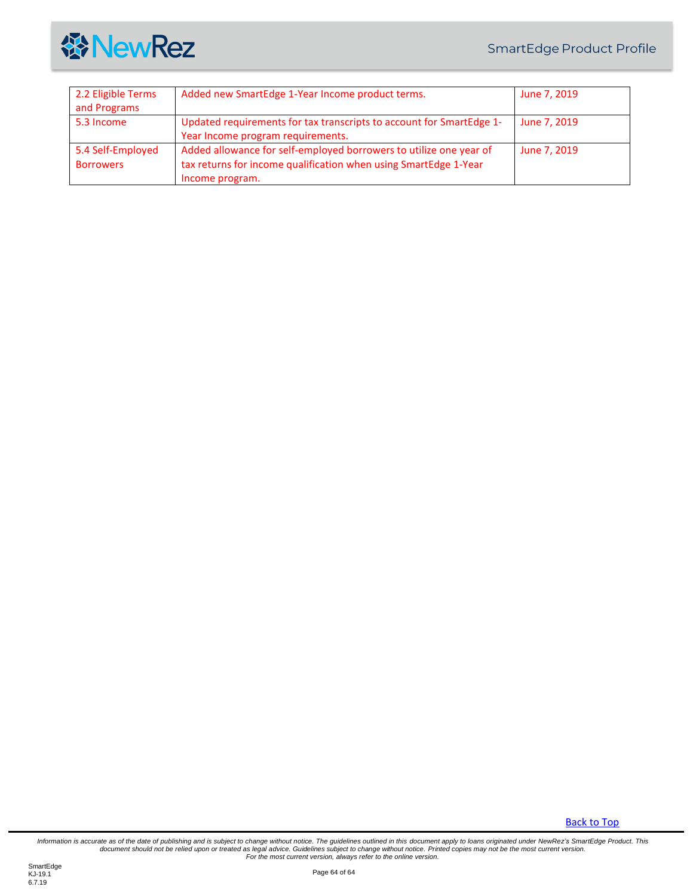| | | |
|---|---|---|
| 2.2 Eligible Terms and Programs | Added new SmartEdge 1-Year Income product terms. | June 7, 2019 |
| 5.3 Income | Updated requirements for tax transcripts to account for SmartEdge 1-Year Income program requirements. | June 7, 2019 |
| 5.4 Self-Employed Borrowers | Added allowance for self-employed borrowers to utilize one year of tax returns for income qualification when using SmartEdge 1-Year Income program. | June 7, 2019 |

Back to Top